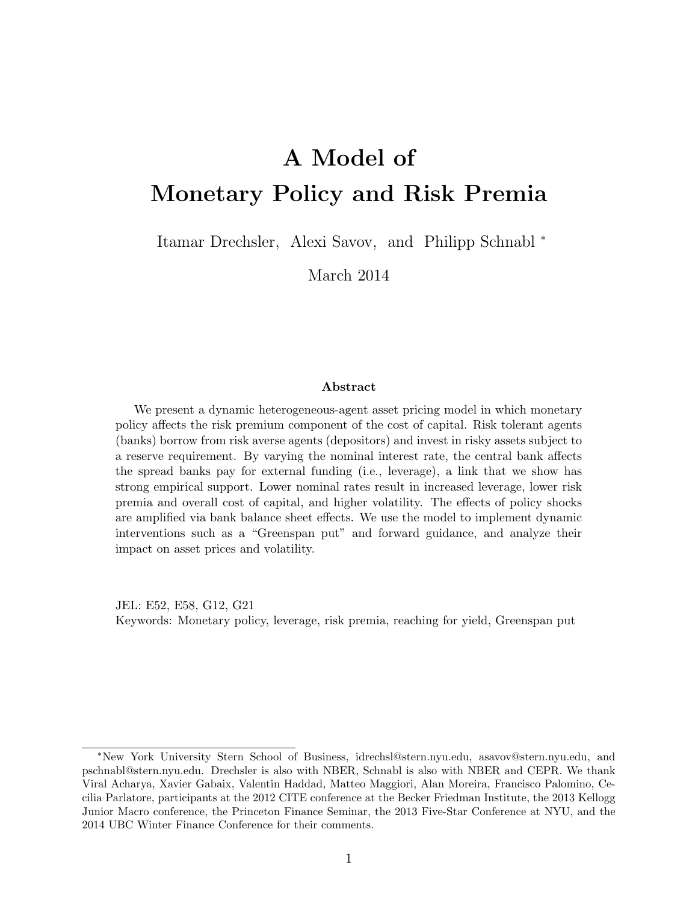# A Model of Monetary Policy and Risk Premia

Itamar Drechsler, Alexi Savov, and Philipp Schnabl [*]

March 2014

### Abstract

We present a dynamic heterogeneous-agent asset pricing model in which monetary policy affects the risk premium component of the cost of capital. Risk tolerant agents (banks) borrow from risk averse agents (depositors) and invest in risky assets subject to a reserve requirement. By varying the nominal interest rate, the central bank affects the spread banks pay for external funding (i.e., leverage), a link that we show has strong empirical support. Lower nominal rates result in increased leverage, lower risk premia and overall cost of capital, and higher volatility. The effects of policy shocks are amplified via bank balance sheet effects. We use the model to implement dynamic interventions such as a "Greenspan put" and forward guidance, and analyze their impact on asset prices and volatility.

JEL: E52, E58, G12, G21

Keywords: Monetary policy, leverage, risk premia, reaching for yield, Greenspan put

---

[*] New York University Stern School of Business, idrechsl@stern.nyu.edu, asavov@stern.nyu.edu, and pschnabl@stern.nyu.edu. Drechsler is also with NBER, Schnabl is also with NBER and CEPR. We thank Viral Acharya, Xavier Gabaix, Valentin Haddad, Matteo Maggiori, Alan Moreira, Francisco Palomino, Cecilia Parlatore, participants at the 2012 CITE conference at the Becker Friedman Institute, the 2013 Kellogg Junior Macro conference, the Princeton Finance Seminar, the 2013 Five-Star Conference at NYU, and the 2014 UBC Winter Finance Conference for their comments.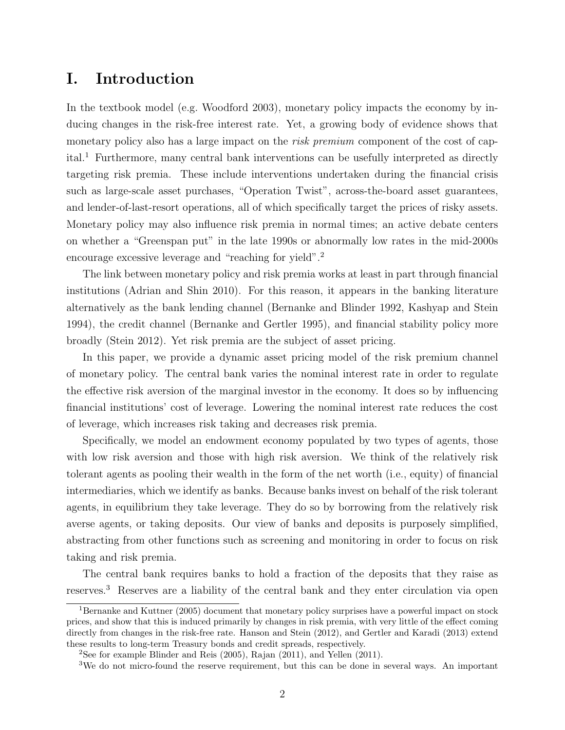# I. Introduction

In the textbook model (e.g. Woodford 2003), monetary policy impacts the economy by inducing changes in the risk-free interest rate. Yet, a growing body of evidence shows that monetary policy also has a large impact on the *risk premium* component of the cost of capital.[1] Furthermore, many central bank interventions can be usefully interpreted as directly targeting risk premia. These include interventions undertaken during the financial crisis such as large-scale asset purchases, "Operation Twist", across-the-board asset guarantees, and lender-of-last-resort operations, all of which specifically target the prices of risky assets. Monetary policy may also influence risk premia in normal times; an active debate centers on whether a "Greenspan put" in the late 1990s or abnormally low rates in the mid-2000s encourage excessive leverage and "reaching for yield".[2]

The link between monetary policy and risk premia works at least in part through financial institutions (Adrian and Shin 2010). For this reason, it appears in the banking literature alternatively as the bank lending channel (Bernanke and Blinder 1992, Kashyap and Stein 1994), the credit channel (Bernanke and Gertler 1995), and financial stability policy more broadly (Stein 2012). Yet risk premia are the subject of asset pricing.

In this paper, we provide a dynamic asset pricing model of the risk premium channel of monetary policy. The central bank varies the nominal interest rate in order to regulate the effective risk aversion of the marginal investor in the economy. It does so by influencing financial institutions' cost of leverage. Lowering the nominal interest rate reduces the cost of leverage, which increases risk taking and decreases risk premia.

Specifically, we model an endowment economy populated by two types of agents, those with low risk aversion and those with high risk aversion. We think of the relatively risk tolerant agents as pooling their wealth in the form of the net worth (i.e., equity) of financial intermediaries, which we identify as banks. Because banks invest on behalf of the risk tolerant agents, in equilibrium they take leverage. They do so by borrowing from the relatively risk averse agents, or taking deposits. Our view of banks and deposits is purposely simplified, abstracting from other functions such as screening and monitoring in order to focus on risk taking and risk premia.

The central bank requires banks to hold a fraction of the deposits that they raise as reserves.[3] Reserves are a liability of the central bank and they enter circulation via open

---

[1] Bernanke and Kuttner (2005) document that monetary policy surprises have a powerful impact on stock prices, and show that this is induced primarily by changes in risk premia, with very little of the effect coming directly from changes in the risk-free rate. Hanson and Stein (2012), and Gertler and Karadi (2013) extend these results to long-term Treasury bonds and credit spreads, respectively.

[2] See for example Blinder and Reis (2005), Rajan (2011), and Yellen (2011).

[3] We do not micro-found the reserve requirement, but this can be done in several ways. An important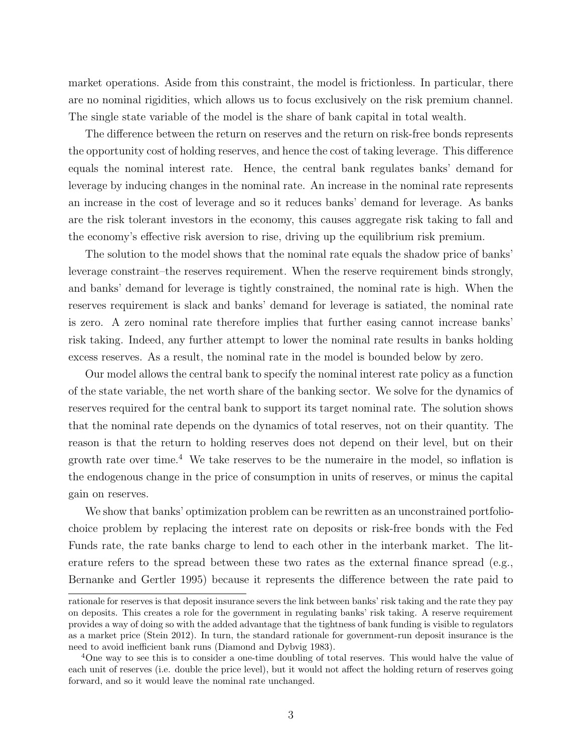market operations. Aside from this constraint, the model is frictionless. In particular, there are no nominal rigidities, which allows us to focus exclusively on the risk premium channel. The single state variable of the model is the share of bank capital in total wealth.

The difference between the return on reserves and the return on risk-free bonds represents the opportunity cost of holding reserves, and hence the cost of taking leverage. This difference equals the nominal interest rate. Hence, the central bank regulates banks' demand for leverage by inducing changes in the nominal rate. An increase in the nominal rate represents an increase in the cost of leverage and so it reduces banks' demand for leverage. As banks are the risk tolerant investors in the economy, this causes aggregate risk taking to fall and the economy's effective risk aversion to rise, driving up the equilibrium risk premium.

The solution to the model shows that the nominal rate equals the shadow price of banks' leverage constraint–the reserves requirement. When the reserve requirement binds strongly, and banks' demand for leverage is tightly constrained, the nominal rate is high. When the reserves requirement is slack and banks' demand for leverage is satiated, the nominal rate is zero. A zero nominal rate therefore implies that further easing cannot increase banks' risk taking. Indeed, any further attempt to lower the nominal rate results in banks holding excess reserves. As a result, the nominal rate in the model is bounded below by zero.

Our model allows the central bank to specify the nominal interest rate policy as a function of the state variable, the net worth share of the banking sector. We solve for the dynamics of reserves required for the central bank to support its target nominal rate. The solution shows that the nominal rate depends on the dynamics of total reserves, not on their quantity. The reason is that the return to holding reserves does not depend on their level, but on their growth rate over time.[4] We take reserves to be the numeraire in the model, so inflation is the endogenous change in the price of consumption in units of reserves, or minus the capital gain on reserves.

We show that banks' optimization problem can be rewritten as an unconstrained portfolio-choice problem by replacing the interest rate on deposits or risk-free bonds with the Fed Funds rate, the rate banks charge to lend to each other in the interbank market. The literature refers to the spread between these two rates as the external finance spread (e.g., Bernanke and Gertler 1995) because it represents the difference between the rate paid to

---

rationale for reserves is that deposit insurance severs the link between banks' risk taking and the rate they pay on deposits. This creates a role for the government in regulating banks' risk taking. A reserve requirement provides a way of doing so with the added advantage that the tightness of bank funding is visible to regulators as a market price (Stein 2012). In turn, the standard rationale for government-run deposit insurance is the need to avoid inefficient bank runs (Diamond and Dybvig 1983).

[4] One way to see this is to consider a one-time doubling of total reserves. This would halve the value of each unit of reserves (i.e. double the price level), but it would not affect the holding return of reserves going forward, and so it would leave the nominal rate unchanged.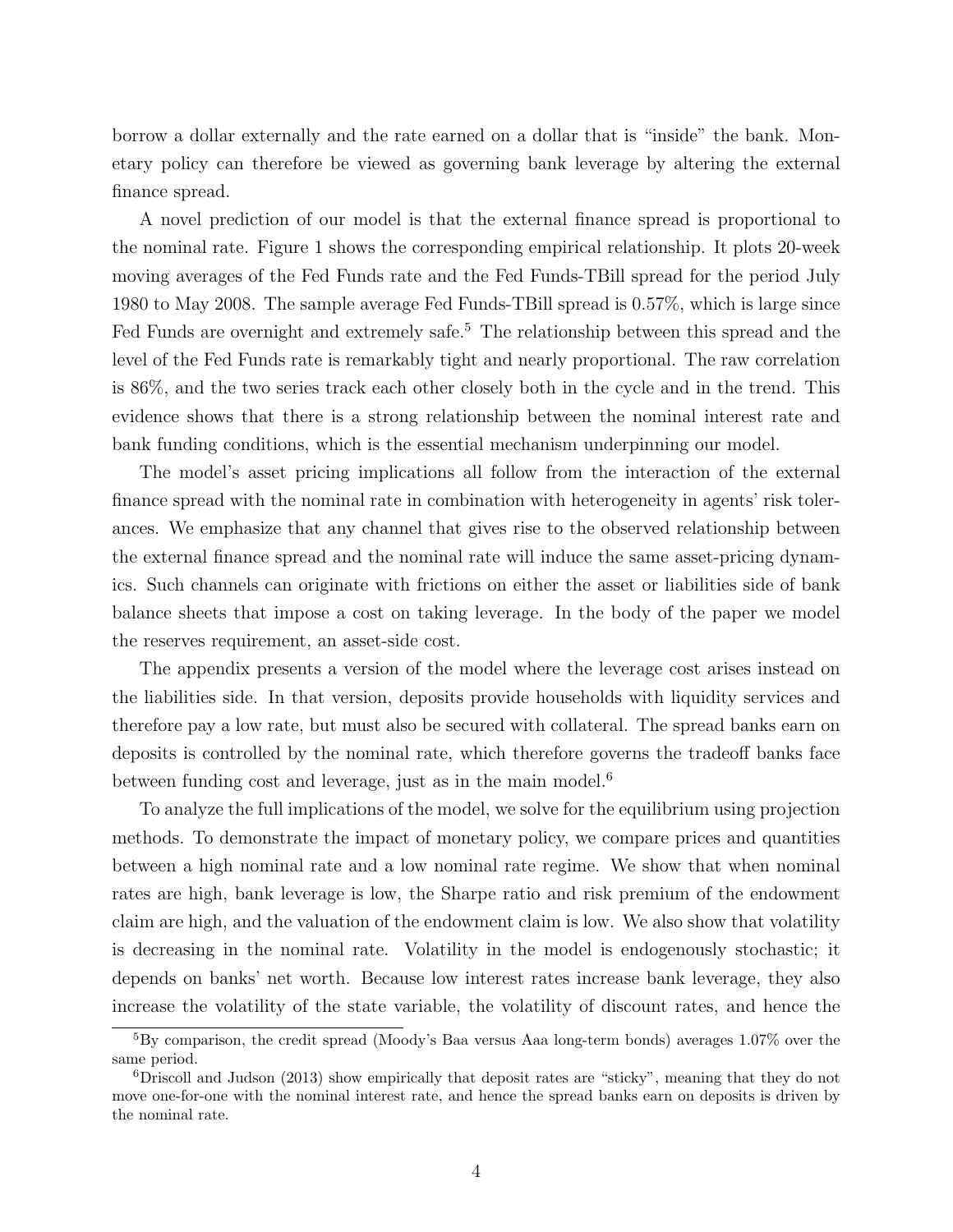borrow a dollar externally and the rate earned on a dollar that is "inside" the bank. Monetary policy can therefore be viewed as governing bank leverage by altering the external finance spread.

A novel prediction of our model is that the external finance spread is proportional to the nominal rate. Figure 1 shows the corresponding empirical relationship. It plots 20-week moving averages of the Fed Funds rate and the Fed Funds-TBill spread for the period July 1980 to May 2008. The sample average Fed Funds-TBill spread is 0.57%, which is large since Fed Funds are overnight and extremely safe.[5] The relationship between this spread and the level of the Fed Funds rate is remarkably tight and nearly proportional. The raw correlation is 86%, and the two series track each other closely both in the cycle and in the trend. This evidence shows that there is a strong relationship between the nominal interest rate and bank funding conditions, which is the essential mechanism underpinning our model.

The model's asset pricing implications all follow from the interaction of the external finance spread with the nominal rate in combination with heterogeneity in agents' risk tolerances. We emphasize that any channel that gives rise to the observed relationship between the external finance spread and the nominal rate will induce the same asset-pricing dynamics. Such channels can originate with frictions on either the asset or liabilities side of bank balance sheets that impose a cost on taking leverage. In the body of the paper we model the reserves requirement, an asset-side cost.

The appendix presents a version of the model where the leverage cost arises instead on the liabilities side. In that version, deposits provide households with liquidity services and therefore pay a low rate, but must also be secured with collateral. The spread banks earn on deposits is controlled by the nominal rate, which therefore governs the tradeoff banks face between funding cost and leverage, just as in the main model.[6]

To analyze the full implications of the model, we solve for the equilibrium using projection methods. To demonstrate the impact of monetary policy, we compare prices and quantities between a high nominal rate and a low nominal rate regime. We show that when nominal rates are high, bank leverage is low, the Sharpe ratio and risk premium of the endowment claim are high, and the valuation of the endowment claim is low. We also show that volatility is decreasing in the nominal rate. Volatility in the model is endogenously stochastic; it depends on banks' net worth. Because low interest rates increase bank leverage, they also increase the volatility of the state variable, the volatility of discount rates, and hence the

[5] By comparison, the credit spread (Moody's Baa versus Aaa long-term bonds) averages 1.07% over the same period.

[6] Driscoll and Judson (2013) show empirically that deposit rates are "sticky", meaning that they do not move one-for-one with the nominal interest rate, and hence the spread banks earn on deposits is driven by the nominal rate.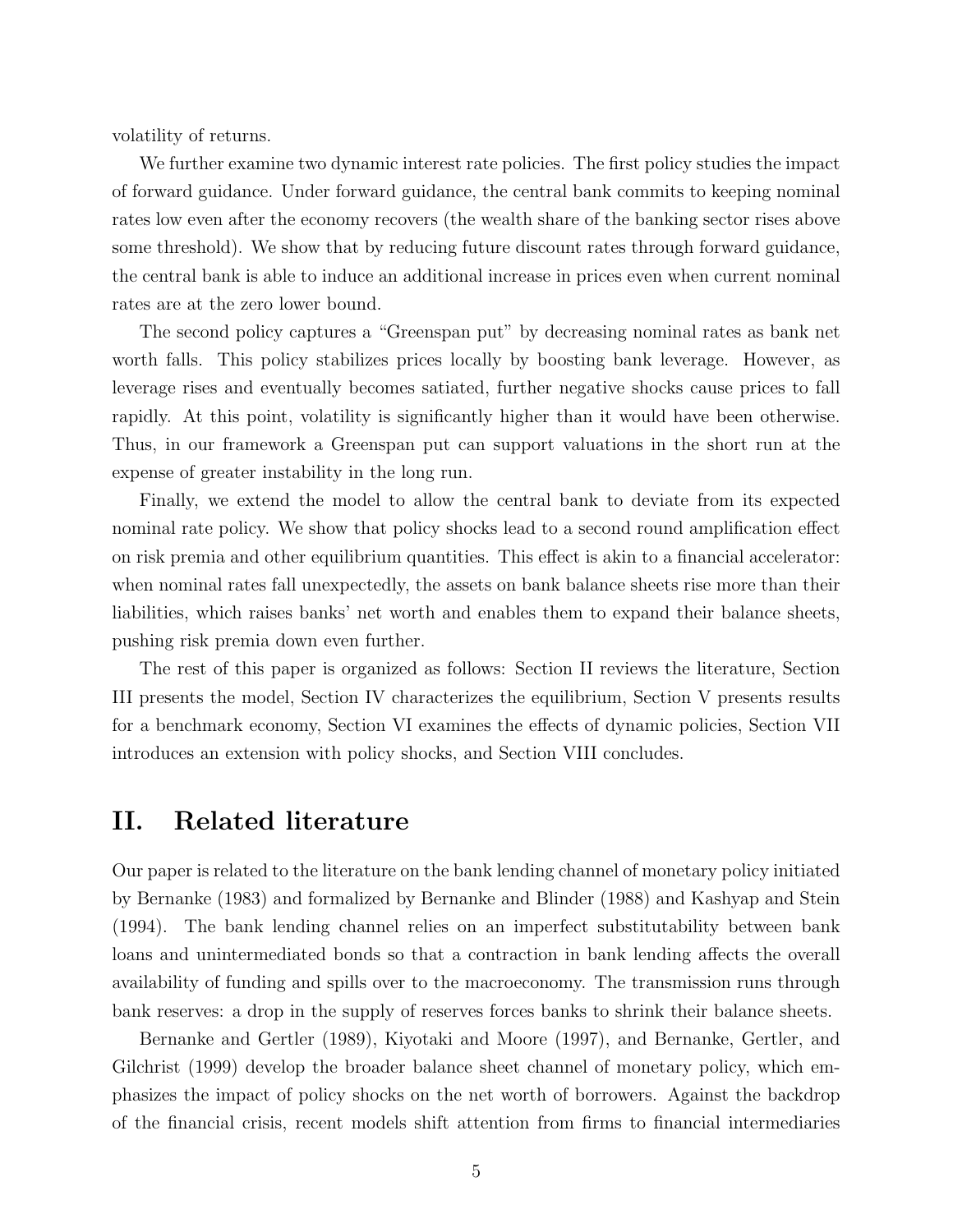volatility of returns.

We further examine two dynamic interest rate policies. The first policy studies the impact of forward guidance. Under forward guidance, the central bank commits to keeping nominal rates low even after the economy recovers (the wealth share of the banking sector rises above some threshold). We show that by reducing future discount rates through forward guidance, the central bank is able to induce an additional increase in prices even when current nominal rates are at the zero lower bound.

The second policy captures a "Greenspan put" by decreasing nominal rates as bank net worth falls. This policy stabilizes prices locally by boosting bank leverage. However, as leverage rises and eventually becomes satiated, further negative shocks cause prices to fall rapidly. At this point, volatility is significantly higher than it would have been otherwise. Thus, in our framework a Greenspan put can support valuations in the short run at the expense of greater instability in the long run.

Finally, we extend the model to allow the central bank to deviate from its expected nominal rate policy. We show that policy shocks lead to a second round amplification effect on risk premia and other equilibrium quantities. This effect is akin to a financial accelerator: when nominal rates fall unexpectedly, the assets on bank balance sheets rise more than their liabilities, which raises banks' net worth and enables them to expand their balance sheets, pushing risk premia down even further.

The rest of this paper is organized as follows: Section II reviews the literature, Section III presents the model, Section IV characterizes the equilibrium, Section V presents results for a benchmark economy, Section VI examines the effects of dynamic policies, Section VII introduces an extension with policy shocks, and Section VIII concludes.

## II. Related literature

Our paper is related to the literature on the bank lending channel of monetary policy initiated by Bernanke (1983) and formalized by Bernanke and Blinder (1988) and Kashyap and Stein (1994). The bank lending channel relies on an imperfect substitutability between bank loans and unintermediated bonds so that a contraction in bank lending affects the overall availability of funding and spills over to the macroeconomy. The transmission runs through bank reserves: a drop in the supply of reserves forces banks to shrink their balance sheets.

Bernanke and Gertler (1989), Kiyotaki and Moore (1997), and Bernanke, Gertler, and Gilchrist (1999) develop the broader balance sheet channel of monetary policy, which emphasizes the impact of policy shocks on the net worth of borrowers. Against the backdrop of the financial crisis, recent models shift attention from firms to financial intermediaries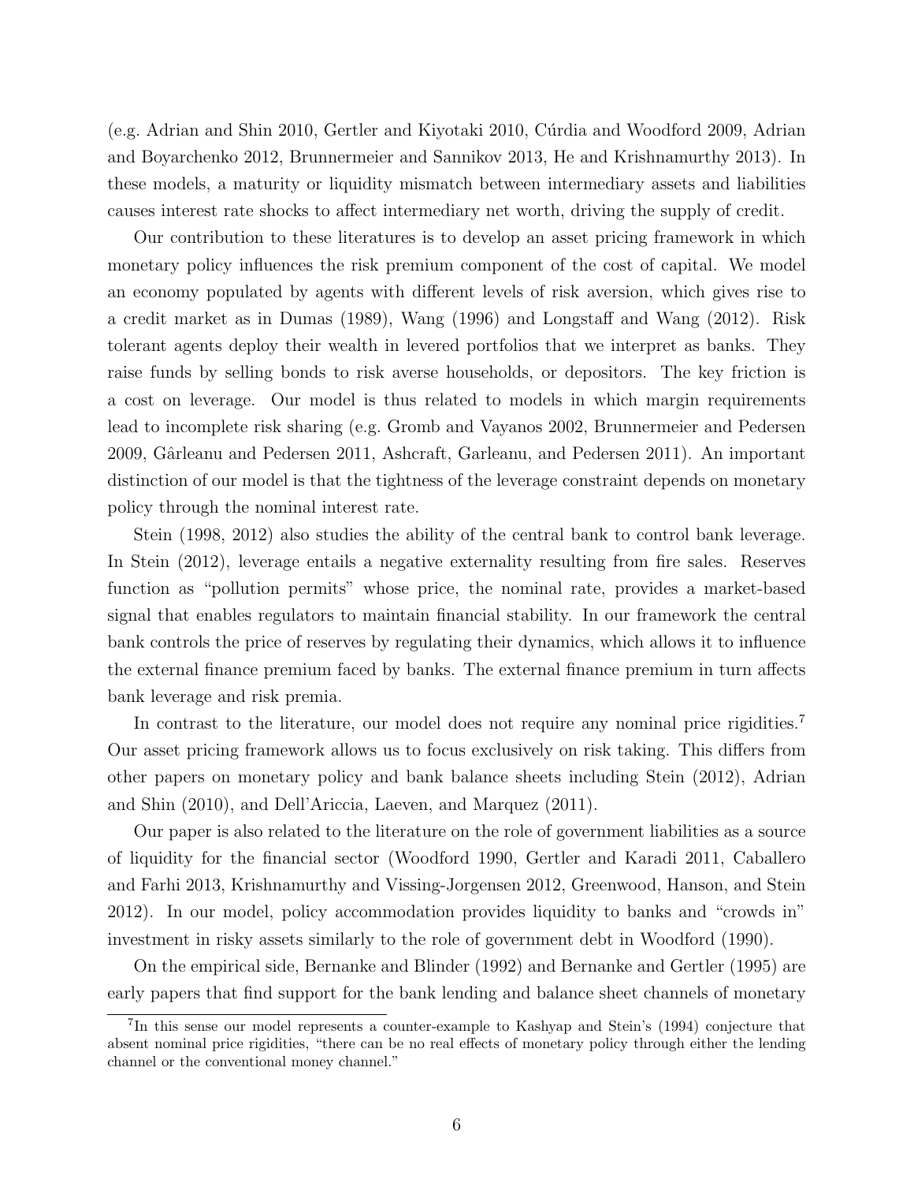(e.g. Adrian and Shin 2010, Gertler and Kiyotaki 2010, Cúrdia and Woodford 2009, Adrian and Boyarchenko 2012, Brunnermeier and Sannikov 2013, He and Krishnamurthy 2013). In these models, a maturity or liquidity mismatch between intermediary assets and liabilities causes interest rate shocks to affect intermediary net worth, driving the supply of credit.

Our contribution to these literatures is to develop an asset pricing framework in which monetary policy influences the risk premium component of the cost of capital. We model an economy populated by agents with different levels of risk aversion, which gives rise to a credit market as in Dumas (1989), Wang (1996) and Longstaff and Wang (2012). Risk tolerant agents deploy their wealth in levered portfolios that we interpret as banks. They raise funds by selling bonds to risk averse households, or depositors. The key friction is a cost on leverage. Our model is thus related to models in which margin requirements lead to incomplete risk sharing (e.g. Gromb and Vayanos 2002, Brunnermeier and Pedersen 2009, Gârleanu and Pedersen 2011, Ashcraft, Garleanu, and Pedersen 2011). An important distinction of our model is that the tightness of the leverage constraint depends on monetary policy through the nominal interest rate.

Stein (1998, 2012) also studies the ability of the central bank to control bank leverage. In Stein (2012), leverage entails a negative externality resulting from fire sales. Reserves function as "pollution permits" whose price, the nominal rate, provides a market-based signal that enables regulators to maintain financial stability. In our framework the central bank controls the price of reserves by regulating their dynamics, which allows it to influence the external finance premium faced by banks. The external finance premium in turn affects bank leverage and risk premia.

In contrast to the literature, our model does not require any nominal price rigidities.[7] Our asset pricing framework allows us to focus exclusively on risk taking. This differs from other papers on monetary policy and bank balance sheets including Stein (2012), Adrian and Shin (2010), and Dell'Ariccia, Laeven, and Marquez (2011).

Our paper is also related to the literature on the role of government liabilities as a source of liquidity for the financial sector (Woodford 1990, Gertler and Karadi 2011, Caballero and Farhi 2013, Krishnamurthy and Vissing-Jorgensen 2012, Greenwood, Hanson, and Stein 2012). In our model, policy accommodation provides liquidity to banks and "crowds in" investment in risky assets similarly to the role of government debt in Woodford (1990).

On the empirical side, Bernanke and Blinder (1992) and Bernanke and Gertler (1995) are early papers that find support for the bank lending and balance sheet channels of monetary

[7] In this sense our model represents a counter-example to Kashyap and Stein's (1994) conjecture that absent nominal price rigidities, "there can be no real effects of monetary policy through either the lending channel or the conventional money channel."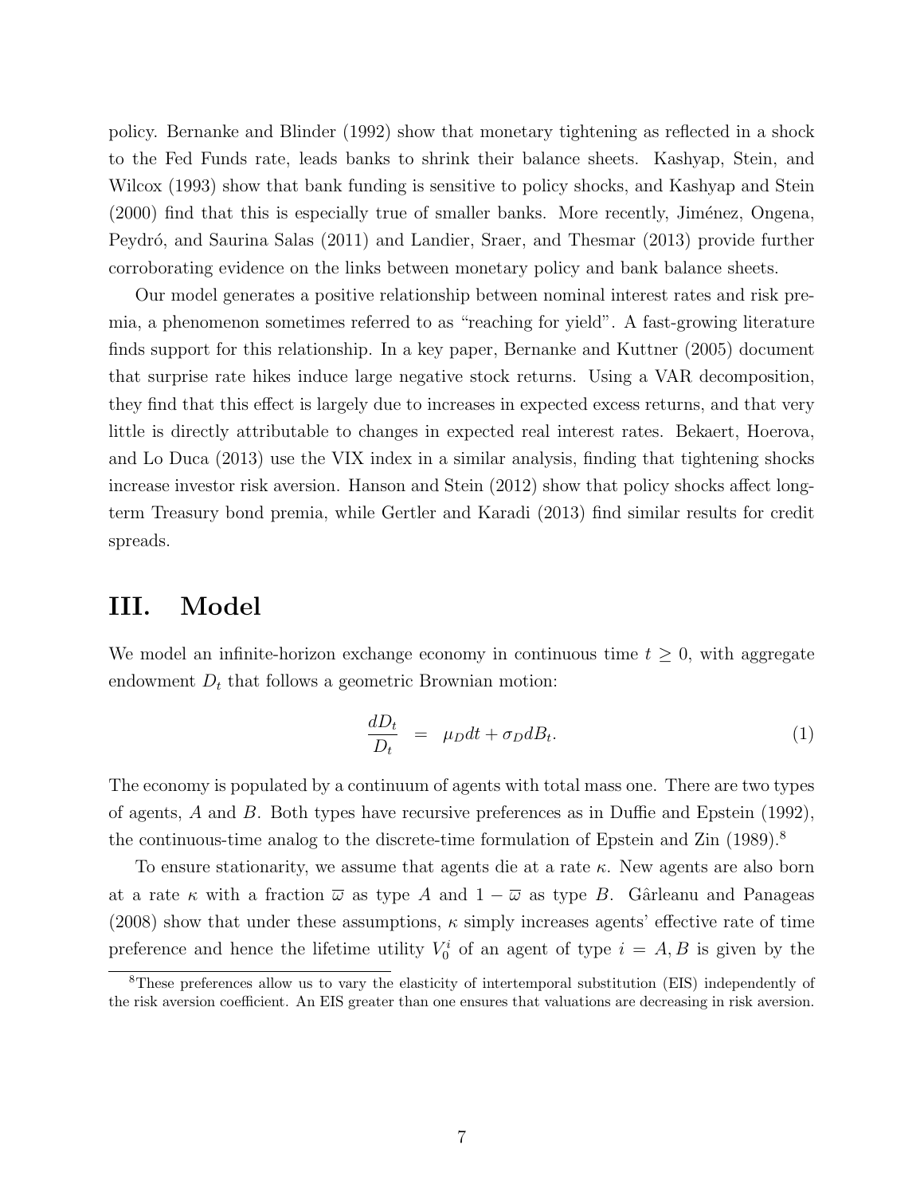policy. Bernanke and Blinder (1992) show that monetary tightening as reflected in a shock to the Fed Funds rate, leads banks to shrink their balance sheets. Kashyap, Stein, and Wilcox (1993) show that bank funding is sensitive to policy shocks, and Kashyap and Stein (2000) find that this is especially true of smaller banks. More recently, Jiménez, Ongena, Peydró, and Saurina Salas (2011) and Landier, Sraer, and Thesmar (2013) provide further corroborating evidence on the links between monetary policy and bank balance sheets.

Our model generates a positive relationship between nominal interest rates and risk premia, a phenomenon sometimes referred to as "reaching for yield". A fast-growing literature finds support for this relationship. In a key paper, Bernanke and Kuttner (2005) document that surprise rate hikes induce large negative stock returns. Using a VAR decomposition, they find that this effect is largely due to increases in expected excess returns, and that very little is directly attributable to changes in expected real interest rates. Bekaert, Hoerova, and Lo Duca (2013) use the VIX index in a similar analysis, finding that tightening shocks increase investor risk aversion. Hanson and Stein (2012) show that policy shocks affect long-term Treasury bond premia, while Gertler and Karadi (2013) find similar results for credit spreads.

# III. Model

We model an infinite-horizon exchange economy in continuous time $t \geq 0$, with aggregate endowment $D_t$ that follows a geometric Brownian motion:

$$\frac{dD_t}{D_t} = \mu_D dt + \sigma_D dB_t. \tag{1}$$

The economy is populated by a continuum of agents with total mass one. There are two types of agents, $A$ and $B$. Both types have recursive preferences as in Duffie and Epstein (1992), the continuous-time analog to the discrete-time formulation of Epstein and Zin (1989).[8]

To ensure stationarity, we assume that agents die at a rate $\kappa$. New agents are also born at a rate $\kappa$ with a fraction $\overline{\omega}$ as type $A$ and $1 - \overline{\omega}$ as type $B$. Gârleanu and Panageas (2008) show that under these assumptions, $\kappa$ simply increases agents' effective rate of time preference and hence the lifetime utility $V_0^i$ of an agent of type $i = A, B$ is given by the

[8] These preferences allow us to vary the elasticity of intertemporal substitution (EIS) independently of the risk aversion coefficient. An EIS greater than one ensures that valuations are decreasing in risk aversion.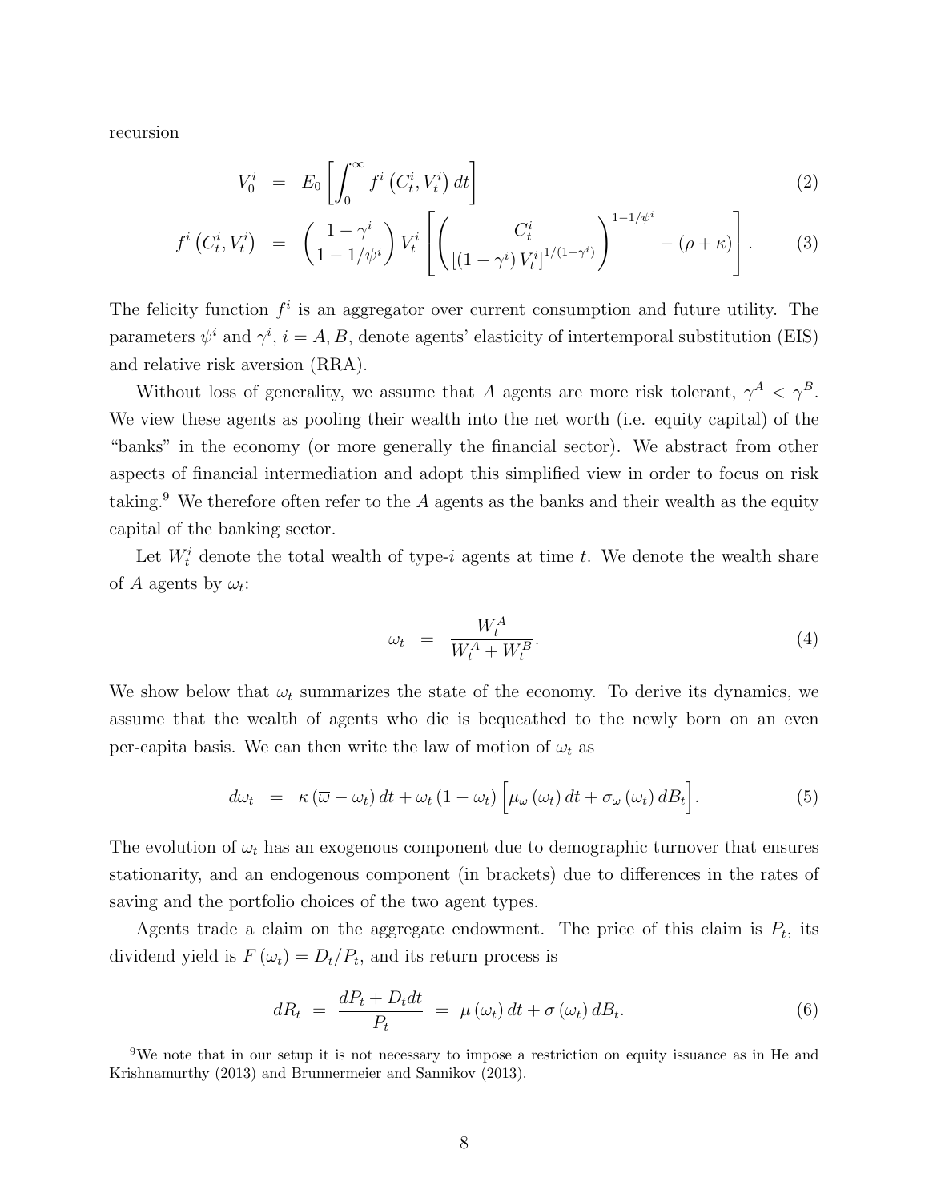recursion

$$V_0^i = E_0 \left[ \int_0^\infty f^i \left( C_t^i, V_t^i \right) dt \right] \tag{2}$$

$$f^i \left( C_t^i, V_t^i \right) = \left( \frac{1-\gamma^i}{1-1/\psi^i} \right) V_t^i \left[ \left( \frac{C_t^i}{\left[ \left( 1-\gamma^i \right) V_t^i \right]^{1/(1-\gamma^i)}} \right)^{1-1/\psi^i} - (\rho + \kappa) \right]. \tag{3}$$

The felicity function $f^i$ is an aggregator over current consumption and future utility. The parameters $\psi^i$ and $\gamma^i$, $i = A, B$, denote agents' elasticity of intertemporal substitution (EIS) and relative risk aversion (RRA).

Without loss of generality, we assume that $A$ agents are more risk tolerant, $\gamma^A < \gamma^B$. We view these agents as pooling their wealth into the net worth (i.e. equity capital) of the "banks" in the economy (or more generally the financial sector). We abstract from other aspects of financial intermediation and adopt this simplified view in order to focus on risk taking.[9] We therefore often refer to the $A$ agents as the banks and their wealth as the equity capital of the banking sector.

Let $W_t^i$ denote the total wealth of type-$i$ agents at time $t$. We denote the wealth share of $A$ agents by $\omega_t$:

$$\omega_t = \frac{W_t^A}{W_t^A + W_t^B}. \tag{4}$$

We show below that $\omega_t$ summarizes the state of the economy. To derive its dynamics, we assume that the wealth of agents who die is bequeathed to the newly born on an even per-capita basis. We can then write the law of motion of $\omega_t$ as

$$d\omega_t = \kappa \left( \overline{\omega} - \omega_t \right) dt + \omega_t \left( 1 - \omega_t \right) \Big[ \mu_\omega \left( \omega_t \right) dt + \sigma_\omega \left( \omega_t \right) dB_t \Big]. \tag{5}$$

The evolution of $\omega_t$ has an exogenous component due to demographic turnover that ensures stationarity, and an endogenous component (in brackets) due to differences in the rates of saving and the portfolio choices of the two agent types.

Agents trade a claim on the aggregate endowment. The price of this claim is $P_t$, its dividend yield is $F(\omega_t) = D_t/P_t$, and its return process is

$$dR_t = \frac{dP_t + D_t dt}{P_t} = \mu \left( \omega_t \right) dt + \sigma \left( \omega_t \right) dB_t. \tag{6}$$

[9] We note that in our setup it is not necessary to impose a restriction on equity issuance as in He and Krishnamurthy (2013) and Brunnermeier and Sannikov (2013).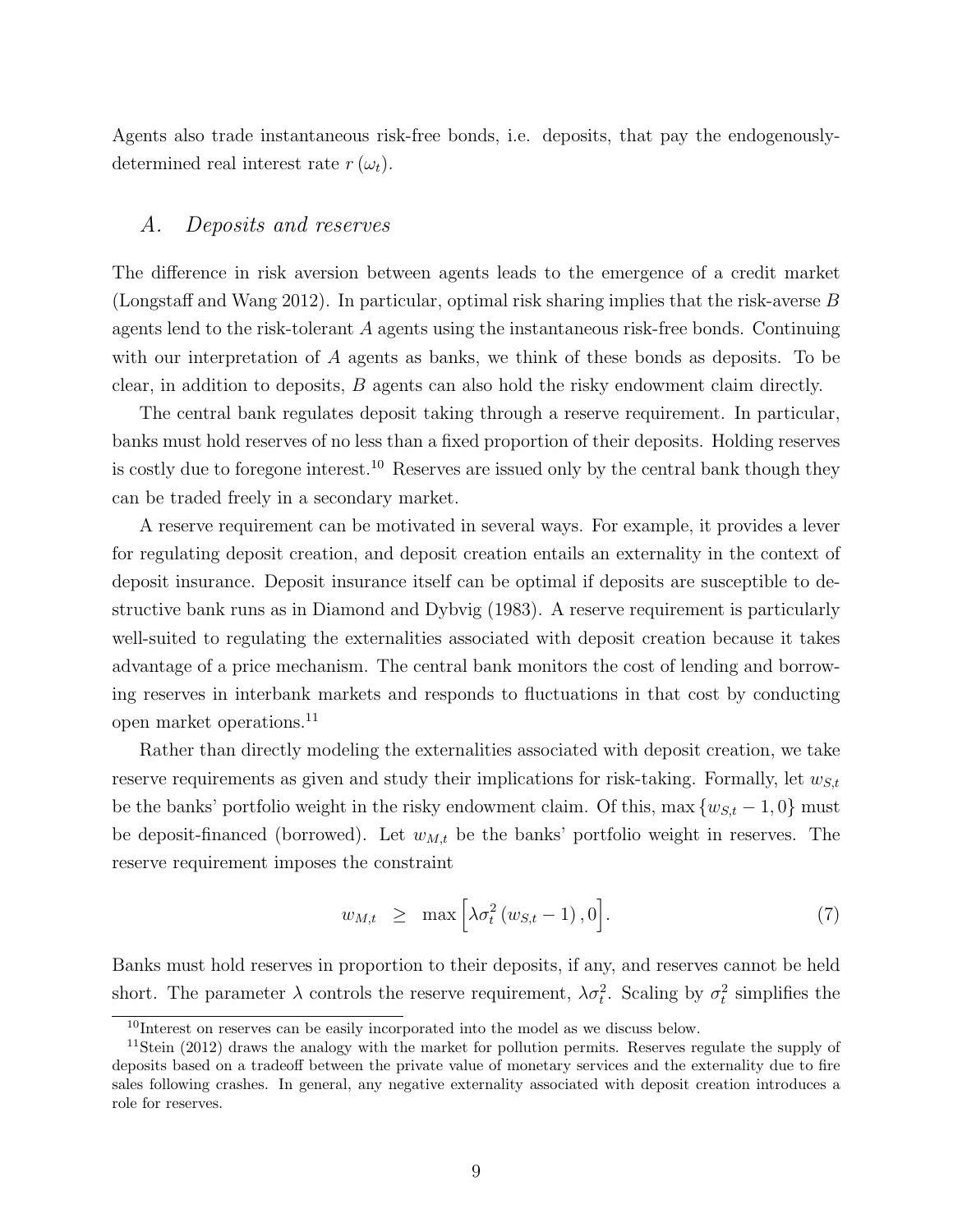Agents also trade instantaneous risk-free bonds, i.e. deposits, that pay the endogenously-determined real interest rate $r(\omega_t)$.

## *A. Deposits and reserves*

The difference in risk aversion between agents leads to the emergence of a credit market (Longstaff and Wang 2012). In particular, optimal risk sharing implies that the risk-averse $B$ agents lend to the risk-tolerant $A$ agents using the instantaneous risk-free bonds. Continuing with our interpretation of $A$ agents as banks, we think of these bonds as deposits. To be clear, in addition to deposits, $B$ agents can also hold the risky endowment claim directly.

The central bank regulates deposit taking through a reserve requirement. In particular, banks must hold reserves of no less than a fixed proportion of their deposits. Holding reserves is costly due to foregone interest.[10] Reserves are issued only by the central bank though they can be traded freely in a secondary market.

A reserve requirement can be motivated in several ways. For example, it provides a lever for regulating deposit creation, and deposit creation entails an externality in the context of deposit insurance. Deposit insurance itself can be optimal if deposits are susceptible to destructive bank runs as in Diamond and Dybvig (1983). A reserve requirement is particularly well-suited to regulating the externalities associated with deposit creation because it takes advantage of a price mechanism. The central bank monitors the cost of lending and borrowing reserves in interbank markets and responds to fluctuations in that cost by conducting open market operations.[11]

Rather than directly modeling the externalities associated with deposit creation, we take reserve requirements as given and study their implications for risk-taking. Formally, let $w_{S,t}$ be the banks' portfolio weight in the risky endowment claim. Of this, $\max\{w_{S,t}-1, 0\}$ must be deposit-financed (borrowed). Let $w_{M,t}$ be the banks' portfolio weight in reserves. The reserve requirement imposes the constraint

$$w_{M,t} \quad \geq \quad \max\Big[\lambda\sigma_t^2\left(w_{S,t}-1\right), 0\Big]. \tag{7}$$

Banks must hold reserves in proportion to their deposits, if any, and reserves cannot be held short. The parameter $\lambda$ controls the reserve requirement, $\lambda\sigma_t^2$. Scaling by $\sigma_t^2$ simplifies the

[10] Interest on reserves can be easily incorporated into the model as we discuss below.

[11] Stein (2012) draws the analogy with the market for pollution permits. Reserves regulate the supply of deposits based on a tradeoff between the private value of monetary services and the externality due to fire sales following crashes. In general, any negative externality associated with deposit creation introduces a role for reserves.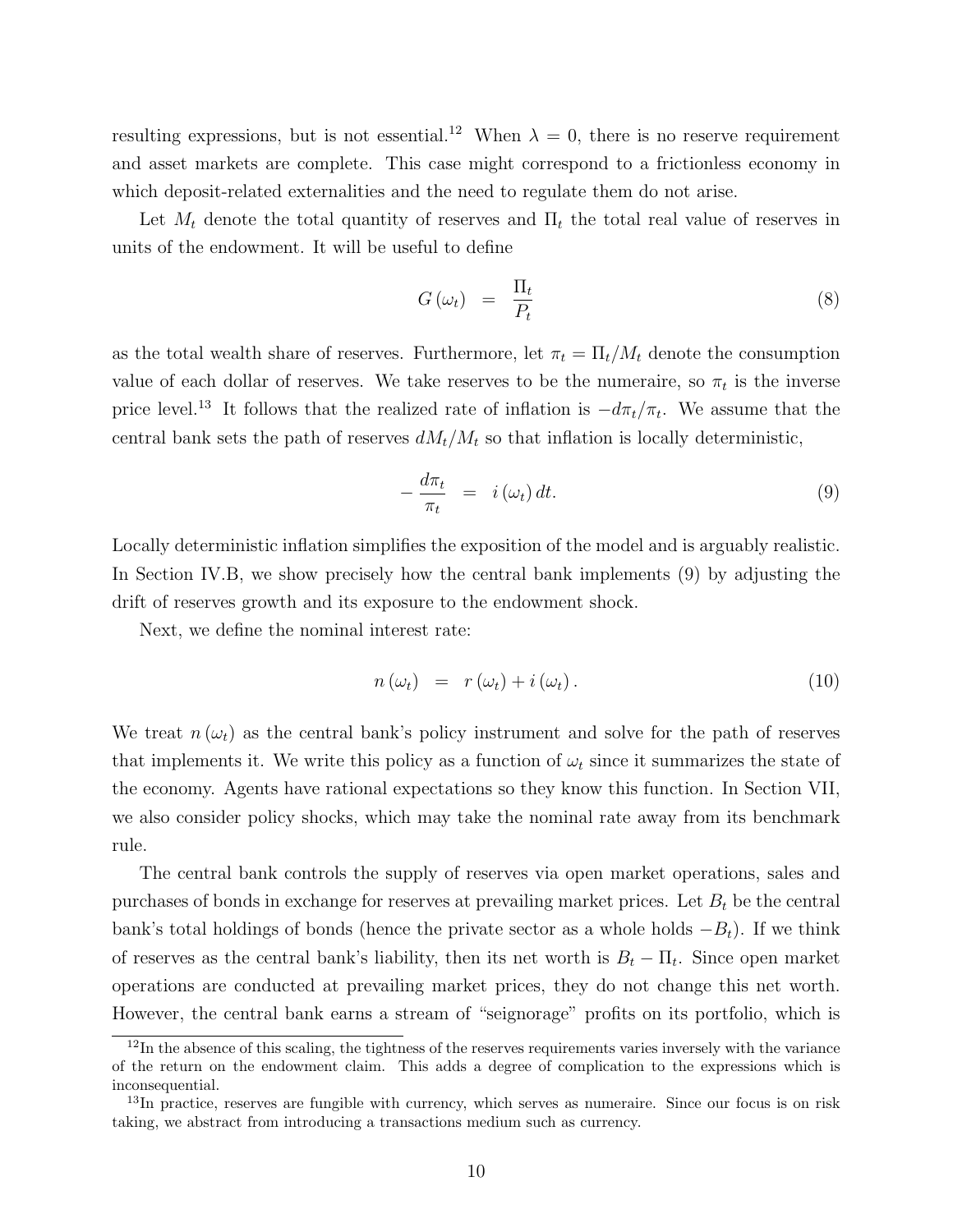resulting expressions, but is not essential.[12] When $\lambda = 0$, there is no reserve requirement and asset markets are complete. This case might correspond to a frictionless economy in which deposit-related externalities and the need to regulate them do not arise.

Let $M_t$ denote the total quantity of reserves and $\Pi_t$ the total real value of reserves in units of the endowment. It will be useful to define

$$G(\omega_t) = \frac{\Pi_t}{P_t} \tag{8}$$

as the total wealth share of reserves. Furthermore, let $\pi_t = \Pi_t/M_t$ denote the consumption value of each dollar of reserves. We take reserves to be the numeraire, so $\pi_t$ is the inverse price level.[13] It follows that the realized rate of inflation is $-d\pi_t/\pi_t$. We assume that the central bank sets the path of reserves $dM_t/M_t$ so that inflation is locally deterministic,

$$-\frac{d\pi_t}{\pi_t} = i(\omega_t)\,dt. \tag{9}$$

Locally deterministic inflation simplifies the exposition of the model and is arguably realistic. In Section IV.B, we show precisely how the central bank implements (9) by adjusting the drift of reserves growth and its exposure to the endowment shock.

Next, we define the nominal interest rate:

$$n(\omega_t) = r(\omega_t) + i(\omega_t). \tag{10}$$

We treat $n(\omega_t)$ as the central bank's policy instrument and solve for the path of reserves that implements it. We write this policy as a function of $\omega_t$ since it summarizes the state of the economy. Agents have rational expectations so they know this function. In Section VII, we also consider policy shocks, which may take the nominal rate away from its benchmark rule.

The central bank controls the supply of reserves via open market operations, sales and purchases of bonds in exchange for reserves at prevailing market prices. Let $B_t$ be the central bank's total holdings of bonds (hence the private sector as a whole holds $-B_t$). If we think of reserves as the central bank's liability, then its net worth is $B_t - \Pi_t$. Since open market operations are conducted at prevailing market prices, they do not change this net worth. However, the central bank earns a stream of "seignorage" profits on its portfolio, which is

---

[12] In the absence of this scaling, the tightness of the reserves requirements varies inversely with the variance of the return on the endowment claim. This adds a degree of complication to the expressions which is inconsequential.

[13] In practice, reserves are fungible with currency, which serves as numeraire. Since our focus is on risk taking, we abstract from introducing a transactions medium such as currency.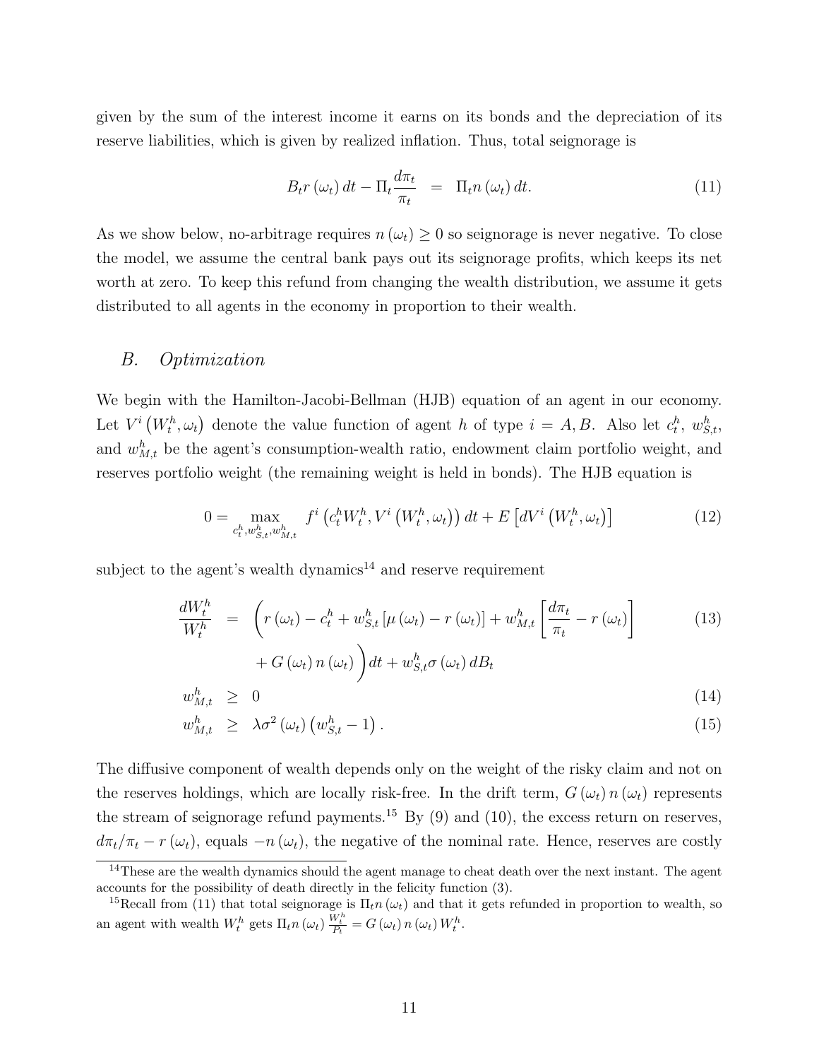given by the sum of the interest income it earns on its bonds and the depreciation of its reserve liabilities, which is given by realized inflation. Thus, total seignorage is

$$B_t r(\omega_t)\,dt - \Pi_t \frac{d\pi_t}{\pi_t} \quad = \quad \Pi_t n(\omega_t)\,dt. \tag{11}$$

As we show below, no-arbitrage requires $n(\omega_t) \geq 0$ so seignorage is never negative. To close the model, we assume the central bank pays out its seignorage profits, which keeps its net worth at zero. To keep this refund from changing the wealth distribution, we assume it gets distributed to all agents in the economy in proportion to their wealth.

## *B. Optimization*

We begin with the Hamilton-Jacobi-Bellman (HJB) equation of an agent in our economy. Let $V^i(W_t^h, \omega_t)$ denote the value function of agent $h$ of type $i = A, B$. Also let $c_t^h$, $w_{S,t}^h$, and $w_{M,t}^h$ be the agent's consumption-wealth ratio, endowment claim portfolio weight, and reserves portfolio weight (the remaining weight is held in bonds). The HJB equation is

$$0 = \max_{c_t^h, w_{S,t}^h, w_{M,t}^h} \; f^i\left(c_t^h W_t^h, V^i\left(W_t^h, \omega_t\right)\right) dt + E\left[dV^i\left(W_t^h, \omega_t\right)\right] \tag{12}$$

subject to the agent's wealth dynamics[14] and reserve requirement

$$\begin{aligned} \frac{dW_t^h}{W_t^h} \quad &= \quad \Bigg(r(\omega_t) - c_t^h + w_{S,t}^h\left[\mu(\omega_t) - r(\omega_t)\right] + w_{M,t}^h\left[\frac{d\pi_t}{\pi_t} - r(\omega_t)\right] & (13)\\ &\qquad + G(\omega_t)\,n(\omega_t)\Bigg)dt + w_{S,t}^h \sigma(\omega_t)\,dB_t \\ w_{M,t}^h \quad &\geq \quad 0 & (14)\\ w_{M,t}^h \quad &\geq \quad \lambda\sigma^2(\omega_t)\left(w_{S,t}^h - 1\right). & (15) \end{aligned}$$

The diffusive component of wealth depends only on the weight of the risky claim and not on the reserves holdings, which are locally risk-free. In the drift term, $G(\omega_t)\,n(\omega_t)$ represents the stream of seignorage refund payments.[15] By (9) and (10), the excess return on reserves, $d\pi_t/\pi_t - r(\omega_t)$, equals $-n(\omega_t)$, the negative of the nominal rate. Hence, reserves are costly

[14] These are the wealth dynamics should the agent manage to cheat death over the next instant. The agent accounts for the possibility of death directly in the felicity function (3).

[15] Recall from (11) that total seignorage is $\Pi_t n(\omega_t)$ and that it gets refunded in proportion to wealth, so an agent with wealth $W_t^h$ gets $\Pi_t n(\omega_t) \frac{W_t^h}{P_t} = G(\omega_t)\,n(\omega_t)\,W_t^h$.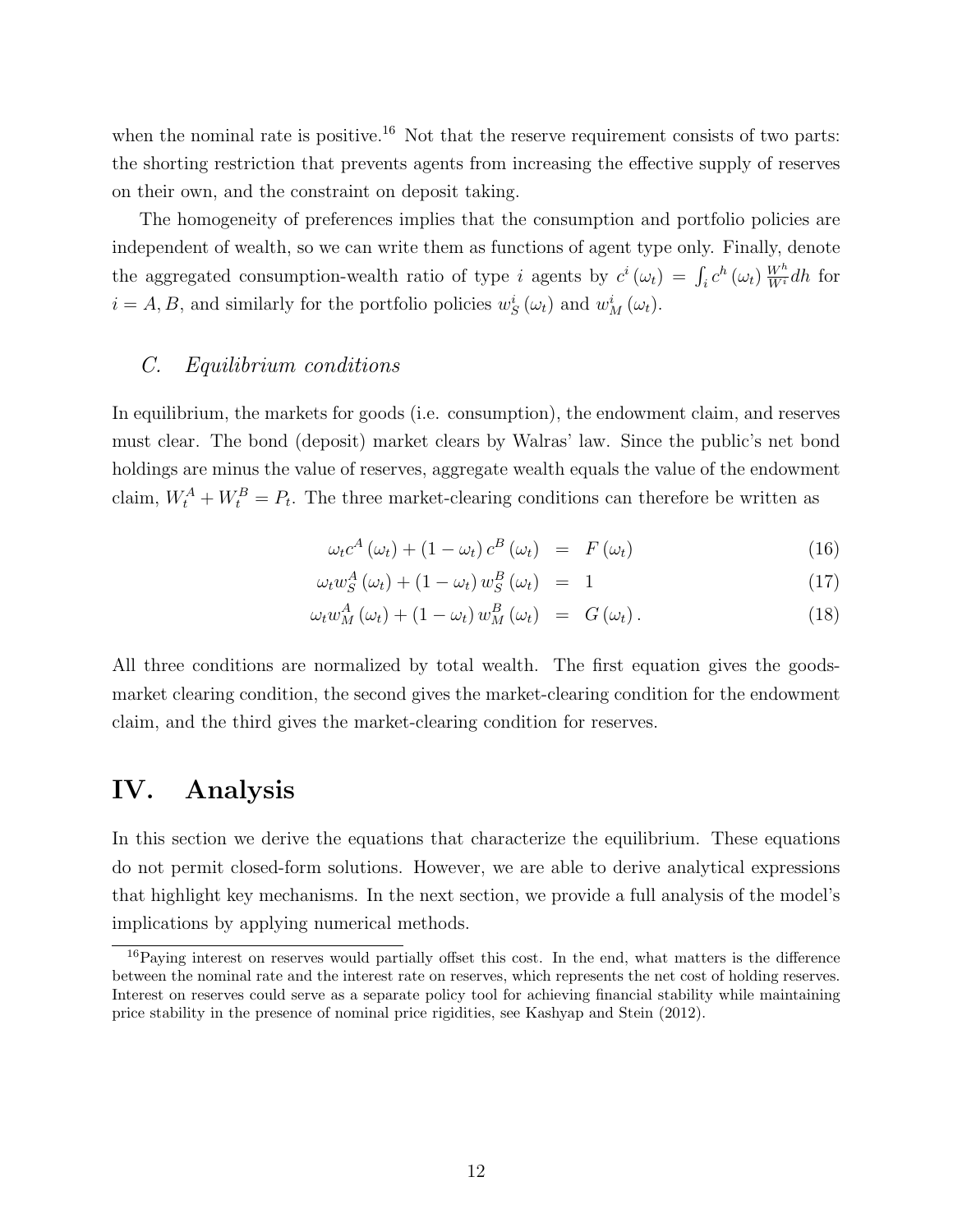when the nominal rate is positive.[16] Not that the reserve requirement consists of two parts: the shorting restriction that prevents agents from increasing the effective supply of reserves on their own, and the constraint on deposit taking.

The homogeneity of preferences implies that the consumption and portfolio policies are independent of wealth, so we can write them as functions of agent type only. Finally, denote the aggregated consumption-wealth ratio of type $i$ agents by $c^i(\omega_t) = \int_i c^h(\omega_t) \frac{W^h}{W^i} dh$ for $i = A, B$, and similarly for the portfolio policies $w_S^i(\omega_t)$ and $w_M^i(\omega_t)$.

### *C. Equilibrium conditions*

In equilibrium, the markets for goods (i.e. consumption), the endowment claim, and reserves must clear. The bond (deposit) market clears by Walras' law. Since the public's net bond holdings are minus the value of reserves, aggregate wealth equals the value of the endowment claim, $W_t^A + W_t^B = P_t$. The three market-clearing conditions can therefore be written as

$$\omega_t c^A(\omega_t) + (1 - \omega_t) c^B(\omega_t) = F(\omega_t) \tag{16}$$

$$\omega_t w_S^A(\omega_t) + (1 - \omega_t) w_S^B(\omega_t) = 1 \tag{17}$$

$$\omega_t w_M^A(\omega_t) + (1 - \omega_t) w_M^B(\omega_t) = G(\omega_t). \tag{18}$$

All three conditions are normalized by total wealth. The first equation gives the goods-market clearing condition, the second gives the market-clearing condition for the endowment claim, and the third gives the market-clearing condition for reserves.

# IV. Analysis

In this section we derive the equations that characterize the equilibrium. These equations do not permit closed-form solutions. However, we are able to derive analytical expressions that highlight key mechanisms. In the next section, we provide a full analysis of the model's implications by applying numerical methods.

[16]Paying interest on reserves would partially offset this cost. In the end, what matters is the difference between the nominal rate and the interest rate on reserves, which represents the net cost of holding reserves. Interest on reserves could serve as a separate policy tool for achieving financial stability while maintaining price stability in the presence of nominal price rigidities, see Kashyap and Stein (2012).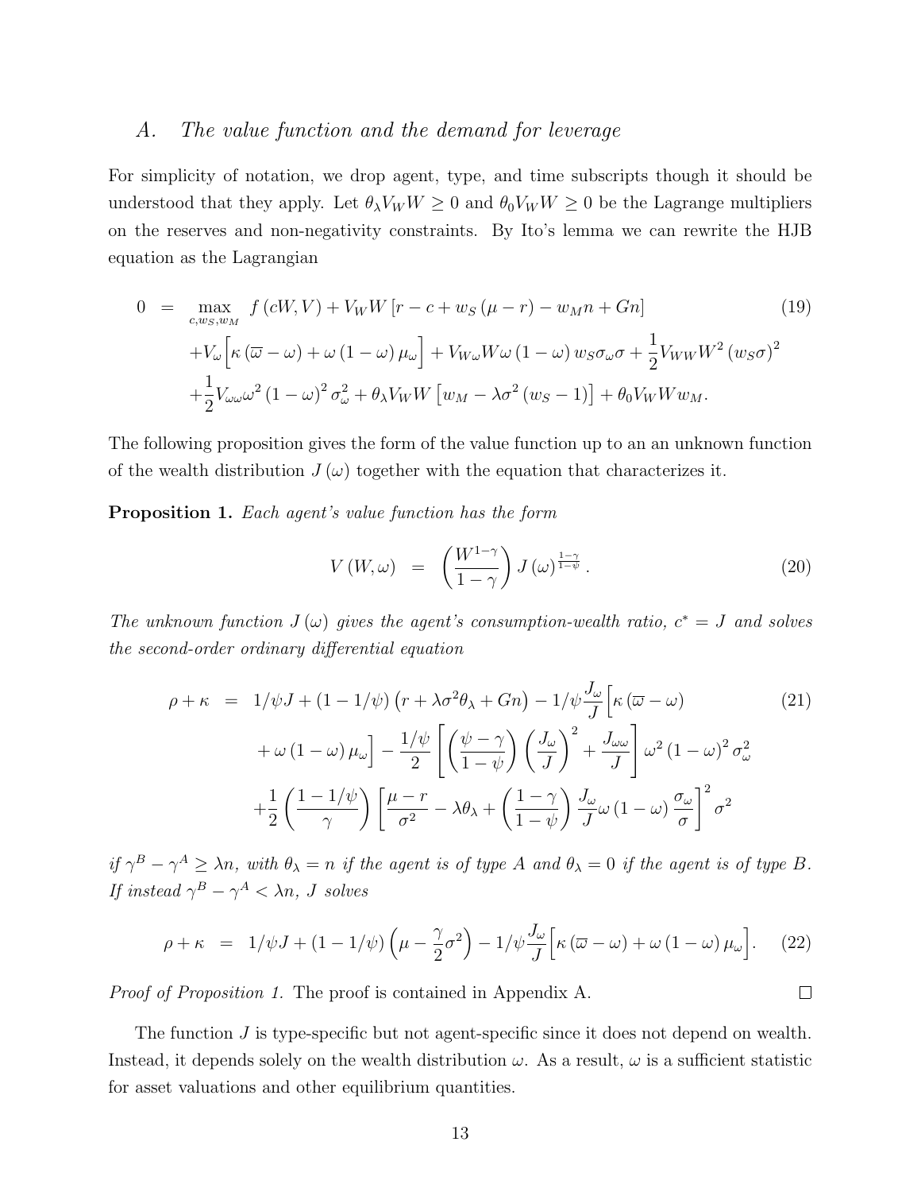### A. *The value function and the demand for leverage*

For simplicity of notation, we drop agent, type, and time subscripts though it should be understood that they apply. Let $\theta_\lambda V_W W \geq 0$ and $\theta_0 V_W W \geq 0$ be the Lagrange multipliers on the reserves and non-negativity constraints. By Ito's lemma we can rewrite the HJB equation as the Lagrangian

$$
\begin{aligned}
0 \quad = \quad & \max_{c, w_S, w_M} \; f(cW, V) + V_W W \left[ r - c + w_S (\mu - r) - w_M n + Gn \right] \\
& + V_\omega \Big[ \kappa (\overline{\omega} - \omega) + \omega (1 - \omega) \mu_\omega \Big] + V_{W\omega} W \omega (1 - \omega) w_S \sigma_\omega \sigma + \frac{1}{2} V_{WW} W^2 (w_S \sigma)^2 \\
& + \frac{1}{2} V_{\omega\omega} \omega^2 (1 - \omega)^2 \sigma_\omega^2 + \theta_\lambda V_W W \left[ w_M - \lambda \sigma^2 (w_S - 1) \right] + \theta_0 V_W W w_M.
\end{aligned} \tag{19}
$$

The following proposition gives the form of the value function up to an an unknown function of the wealth distribution $J(\omega)$ together with the equation that characterizes it.

**Proposition 1.** *Each agent's value function has the form*

$$
V(W, \omega) \quad = \quad \left( \frac{W^{1-\gamma}}{1-\gamma} \right) J(\omega)^{\frac{1-\gamma}{1-\psi}}. \tag{20}
$$

*The unknown function $J(\omega)$ gives the agent's consumption-wealth ratio, $c^* = J$ and solves the second-order ordinary differential equation*

$$
\begin{aligned}
\rho + \kappa \quad = \quad & 1/\psi J + (1 - 1/\psi) \left( r + \lambda \sigma^2 \theta_\lambda + Gn \right) - 1/\psi \frac{J_\omega}{J} \Big[ \kappa (\overline{\omega} - \omega) \\
& + \omega (1 - \omega) \mu_\omega \Big] - \frac{1/\psi}{2} \left[ \left( \frac{\psi - \gamma}{1 - \psi} \right) \left( \frac{J_\omega}{J} \right)^2 + \frac{J_{\omega\omega}}{J} \right] \omega^2 (1 - \omega)^2 \sigma_\omega^2 \\
& + \frac{1}{2} \left( \frac{1 - 1/\psi}{\gamma} \right) \left[ \frac{\mu - r}{\sigma^2} - \lambda \theta_\lambda + \left( \frac{1 - \gamma}{1 - \psi} \right) \frac{J_\omega}{J} \omega (1 - \omega) \frac{\sigma_\omega}{\sigma} \right]^2 \sigma^2
\end{aligned} \tag{21}
$$

*if $\gamma^B - \gamma^A \geq \lambda n$, with $\theta_\lambda = n$ if the agent is of type A and $\theta_\lambda = 0$ if the agent is of type B. If instead $\gamma^B - \gamma^A < \lambda n$, $J$ solves*

$$
\rho + \kappa \quad = \quad 1/\psi J + (1 - 1/\psi) \left( \mu - \frac{\gamma}{2} \sigma^2 \right) - 1/\psi \frac{J_\omega}{J} \Big[ \kappa (\overline{\omega} - \omega) + \omega (1 - \omega) \mu_\omega \Big]. \tag{22}
$$

*Proof of Proposition 1.* The proof is contained in Appendix A. □

The function $J$ is type-specific but not agent-specific since it does not depend on wealth. Instead, it depends solely on the wealth distribution $\omega$. As a result, $\omega$ is a sufficient statistic for asset valuations and other equilibrium quantities.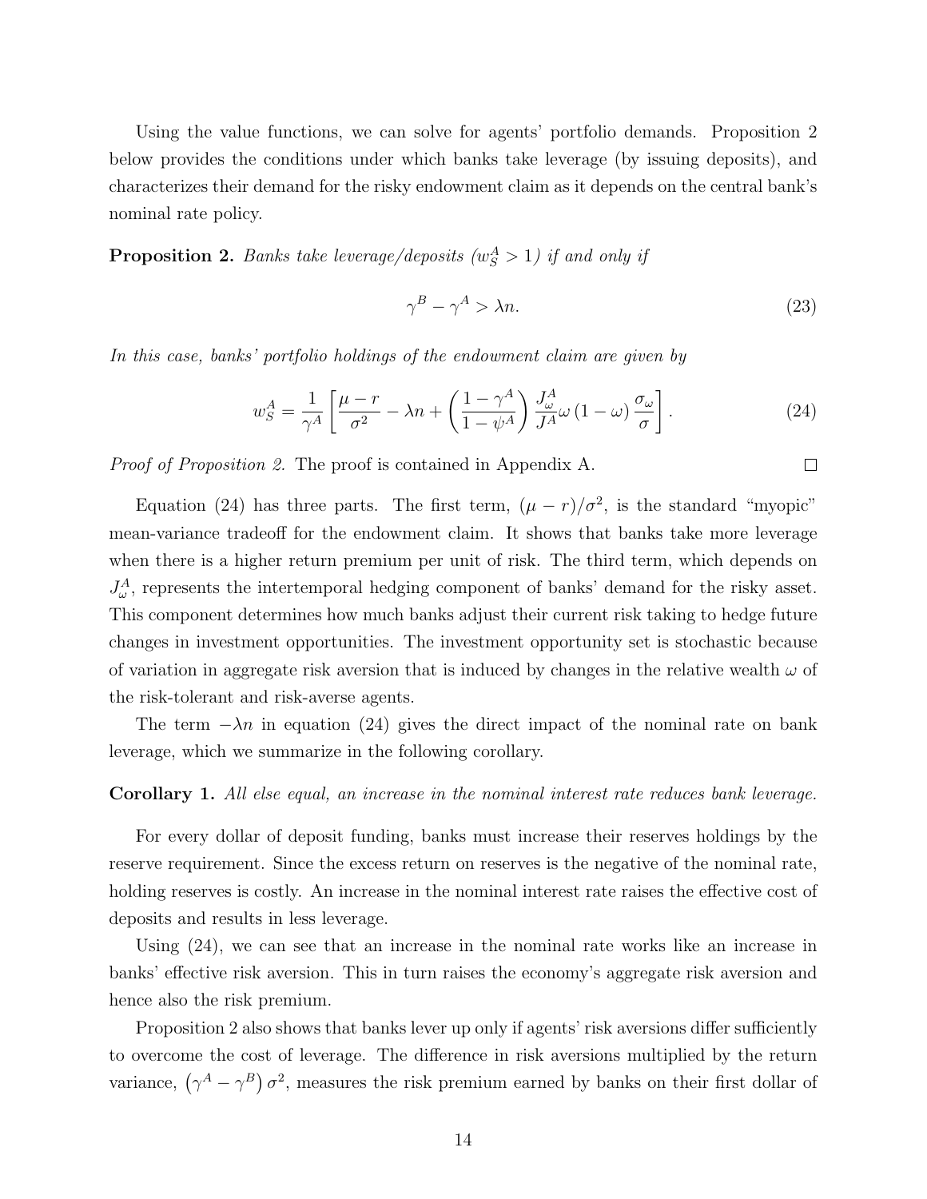Using the value functions, we can solve for agents' portfolio demands. Proposition 2 below provides the conditions under which banks take leverage (by issuing deposits), and characterizes their demand for the risky endowment claim as it depends on the central bank's nominal rate policy.

**Proposition 2.** *Banks take leverage/deposits ($w_S^A > 1$) if and only if*

$$\gamma^B - \gamma^A > \lambda n. \tag{23}$$

*In this case, banks' portfolio holdings of the endowment claim are given by*

$$w_S^A = \frac{1}{\gamma^A}\left[\frac{\mu - r}{\sigma^2} - \lambda n + \left(\frac{1-\gamma^A}{1-\psi^A}\right)\frac{J_\omega^A}{J^A}\omega\left(1-\omega\right)\frac{\sigma_\omega}{\sigma}\right]. \tag{24}$$

*Proof of Proposition 2.* The proof is contained in Appendix A. □

Equation (24) has three parts. The first term, $(\mu - r)/\sigma^2$, is the standard "myopic" mean-variance tradeoff for the endowment claim. It shows that banks take more leverage when there is a higher return premium per unit of risk. The third term, which depends on $J_\omega^A$, represents the intertemporal hedging component of banks' demand for the risky asset. This component determines how much banks adjust their current risk taking to hedge future changes in investment opportunities. The investment opportunity set is stochastic because of variation in aggregate risk aversion that is induced by changes in the relative wealth $\omega$ of the risk-tolerant and risk-averse agents.

The term $-\lambda n$ in equation (24) gives the direct impact of the nominal rate on bank leverage, which we summarize in the following corollary.

**Corollary 1.** *All else equal, an increase in the nominal interest rate reduces bank leverage.*

For every dollar of deposit funding, banks must increase their reserves holdings by the reserve requirement. Since the excess return on reserves is the negative of the nominal rate, holding reserves is costly. An increase in the nominal interest rate raises the effective cost of deposits and results in less leverage.

Using (24), we can see that an increase in the nominal rate works like an increase in banks' effective risk aversion. This in turn raises the economy's aggregate risk aversion and hence also the risk premium.

Proposition 2 also shows that banks lever up only if agents' risk aversions differ sufficiently to overcome the cost of leverage. The difference in risk aversions multiplied by the return variance, $\left(\gamma^A - \gamma^B\right)\sigma^2$, measures the risk premium earned by banks on their first dollar of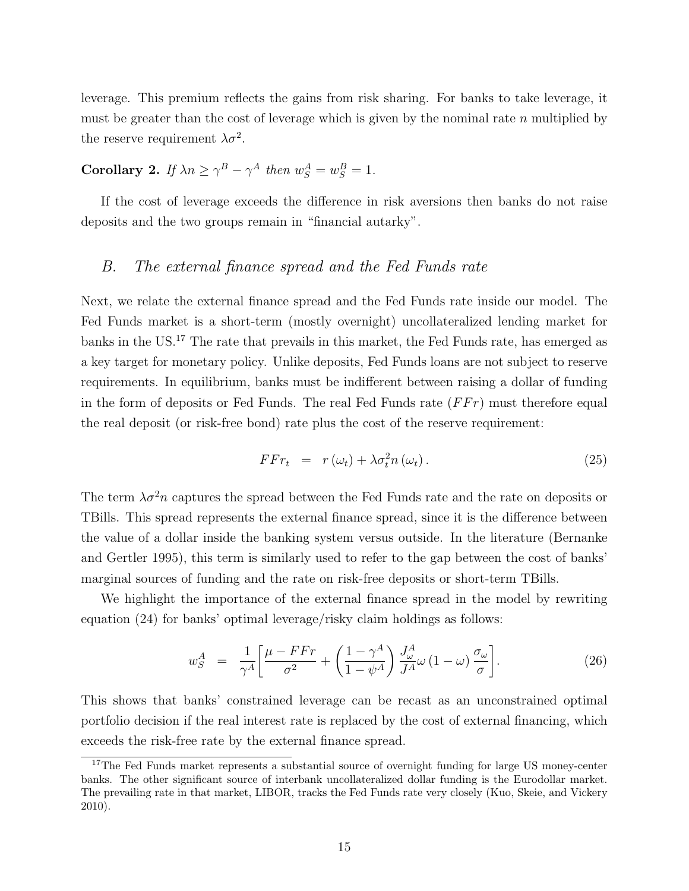leverage. This premium reflects the gains from risk sharing. For banks to take leverage, it must be greater than the cost of leverage which is given by the nominal rate $n$ multiplied by the reserve requirement $\lambda\sigma^2$.

**Corollary 2.** *If $\lambda n \geq \gamma^B - \gamma^A$ then $w_S^A = w_S^B = 1$.*

If the cost of leverage exceeds the difference in risk aversions then banks do not raise deposits and the two groups remain in "financial autarky".

## *B. The external finance spread and the Fed Funds rate*

Next, we relate the external finance spread and the Fed Funds rate inside our model. The Fed Funds market is a short-term (mostly overnight) uncollateralized lending market for banks in the US.[17] The rate that prevails in this market, the Fed Funds rate, has emerged as a key target for monetary policy. Unlike deposits, Fed Funds loans are not subject to reserve requirements. In equilibrium, banks must be indifferent between raising a dollar of funding in the form of deposits or Fed Funds. The real Fed Funds rate ($FFr$) must therefore equal the real deposit (or risk-free bond) rate plus the cost of the reserve requirement:

$$FFr_t = r(\omega_t) + \lambda\sigma_t^2 n(\omega_t). \tag{25}$$

The term $\lambda\sigma^2 n$ captures the spread between the Fed Funds rate and the rate on deposits or TBills. This spread represents the external finance spread, since it is the difference between the value of a dollar inside the banking system versus outside. In the literature (Bernanke and Gertler 1995), this term is similarly used to refer to the gap between the cost of banks' marginal sources of funding and the rate on risk-free deposits or short-term TBills.

We highlight the importance of the external finance spread in the model by rewriting equation (24) for banks' optimal leverage/risky claim holdings as follows:

$$w_S^A = \frac{1}{\gamma^A}\left[\frac{\mu - FFr}{\sigma^2} + \left(\frac{1-\gamma^A}{1-\psi^A}\right)\frac{J_\omega^A}{J^A}\omega(1-\omega)\frac{\sigma_\omega}{\sigma}\right]. \tag{26}$$

This shows that banks' constrained leverage can be recast as an unconstrained optimal portfolio decision if the real interest rate is replaced by the cost of external financing, which exceeds the risk-free rate by the external finance spread.

[17] The Fed Funds market represents a substantial source of overnight funding for large US money-center banks. The other significant source of interbank uncollateralized dollar funding is the Eurodollar market. The prevailing rate in that market, LIBOR, tracks the Fed Funds rate very closely (Kuo, Skeie, and Vickery 2010).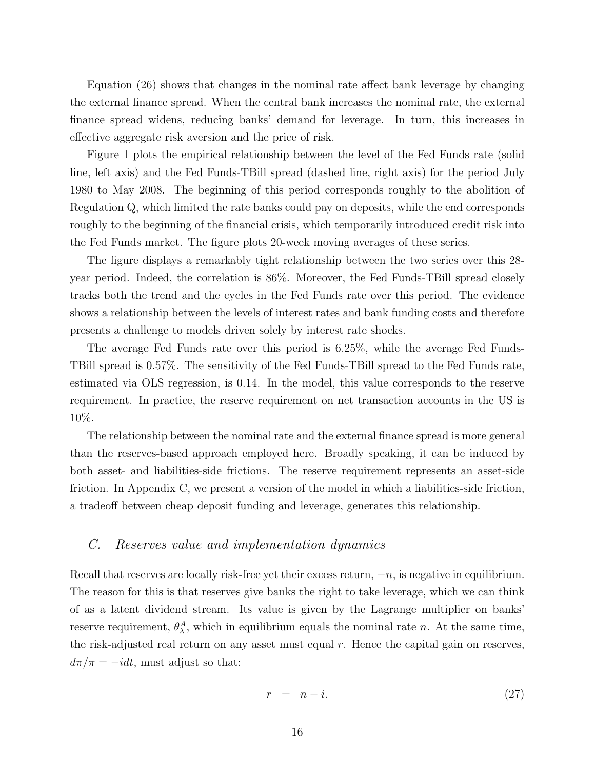Equation (26) shows that changes in the nominal rate affect bank leverage by changing the external finance spread. When the central bank increases the nominal rate, the external finance spread widens, reducing banks' demand for leverage. In turn, this increases in effective aggregate risk aversion and the price of risk.

Figure 1 plots the empirical relationship between the level of the Fed Funds rate (solid line, left axis) and the Fed Funds-TBill spread (dashed line, right axis) for the period July 1980 to May 2008. The beginning of this period corresponds roughly to the abolition of Regulation Q, which limited the rate banks could pay on deposits, while the end corresponds roughly to the beginning of the financial crisis, which temporarily introduced credit risk into the Fed Funds market. The figure plots 20-week moving averages of these series.

The figure displays a remarkably tight relationship between the two series over this 28-year period. Indeed, the correlation is 86%. Moreover, the Fed Funds-TBill spread closely tracks both the trend and the cycles in the Fed Funds rate over this period. The evidence shows a relationship between the levels of interest rates and bank funding costs and therefore presents a challenge to models driven solely by interest rate shocks.

The average Fed Funds rate over this period is 6.25%, while the average Fed Funds-TBill spread is 0.57%. The sensitivity of the Fed Funds-TBill spread to the Fed Funds rate, estimated via OLS regression, is 0.14. In the model, this value corresponds to the reserve requirement. In practice, the reserve requirement on net transaction accounts in the US is 10%.

The relationship between the nominal rate and the external finance spread is more general than the reserves-based approach employed here. Broadly speaking, it can be induced by both asset- and liabilities-side frictions. The reserve requirement represents an asset-side friction. In Appendix C, we present a version of the model in which a liabilities-side friction, a tradeoff between cheap deposit funding and leverage, generates this relationship.

## *C. Reserves value and implementation dynamics*

Recall that reserves are locally risk-free yet their excess return, $-n$, is negative in equilibrium. The reason for this is that reserves give banks the right to take leverage, which we can think of as a latent dividend stream. Its value is given by the Lagrange multiplier on banks' reserve requirement, $\theta_\lambda^A$, which in equilibrium equals the nominal rate $n$. At the same time, the risk-adjusted real return on any asset must equal $r$. Hence the capital gain on reserves, $d\pi/\pi = -idt$, must adjust so that:

$$r \;=\; n - i. \tag{27}$$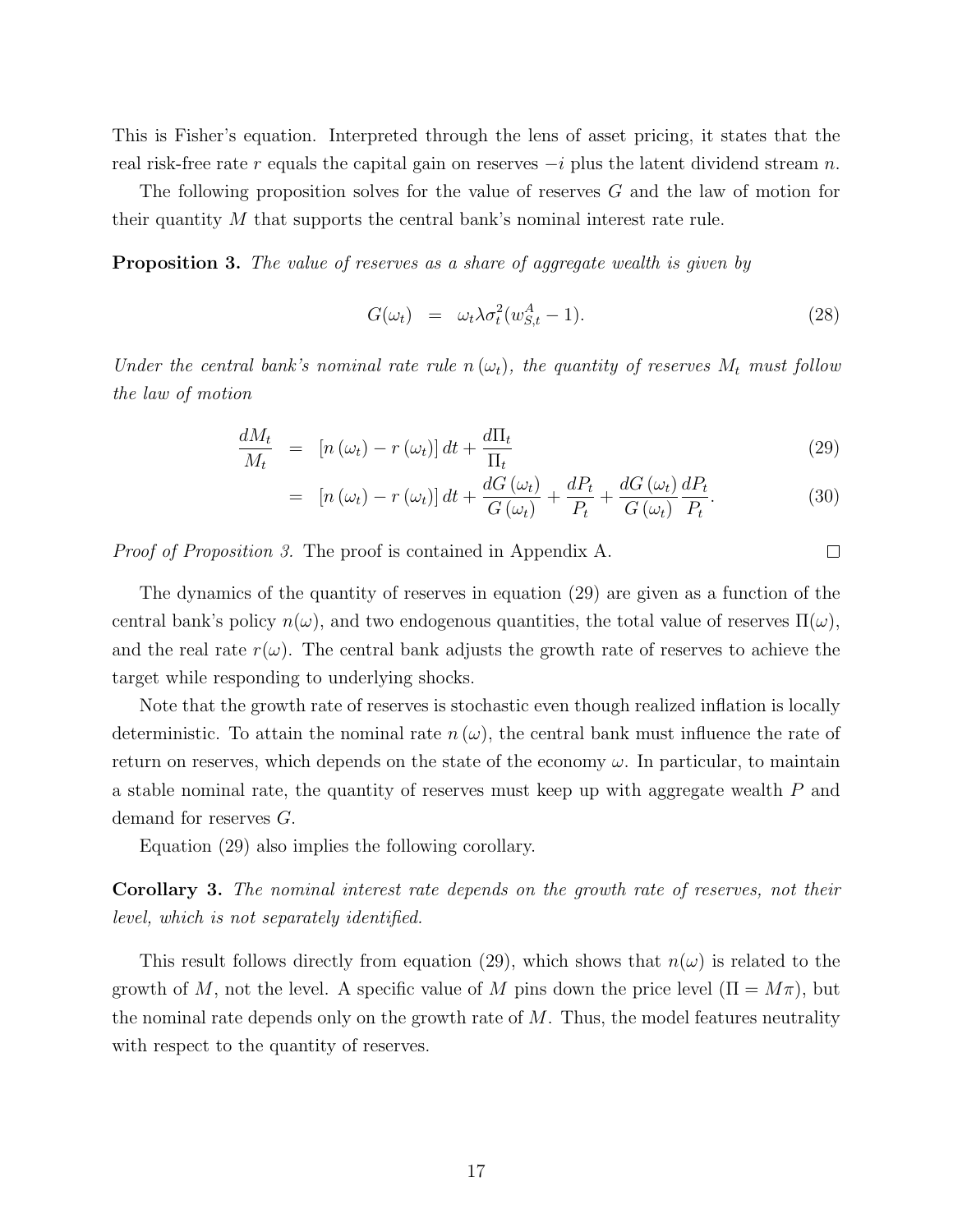This is Fisher's equation. Interpreted through the lens of asset pricing, it states that the real risk-free rate $r$ equals the capital gain on reserves $-i$ plus the latent dividend stream $n$.

The following proposition solves for the value of reserves $G$ and the law of motion for their quantity $M$ that supports the central bank's nominal interest rate rule.

**Proposition 3.** *The value of reserves as a share of aggregate wealth is given by*

$$G(\omega_t) \quad = \quad \omega_t \lambda \sigma_t^2 (w_{S,t}^A - 1). \tag{28}$$

*Under the central bank's nominal rate rule $n(\omega_t)$, the quantity of reserves $M_t$ must follow the law of motion*

$$\frac{dM_t}{M_t} \quad = \quad [n(\omega_t) - r(\omega_t)]\, dt + \frac{d\Pi_t}{\Pi_t} \tag{29}$$

$$\quad = \quad [n(\omega_t) - r(\omega_t)]\, dt + \frac{dG(\omega_t)}{G(\omega_t)} + \frac{dP_t}{P_t} + \frac{dG(\omega_t)}{G(\omega_t)} \frac{dP_t}{P_t}. \tag{30}$$

*Proof of Proposition 3.* The proof is contained in Appendix A. □

The dynamics of the quantity of reserves in equation (29) are given as a function of the central bank's policy $n(\omega)$, and two endogenous quantities, the total value of reserves $\Pi(\omega)$, and the real rate $r(\omega)$. The central bank adjusts the growth rate of reserves to achieve the target while responding to underlying shocks.

Note that the growth rate of reserves is stochastic even though realized inflation is locally deterministic. To attain the nominal rate $n(\omega)$, the central bank must influence the rate of return on reserves, which depends on the state of the economy $\omega$. In particular, to maintain a stable nominal rate, the quantity of reserves must keep up with aggregate wealth $P$ and demand for reserves $G$.

Equation (29) also implies the following corollary.

**Corollary 3.** *The nominal interest rate depends on the growth rate of reserves, not their level, which is not separately identified.*

This result follows directly from equation (29), which shows that $n(\omega)$ is related to the growth of $M$, not the level. A specific value of $M$ pins down the price level ($\Pi = M\pi$), but the nominal rate depends only on the growth rate of $M$. Thus, the model features neutrality with respect to the quantity of reserves.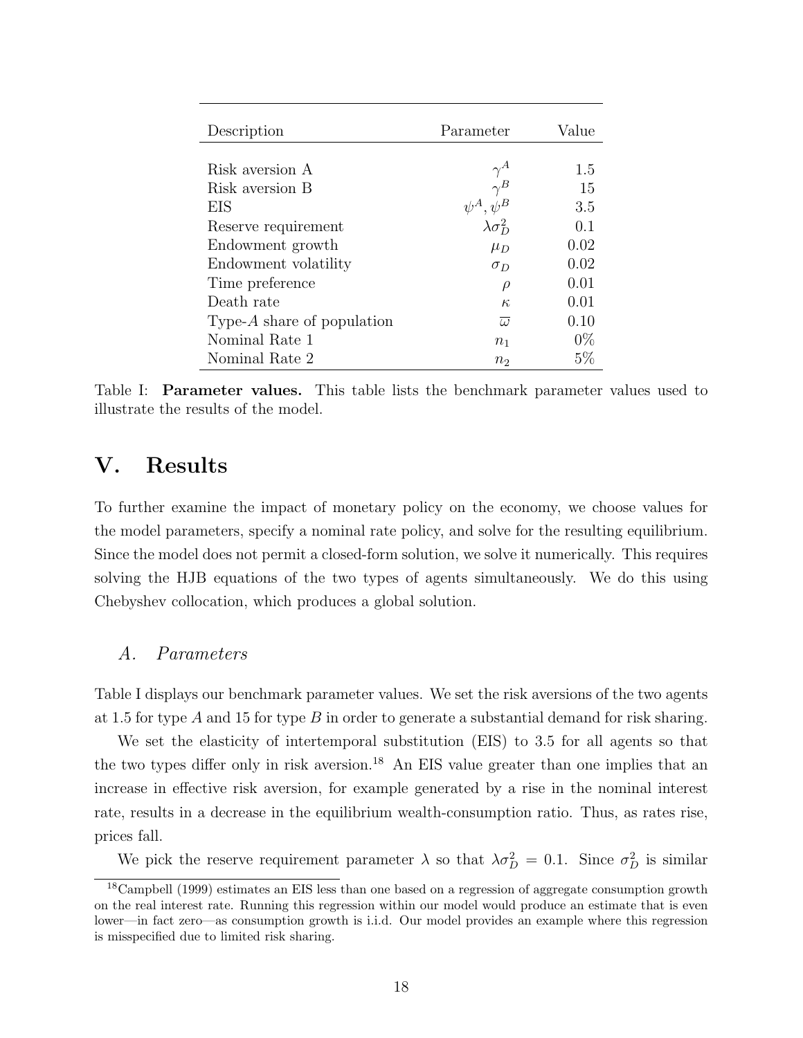| Description | Parameter | Value |
|---|---|---|
| Risk aversion A | $\gamma^A$ | 1.5 |
| Risk aversion B | $\gamma^B$ | 15 |
| EIS | $\psi^A, \psi^B$ | 3.5 |
| Reserve requirement | $\lambda\sigma_D^2$ | 0.1 |
| Endowment growth | $\mu_D$ | 0.02 |
| Endowment volatility | $\sigma_D$ | 0.02 |
| Time preference | $\rho$ | 0.01 |
| Death rate | $\kappa$ | 0.01 |
| Type-$A$ share of population | $\overline{\omega}$ | 0.10 |
| Nominal Rate 1 | $n_1$ | 0% |
| Nominal Rate 2 | $n_2$ | 5% |

Table I: **Parameter values.** This table lists the benchmark parameter values used to illustrate the results of the model.

# V. Results

To further examine the impact of monetary policy on the economy, we choose values for the model parameters, specify a nominal rate policy, and solve for the resulting equilibrium. Since the model does not permit a closed-form solution, we solve it numerically. This requires solving the HJB equations of the two types of agents simultaneously. We do this using Chebyshev collocation, which produces a global solution.

## *A. Parameters*

Table I displays our benchmark parameter values. We set the risk aversions of the two agents at 1.5 for type $A$ and 15 for type $B$ in order to generate a substantial demand for risk sharing.

We set the elasticity of intertemporal substitution (EIS) to 3.5 for all agents so that the two types differ only in risk aversion.[18] An EIS value greater than one implies that an increase in effective risk aversion, for example generated by a rise in the nominal interest rate, results in a decrease in the equilibrium wealth-consumption ratio. Thus, as rates rise, prices fall.

We pick the reserve requirement parameter $\lambda$ so that $\lambda\sigma_D^2 = 0.1$. Since $\sigma_D^2$ is similar

[18] Campbell (1999) estimates an EIS less than one based on a regression of aggregate consumption growth on the real interest rate. Running this regression within our model would produce an estimate that is even lower—in fact zero—as consumption growth is i.i.d. Our model provides an example where this regression is misspecified due to limited risk sharing.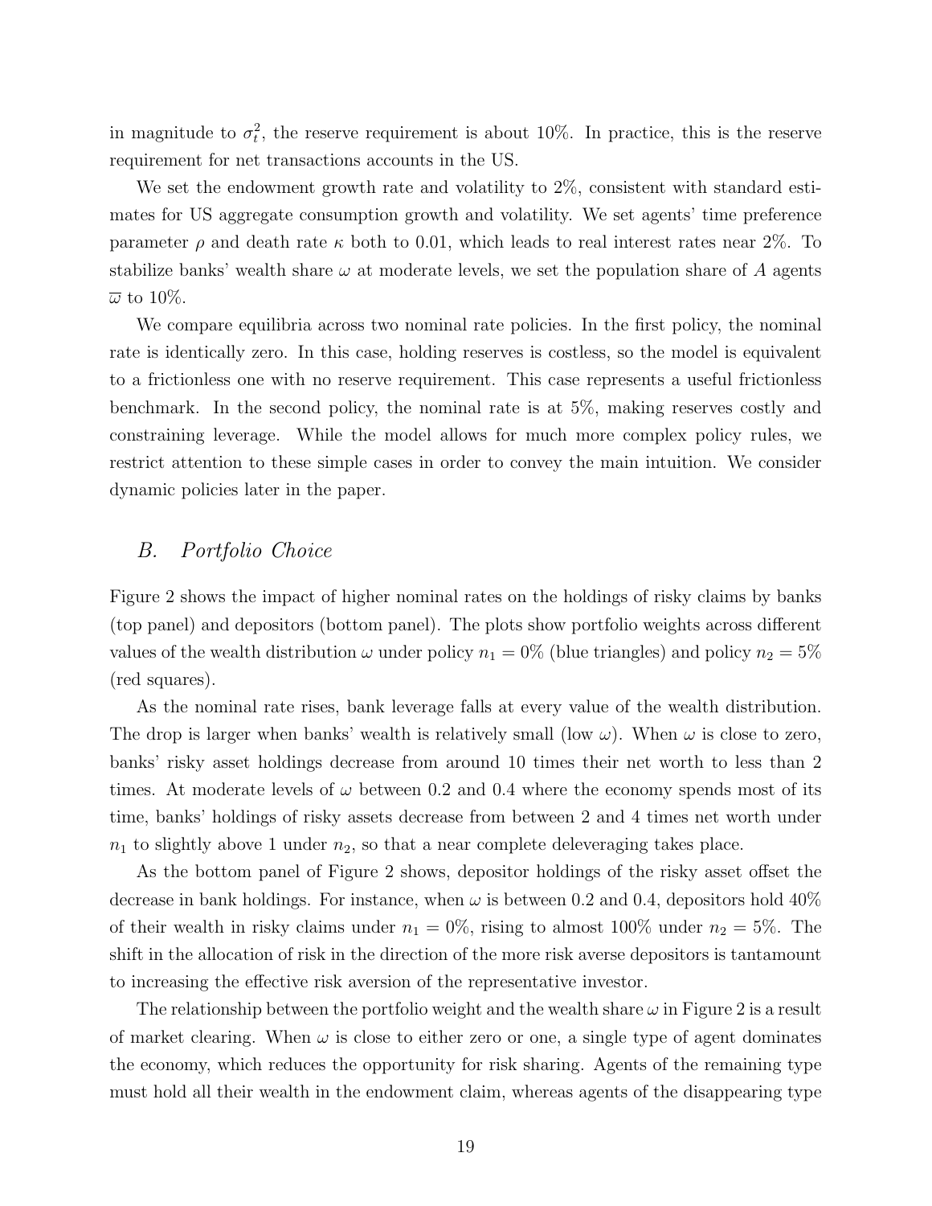in magnitude to $\sigma_t^2$, the reserve requirement is about 10%. In practice, this is the reserve requirement for net transactions accounts in the US.

We set the endowment growth rate and volatility to 2%, consistent with standard estimates for US aggregate consumption growth and volatility. We set agents' time preference parameter $\rho$ and death rate $\kappa$ both to 0.01, which leads to real interest rates near 2%. To stabilize banks' wealth share $\omega$ at moderate levels, we set the population share of $A$ agents $\overline{\omega}$ to 10%.

We compare equilibria across two nominal rate policies. In the first policy, the nominal rate is identically zero. In this case, holding reserves is costless, so the model is equivalent to a frictionless one with no reserve requirement. This case represents a useful frictionless benchmark. In the second policy, the nominal rate is at 5%, making reserves costly and constraining leverage. While the model allows for much more complex policy rules, we restrict attention to these simple cases in order to convey the main intuition. We consider dynamic policies later in the paper.

## B. *Portfolio Choice*

Figure 2 shows the impact of higher nominal rates on the holdings of risky claims by banks (top panel) and depositors (bottom panel). The plots show portfolio weights across different values of the wealth distribution $\omega$ under policy $n_1 = 0\%$ (blue triangles) and policy $n_2 = 5\%$ (red squares).

As the nominal rate rises, bank leverage falls at every value of the wealth distribution. The drop is larger when banks' wealth is relatively small (low $\omega$). When $\omega$ is close to zero, banks' risky asset holdings decrease from around 10 times their net worth to less than 2 times. At moderate levels of $\omega$ between 0.2 and 0.4 where the economy spends most of its time, banks' holdings of risky assets decrease from between 2 and 4 times net worth under $n_1$ to slightly above 1 under $n_2$, so that a near complete deleveraging takes place.

As the bottom panel of Figure 2 shows, depositor holdings of the risky asset offset the decrease in bank holdings. For instance, when $\omega$ is between 0.2 and 0.4, depositors hold 40% of their wealth in risky claims under $n_1 = 0\%$, rising to almost 100% under $n_2 = 5\%$. The shift in the allocation of risk in the direction of the more risk averse depositors is tantamount to increasing the effective risk aversion of the representative investor.

The relationship between the portfolio weight and the wealth share $\omega$ in Figure 2 is a result of market clearing. When $\omega$ is close to either zero or one, a single type of agent dominates the economy, which reduces the opportunity for risk sharing. Agents of the remaining type must hold all their wealth in the endowment claim, whereas agents of the disappearing type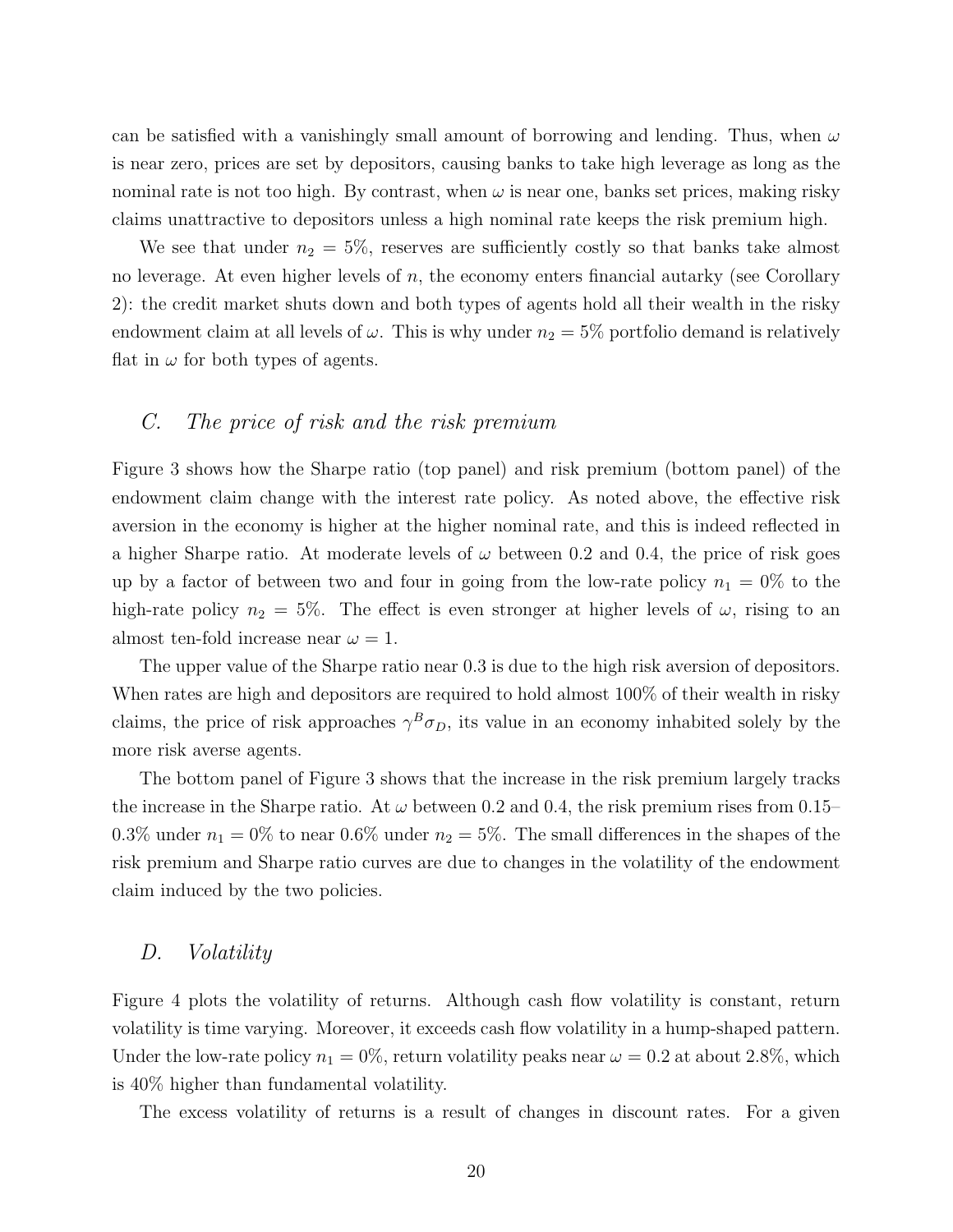can be satisfied with a vanishingly small amount of borrowing and lending. Thus, when $\omega$ is near zero, prices are set by depositors, causing banks to take high leverage as long as the nominal rate is not too high. By contrast, when $\omega$ is near one, banks set prices, making risky claims unattractive to depositors unless a high nominal rate keeps the risk premium high.

We see that under $n_2 = 5\%$, reserves are sufficiently costly so that banks take almost no leverage. At even higher levels of $n$, the economy enters financial autarky (see Corollary 2): the credit market shuts down and both types of agents hold all their wealth in the risky endowment claim at all levels of $\omega$. This is why under $n_2 = 5\%$ portfolio demand is relatively flat in $\omega$ for both types of agents.

## C. *The price of risk and the risk premium*

Figure 3 shows how the Sharpe ratio (top panel) and risk premium (bottom panel) of the endowment claim change with the interest rate policy. As noted above, the effective risk aversion in the economy is higher at the higher nominal rate, and this is indeed reflected in a higher Sharpe ratio. At moderate levels of $\omega$ between 0.2 and 0.4, the price of risk goes up by a factor of between two and four in going from the low-rate policy $n_1 = 0\%$ to the high-rate policy $n_2 = 5\%$. The effect is even stronger at higher levels of $\omega$, rising to an almost ten-fold increase near $\omega = 1$.

The upper value of the Sharpe ratio near 0.3 is due to the high risk aversion of depositors. When rates are high and depositors are required to hold almost 100% of their wealth in risky claims, the price of risk approaches $\gamma^B \sigma_D$, its value in an economy inhabited solely by the more risk averse agents.

The bottom panel of Figure 3 shows that the increase in the risk premium largely tracks the increase in the Sharpe ratio. At $\omega$ between 0.2 and 0.4, the risk premium rises from 0.15–0.3% under $n_1 = 0\%$ to near 0.6% under $n_2 = 5\%$. The small differences in the shapes of the risk premium and Sharpe ratio curves are due to changes in the volatility of the endowment claim induced by the two policies.

## D. *Volatility*

Figure 4 plots the volatility of returns. Although cash flow volatility is constant, return volatility is time varying. Moreover, it exceeds cash flow volatility in a hump-shaped pattern. Under the low-rate policy $n_1 = 0\%$, return volatility peaks near $\omega = 0.2$ at about 2.8%, which is 40% higher than fundamental volatility.

The excess volatility of returns is a result of changes in discount rates. For a given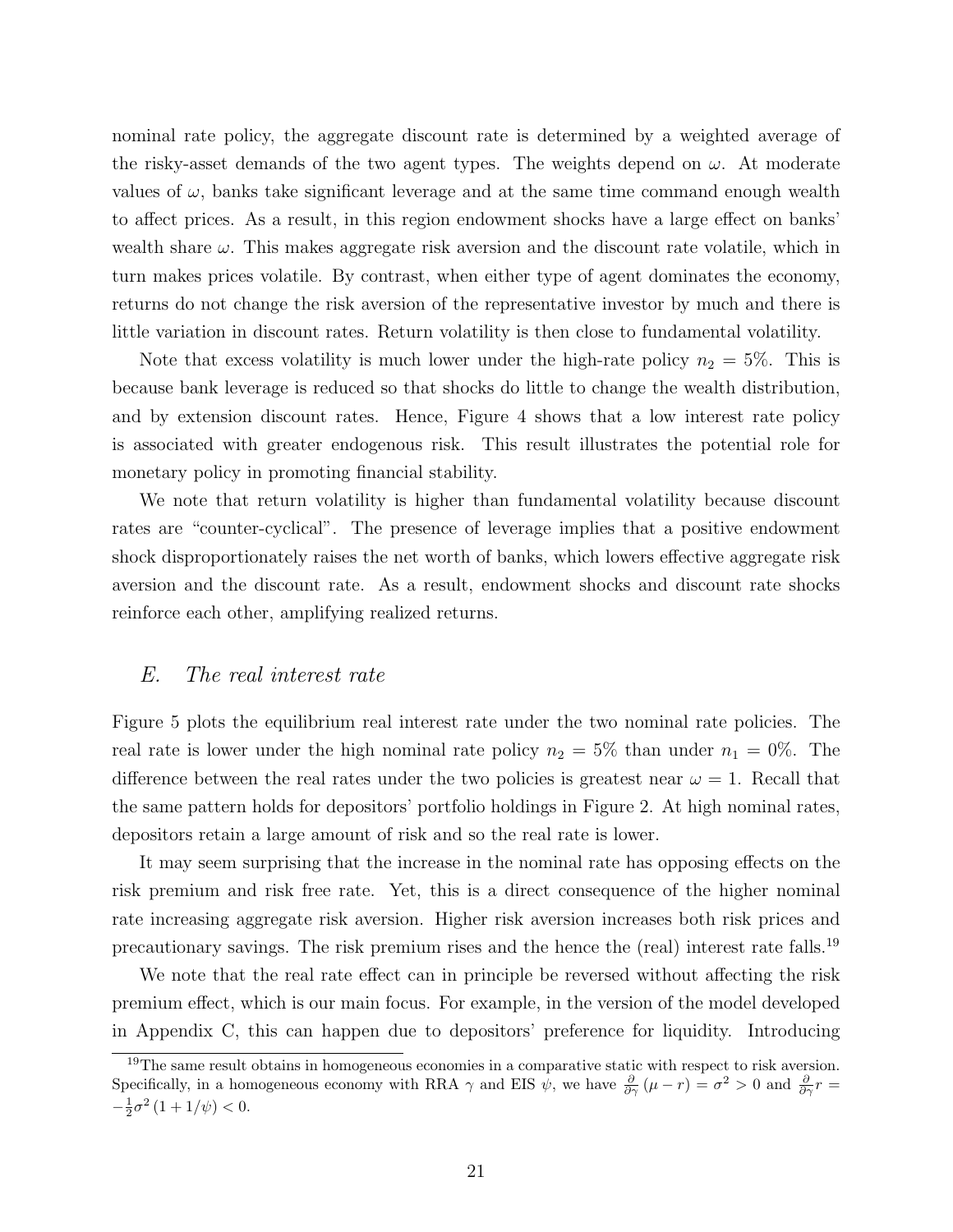nominal rate policy, the aggregate discount rate is determined by a weighted average of the risky-asset demands of the two agent types. The weights depend on $\omega$. At moderate values of $\omega$, banks take significant leverage and at the same time command enough wealth to affect prices. As a result, in this region endowment shocks have a large effect on banks' wealth share $\omega$. This makes aggregate risk aversion and the discount rate volatile, which in turn makes prices volatile. By contrast, when either type of agent dominates the economy, returns do not change the risk aversion of the representative investor by much and there is little variation in discount rates. Return volatility is then close to fundamental volatility.

Note that excess volatility is much lower under the high-rate policy $n_2 = 5\%$. This is because bank leverage is reduced so that shocks do little to change the wealth distribution, and by extension discount rates. Hence, Figure 4 shows that a low interest rate policy is associated with greater endogenous risk. This result illustrates the potential role for monetary policy in promoting financial stability.

We note that return volatility is higher than fundamental volatility because discount rates are "counter-cyclical". The presence of leverage implies that a positive endowment shock disproportionately raises the net worth of banks, which lowers effective aggregate risk aversion and the discount rate. As a result, endowment shocks and discount rate shocks reinforce each other, amplifying realized returns.

## *E. The real interest rate*

Figure 5 plots the equilibrium real interest rate under the two nominal rate policies. The real rate is lower under the high nominal rate policy $n_2 = 5\%$ than under $n_1 = 0\%$. The difference between the real rates under the two policies is greatest near $\omega = 1$. Recall that the same pattern holds for depositors' portfolio holdings in Figure 2. At high nominal rates, depositors retain a large amount of risk and so the real rate is lower.

It may seem surprising that the increase in the nominal rate has opposing effects on the risk premium and risk free rate. Yet, this is a direct consequence of the higher nominal rate increasing aggregate risk aversion. Higher risk aversion increases both risk prices and precautionary savings. The risk premium rises and the hence the (real) interest rate falls.[19]

We note that the real rate effect can in principle be reversed without affecting the risk premium effect, which is our main focus. For example, in the version of the model developed in Appendix C, this can happen due to depositors' preference for liquidity. Introducing

[19]The same result obtains in homogeneous economies in a comparative static with respect to risk aversion. Specifically, in a homogeneous economy with RRA $\gamma$ and EIS $\psi$, we have $\frac{\partial}{\partial \gamma}(\mu - r) = \sigma^2 > 0$ and $\frac{\partial}{\partial \gamma} r = -\frac{1}{2}\sigma^2 (1 + 1/\psi) < 0$.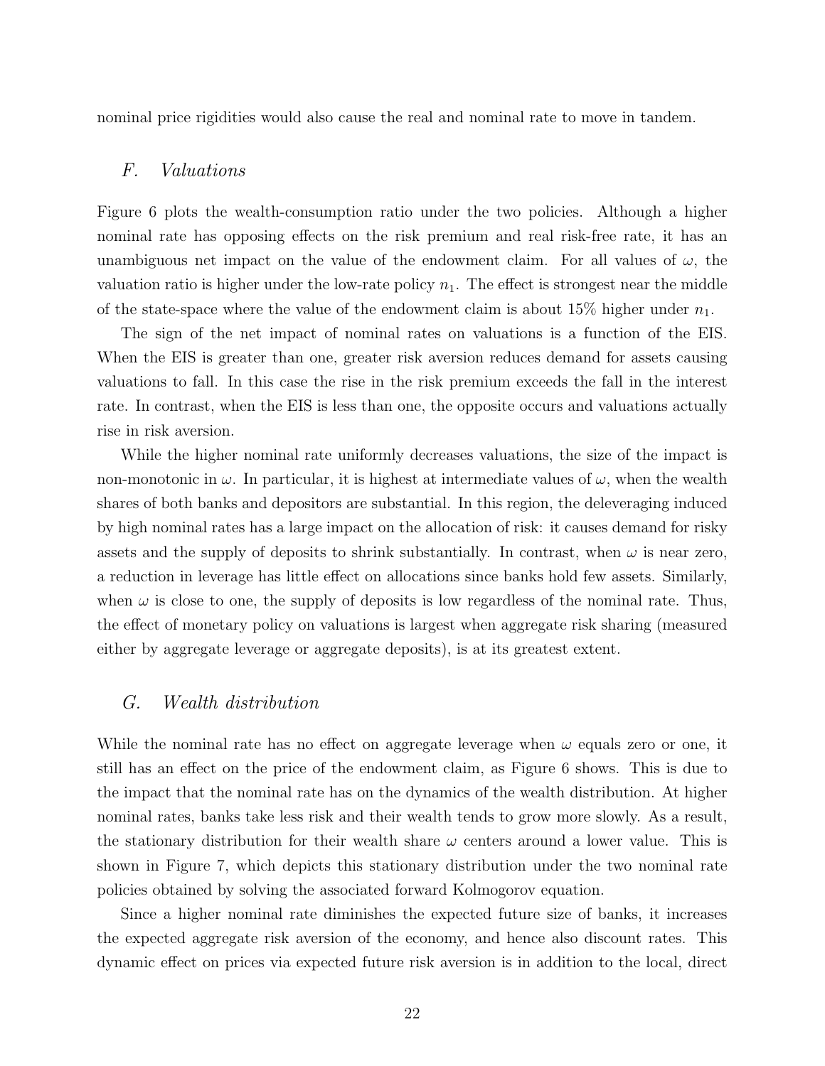nominal price rigidities would also cause the real and nominal rate to move in tandem.

## F. *Valuations*

Figure 6 plots the wealth-consumption ratio under the two policies. Although a higher nominal rate has opposing effects on the risk premium and real risk-free rate, it has an unambiguous net impact on the value of the endowment claim. For all values of $\omega$, the valuation ratio is higher under the low-rate policy $n_1$. The effect is strongest near the middle of the state-space where the value of the endowment claim is about 15% higher under $n_1$.

The sign of the net impact of nominal rates on valuations is a function of the EIS. When the EIS is greater than one, greater risk aversion reduces demand for assets causing valuations to fall. In this case the rise in the risk premium exceeds the fall in the interest rate. In contrast, when the EIS is less than one, the opposite occurs and valuations actually rise in risk aversion.

While the higher nominal rate uniformly decreases valuations, the size of the impact is non-monotonic in $\omega$. In particular, it is highest at intermediate values of $\omega$, when the wealth shares of both banks and depositors are substantial. In this region, the deleveraging induced by high nominal rates has a large impact on the allocation of risk: it causes demand for risky assets and the supply of deposits to shrink substantially. In contrast, when $\omega$ is near zero, a reduction in leverage has little effect on allocations since banks hold few assets. Similarly, when $\omega$ is close to one, the supply of deposits is low regardless of the nominal rate. Thus, the effect of monetary policy on valuations is largest when aggregate risk sharing (measured either by aggregate leverage or aggregate deposits), is at its greatest extent.

## G. *Wealth distribution*

While the nominal rate has no effect on aggregate leverage when $\omega$ equals zero or one, it still has an effect on the price of the endowment claim, as Figure 6 shows. This is due to the impact that the nominal rate has on the dynamics of the wealth distribution. At higher nominal rates, banks take less risk and their wealth tends to grow more slowly. As a result, the stationary distribution for their wealth share $\omega$ centers around a lower value. This is shown in Figure 7, which depicts this stationary distribution under the two nominal rate policies obtained by solving the associated forward Kolmogorov equation.

Since a higher nominal rate diminishes the expected future size of banks, it increases the expected aggregate risk aversion of the economy, and hence also discount rates. This dynamic effect on prices via expected future risk aversion is in addition to the local, direct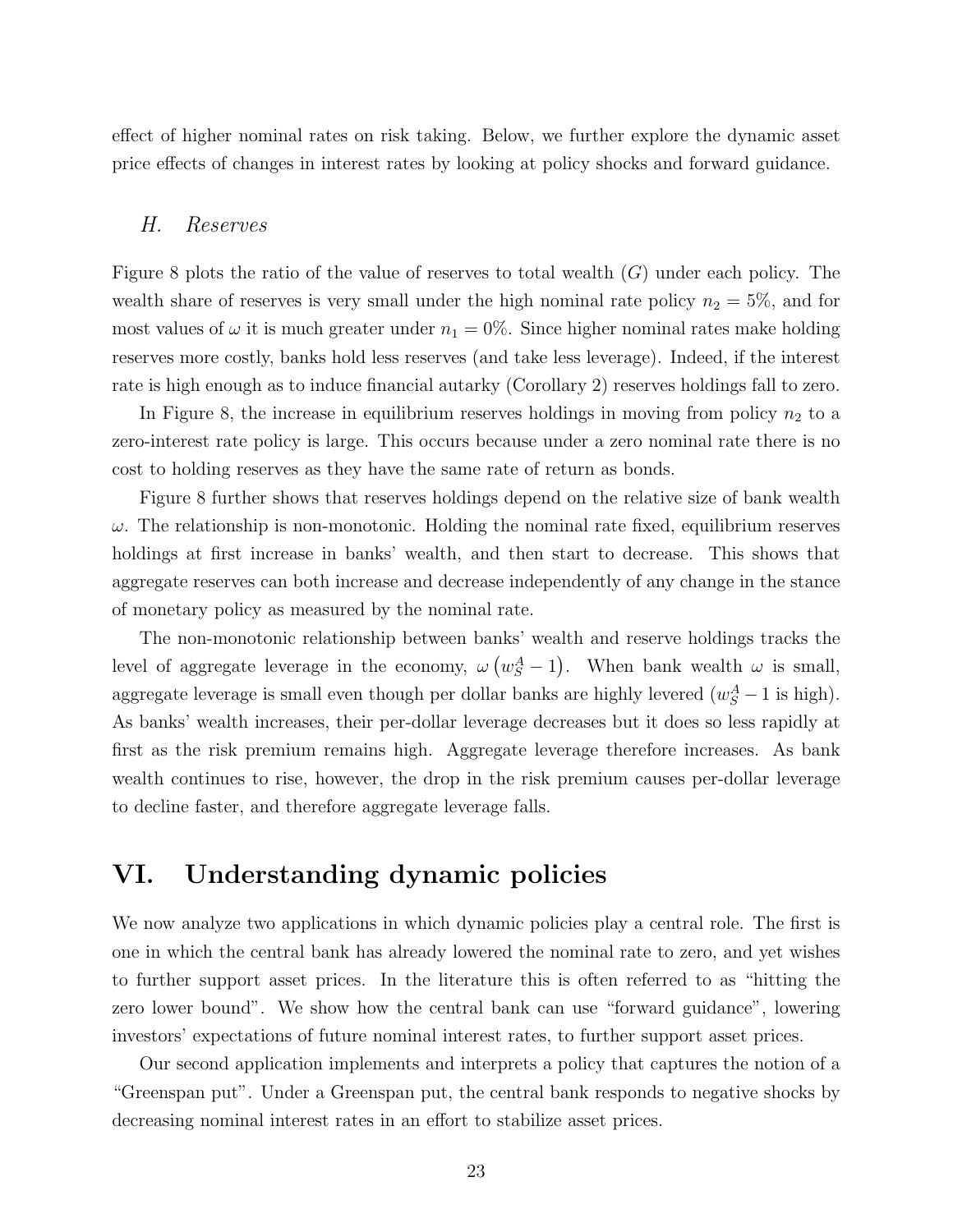effect of higher nominal rates on risk taking. Below, we further explore the dynamic asset price effects of changes in interest rates by looking at policy shocks and forward guidance.

### *H. Reserves*

Figure 8 plots the ratio of the value of reserves to total wealth ($G$) under each policy. The wealth share of reserves is very small under the high nominal rate policy $n_2 = 5\%$, and for most values of $\omega$ it is much greater under $n_1 = 0\%$. Since higher nominal rates make holding reserves more costly, banks hold less reserves (and take less leverage). Indeed, if the interest rate is high enough as to induce financial autarky (Corollary 2) reserves holdings fall to zero.

In Figure 8, the increase in equilibrium reserves holdings in moving from policy $n_2$ to a zero-interest rate policy is large. This occurs because under a zero nominal rate there is no cost to holding reserves as they have the same rate of return as bonds.

Figure 8 further shows that reserves holdings depend on the relative size of bank wealth $\omega$. The relationship is non-monotonic. Holding the nominal rate fixed, equilibrium reserves holdings at first increase in banks' wealth, and then start to decrease. This shows that aggregate reserves can both increase and decrease independently of any change in the stance of monetary policy as measured by the nominal rate.

The non-monotonic relationship between banks' wealth and reserve holdings tracks the level of aggregate leverage in the economy, $\omega\left(w_S^A - 1\right)$. When bank wealth $\omega$ is small, aggregate leverage is small even though per dollar banks are highly levered ($w_S^A - 1$ is high). As banks' wealth increases, their per-dollar leverage decreases but it does so less rapidly at first as the risk premium remains high. Aggregate leverage therefore increases. As bank wealth continues to rise, however, the drop in the risk premium causes per-dollar leverage to decline faster, and therefore aggregate leverage falls.

# VI. Understanding dynamic policies

We now analyze two applications in which dynamic policies play a central role. The first is one in which the central bank has already lowered the nominal rate to zero, and yet wishes to further support asset prices. In the literature this is often referred to as "hitting the zero lower bound". We show how the central bank can use "forward guidance", lowering investors' expectations of future nominal interest rates, to further support asset prices.

Our second application implements and interprets a policy that captures the notion of a "Greenspan put". Under a Greenspan put, the central bank responds to negative shocks by decreasing nominal interest rates in an effort to stabilize asset prices.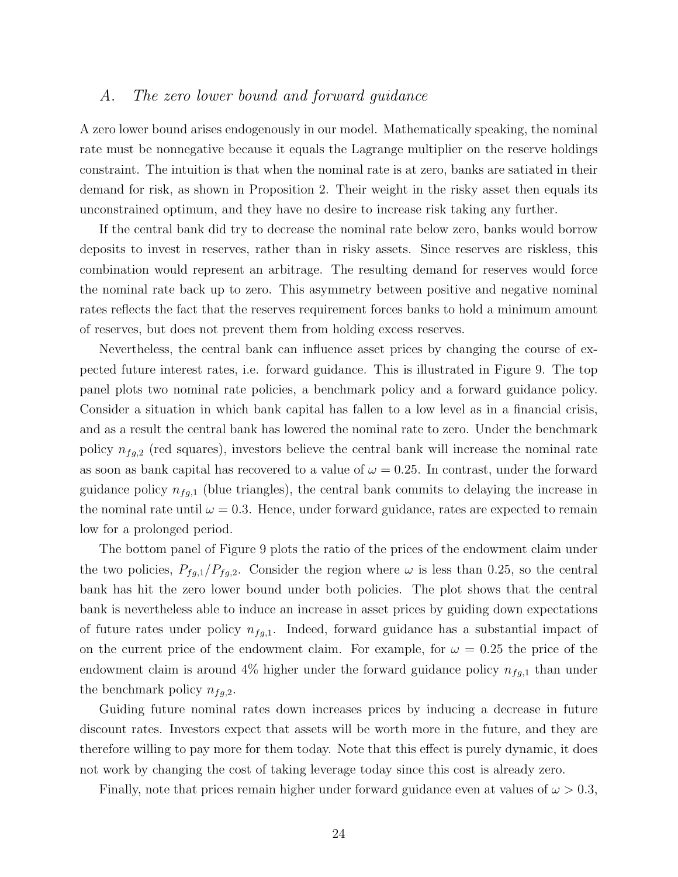### *A. The zero lower bound and forward guidance*

A zero lower bound arises endogenously in our model. Mathematically speaking, the nominal rate must be nonnegative because it equals the Lagrange multiplier on the reserve holdings constraint. The intuition is that when the nominal rate is at zero, banks are satiated in their demand for risk, as shown in Proposition 2. Their weight in the risky asset then equals its unconstrained optimum, and they have no desire to increase risk taking any further.

If the central bank did try to decrease the nominal rate below zero, banks would borrow deposits to invest in reserves, rather than in risky assets. Since reserves are riskless, this combination would represent an arbitrage. The resulting demand for reserves would force the nominal rate back up to zero. This asymmetry between positive and negative nominal rates reflects the fact that the reserves requirement forces banks to hold a minimum amount of reserves, but does not prevent them from holding excess reserves.

Nevertheless, the central bank can influence asset prices by changing the course of expected future interest rates, i.e. forward guidance. This is illustrated in Figure 9. The top panel plots two nominal rate policies, a benchmark policy and a forward guidance policy. Consider a situation in which bank capital has fallen to a low level as in a financial crisis, and as a result the central bank has lowered the nominal rate to zero. Under the benchmark policy $n_{fg,2}$ (red squares), investors believe the central bank will increase the nominal rate as soon as bank capital has recovered to a value of $\omega = 0.25$. In contrast, under the forward guidance policy $n_{fg,1}$ (blue triangles), the central bank commits to delaying the increase in the nominal rate until $\omega = 0.3$. Hence, under forward guidance, rates are expected to remain low for a prolonged period.

The bottom panel of Figure 9 plots the ratio of the prices of the endowment claim under the two policies, $P_{fg,1}/P_{fg,2}$. Consider the region where $\omega$ is less than 0.25, so the central bank has hit the zero lower bound under both policies. The plot shows that the central bank is nevertheless able to induce an increase in asset prices by guiding down expectations of future rates under policy $n_{fg,1}$. Indeed, forward guidance has a substantial impact of on the current price of the endowment claim. For example, for $\omega = 0.25$ the price of the endowment claim is around 4% higher under the forward guidance policy $n_{fg,1}$ than under the benchmark policy $n_{fg,2}$.

Guiding future nominal rates down increases prices by inducing a decrease in future discount rates. Investors expect that assets will be worth more in the future, and they are therefore willing to pay more for them today. Note that this effect is purely dynamic, it does not work by changing the cost of taking leverage today since this cost is already zero.

Finally, note that prices remain higher under forward guidance even at values of $\omega > 0.3$,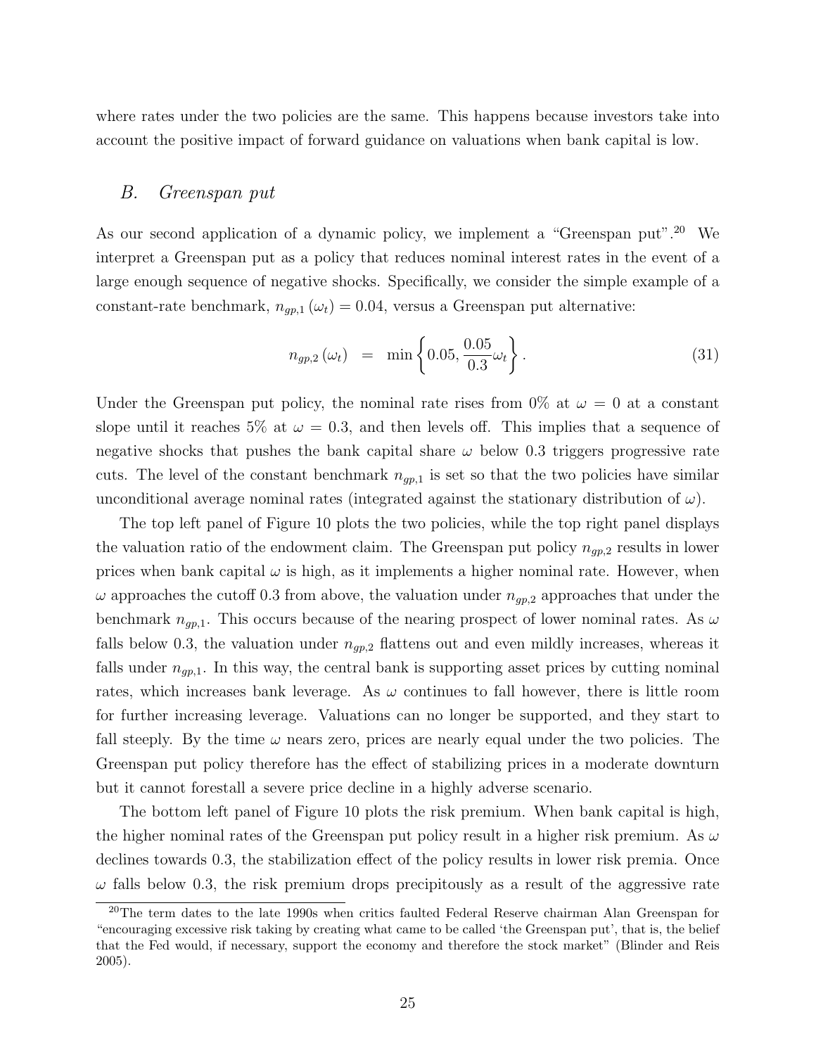where rates under the two policies are the same. This happens because investors take into account the positive impact of forward guidance on valuations when bank capital is low.

## *B. Greenspan put*

As our second application of a dynamic policy, we implement a "Greenspan put".[20] We interpret a Greenspan put as a policy that reduces nominal interest rates in the event of a large enough sequence of negative shocks. Specifically, we consider the simple example of a constant-rate benchmark, $n_{gp,1}(\omega_t) = 0.04$, versus a Greenspan put alternative:

$$n_{gp,2}(\omega_t) \;=\; \min\left\{0.05, \frac{0.05}{0.3}\omega_t\right\}. \tag{31}$$

Under the Greenspan put policy, the nominal rate rises from 0% at $\omega = 0$ at a constant slope until it reaches 5% at $\omega = 0.3$, and then levels off. This implies that a sequence of negative shocks that pushes the bank capital share $\omega$ below 0.3 triggers progressive rate cuts. The level of the constant benchmark $n_{gp,1}$ is set so that the two policies have similar unconditional average nominal rates (integrated against the stationary distribution of $\omega$).

The top left panel of Figure 10 plots the two policies, while the top right panel displays the valuation ratio of the endowment claim. The Greenspan put policy $n_{gp,2}$ results in lower prices when bank capital $\omega$ is high, as it implements a higher nominal rate. However, when $\omega$ approaches the cutoff 0.3 from above, the valuation under $n_{gp,2}$ approaches that under the benchmark $n_{gp,1}$. This occurs because of the nearing prospect of lower nominal rates. As $\omega$ falls below 0.3, the valuation under $n_{gp,2}$ flattens out and even mildly increases, whereas it falls under $n_{gp,1}$. In this way, the central bank is supporting asset prices by cutting nominal rates, which increases bank leverage. As $\omega$ continues to fall however, there is little room for further increasing leverage. Valuations can no longer be supported, and they start to fall steeply. By the time $\omega$ nears zero, prices are nearly equal under the two policies. The Greenspan put policy therefore has the effect of stabilizing prices in a moderate downturn but it cannot forestall a severe price decline in a highly adverse scenario.

The bottom left panel of Figure 10 plots the risk premium. When bank capital is high, the higher nominal rates of the Greenspan put policy result in a higher risk premium. As $\omega$ declines towards 0.3, the stabilization effect of the policy results in lower risk premia. Once $\omega$ falls below 0.3, the risk premium drops precipitously as a result of the aggressive rate

[20] The term dates to the late 1990s when critics faulted Federal Reserve chairman Alan Greenspan for "encouraging excessive risk taking by creating what came to be called 'the Greenspan put', that is, the belief that the Fed would, if necessary, support the economy and therefore the stock market" (Blinder and Reis 2005).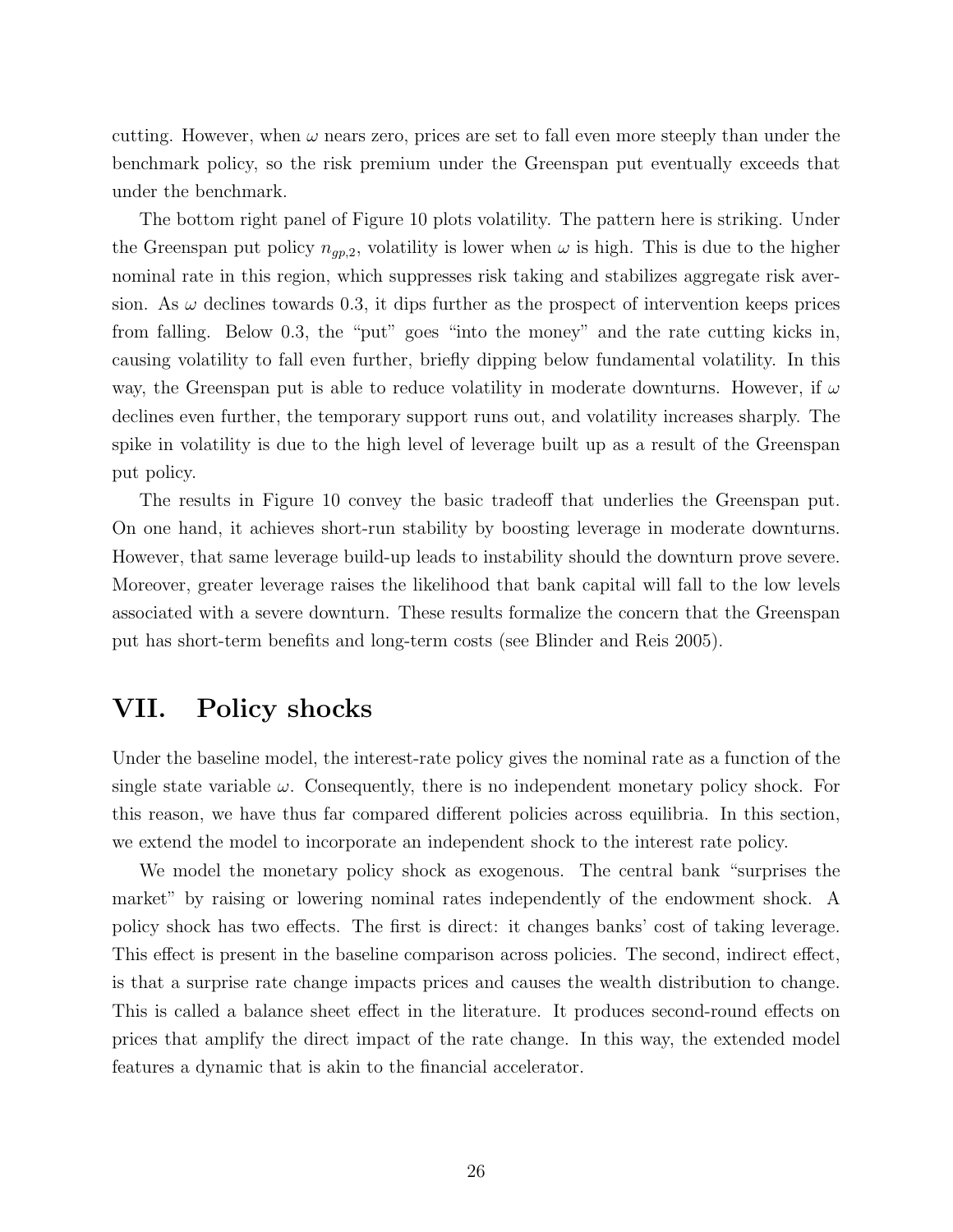cutting. However, when $\omega$ nears zero, prices are set to fall even more steeply than under the benchmark policy, so the risk premium under the Greenspan put eventually exceeds that under the benchmark.

The bottom right panel of Figure 10 plots volatility. The pattern here is striking. Under the Greenspan put policy $n_{gp,2}$, volatility is lower when $\omega$ is high. This is due to the higher nominal rate in this region, which suppresses risk taking and stabilizes aggregate risk aversion. As $\omega$ declines towards 0.3, it dips further as the prospect of intervention keeps prices from falling. Below 0.3, the "put" goes "into the money" and the rate cutting kicks in, causing volatility to fall even further, briefly dipping below fundamental volatility. In this way, the Greenspan put is able to reduce volatility in moderate downturns. However, if $\omega$ declines even further, the temporary support runs out, and volatility increases sharply. The spike in volatility is due to the high level of leverage built up as a result of the Greenspan put policy.

The results in Figure 10 convey the basic tradeoff that underlies the Greenspan put. On one hand, it achieves short-run stability by boosting leverage in moderate downturns. However, that same leverage build-up leads to instability should the downturn prove severe. Moreover, greater leverage raises the likelihood that bank capital will fall to the low levels associated with a severe downturn. These results formalize the concern that the Greenspan put has short-term benefits and long-term costs (see Blinder and Reis 2005).

# VII. Policy shocks

Under the baseline model, the interest-rate policy gives the nominal rate as a function of the single state variable $\omega$. Consequently, there is no independent monetary policy shock. For this reason, we have thus far compared different policies across equilibria. In this section, we extend the model to incorporate an independent shock to the interest rate policy.

We model the monetary policy shock as exogenous. The central bank "surprises the market" by raising or lowering nominal rates independently of the endowment shock. A policy shock has two effects. The first is direct: it changes banks' cost of taking leverage. This effect is present in the baseline comparison across policies. The second, indirect effect, is that a surprise rate change impacts prices and causes the wealth distribution to change. This is called a balance sheet effect in the literature. It produces second-round effects on prices that amplify the direct impact of the rate change. In this way, the extended model features a dynamic that is akin to the financial accelerator.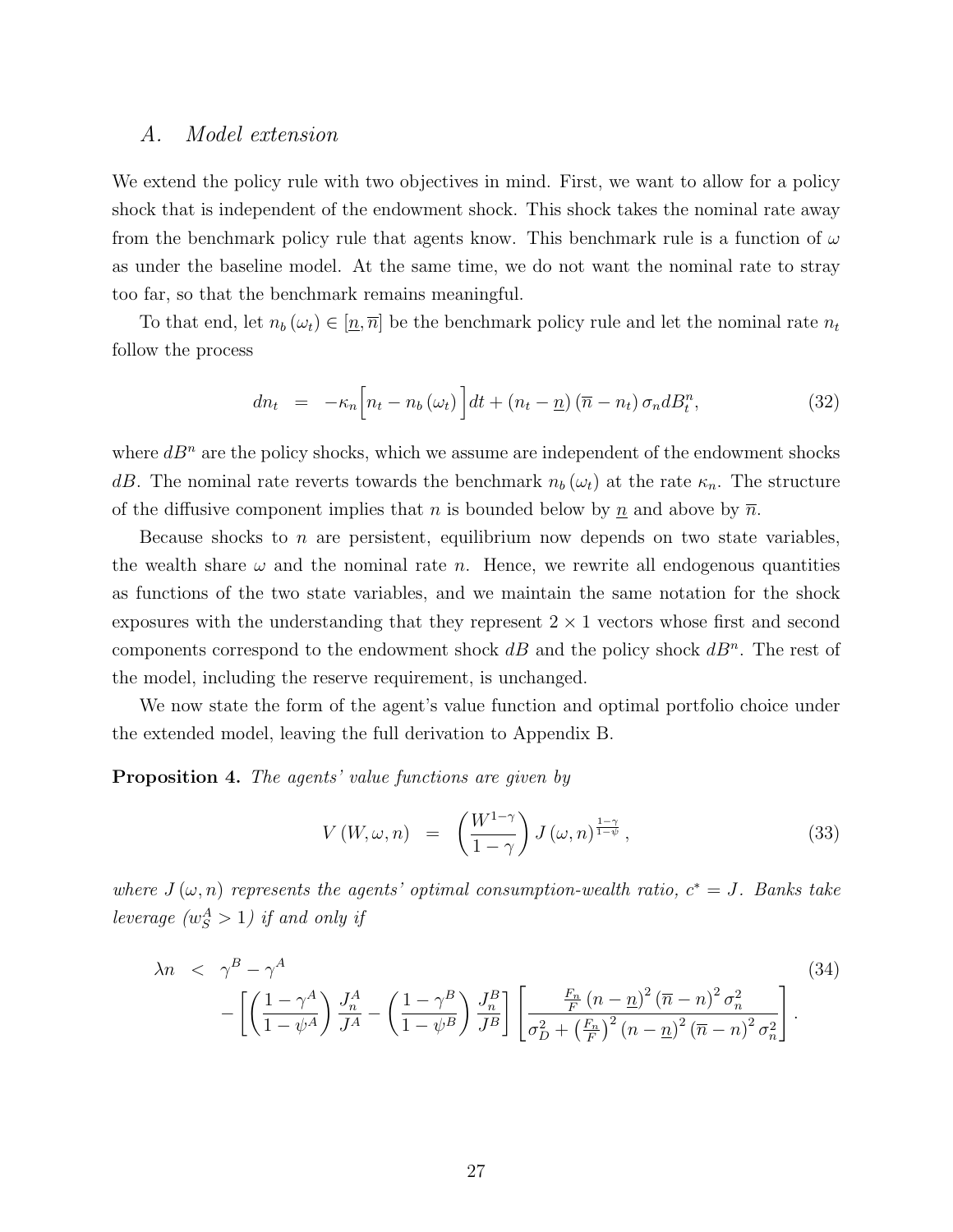### A. *Model extension*

We extend the policy rule with two objectives in mind. First, we want to allow for a policy shock that is independent of the endowment shock. This shock takes the nominal rate away from the benchmark policy rule that agents know. This benchmark rule is a function of $\omega$ as under the baseline model. At the same time, we do not want the nominal rate to stray too far, so that the benchmark remains meaningful.

To that end, let $n_b(\omega_t) \in [\underline{n}, \overline{n}]$ be the benchmark policy rule and let the nominal rate $n_t$ follow the process

$$dn_t = -\kappa_n \Big[ n_t - n_b(\omega_t) \Big] dt + (n_t - \underline{n})(\overline{n} - n_t)\, \sigma_n dB_t^n, \tag{32}$$

where $dB^n$ are the policy shocks, which we assume are independent of the endowment shocks $dB$. The nominal rate reverts towards the benchmark $n_b(\omega_t)$ at the rate $\kappa_n$. The structure of the diffusive component implies that $n$ is bounded below by $\underline{n}$ and above by $\overline{n}$.

Because shocks to $n$ are persistent, equilibrium now depends on two state variables, the wealth share $\omega$ and the nominal rate $n$. Hence, we rewrite all endogenous quantities as functions of the two state variables, and we maintain the same notation for the shock exposures with the understanding that they represent $2 \times 1$ vectors whose first and second components correspond to the endowment shock $dB$ and the policy shock $dB^n$. The rest of the model, including the reserve requirement, is unchanged.

We now state the form of the agent's value function and optimal portfolio choice under the extended model, leaving the full derivation to Appendix B.

**Proposition 4.** *The agents' value functions are given by*

$$V(W, \omega, n) = \left( \frac{W^{1-\gamma}}{1-\gamma} \right) J(\omega, n)^{\frac{1-\gamma}{1-\psi}}, \tag{33}$$

*where $J(\omega, n)$ represents the agents' optimal consumption-wealth ratio, $c^* = J$. Banks take leverage ($w_S^A > 1$) if and only if*

$$\begin{aligned} \lambda n \;<\; & \gamma^B - \gamma^A \\ & - \left[ \left( \frac{1-\gamma^A}{1-\psi^A} \right) \frac{J_n^A}{J^A} - \left( \frac{1-\gamma^B}{1-\psi^B} \right) \frac{J_n^B}{J^B} \right] \left[ \frac{\frac{F_n}{F} (n - \underline{n})^2 (\overline{n} - n)^2 \sigma_n^2}{\sigma_D^2 + \left(\frac{F_n}{F}\right)^2 (n - \underline{n})^2 (\overline{n} - n)^2 \sigma_n^2} \right]. \end{aligned} \tag{34}$$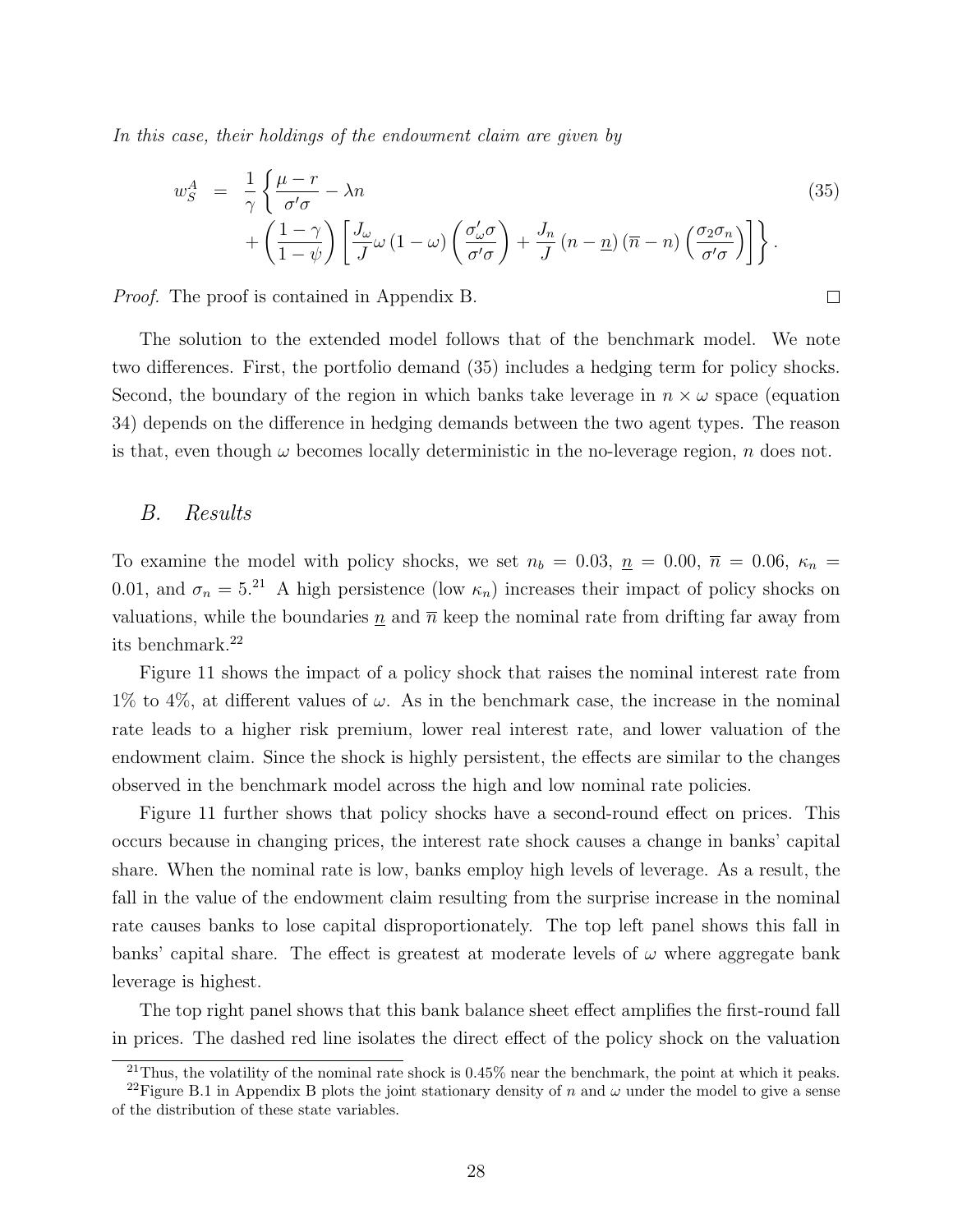*In this case, their holdings of the endowment claim are given by*

$$
\begin{aligned}
w_S^A &= \frac{1}{\gamma}\left\{\frac{\mu - r}{\sigma'\sigma} - \lambda n \right. \\
&\quad \left. + \left(\frac{1-\gamma}{1-\psi}\right)\left[\frac{J_\omega}{J}\omega\left(1-\omega\right)\left(\frac{\sigma_\omega'\sigma}{\sigma'\sigma}\right) + \frac{J_n}{J}\left(n - \underline{n}\right)\left(\overline{n} - n\right)\left(\frac{\sigma_2\sigma_n}{\sigma'\sigma}\right)\right]\right\}.
\end{aligned} \tag{35}
$$

*Proof.* The proof is contained in Appendix B. □

The solution to the extended model follows that of the benchmark model. We note two differences. First, the portfolio demand (35) includes a hedging term for policy shocks. Second, the boundary of the region in which banks take leverage in $n \times \omega$ space (equation 34) depends on the difference in hedging demands between the two agent types. The reason is that, even though $\omega$ becomes locally deterministic in the no-leverage region, $n$ does not.

## B. *Results*

To examine the model with policy shocks, we set $n_b = 0.03$, $\underline{n} = 0.00$, $\overline{n} = 0.06$, $\kappa_n = 0.01$, and $\sigma_n = 5$.[21] A high persistence (low $\kappa_n$) increases their impact of policy shocks on valuations, while the boundaries $\underline{n}$ and $\overline{n}$ keep the nominal rate from drifting far away from its benchmark.[22]

Figure 11 shows the impact of a policy shock that raises the nominal interest rate from 1% to 4%, at different values of $\omega$. As in the benchmark case, the increase in the nominal rate leads to a higher risk premium, lower real interest rate, and lower valuation of the endowment claim. Since the shock is highly persistent, the effects are similar to the changes observed in the benchmark model across the high and low nominal rate policies.

Figure 11 further shows that policy shocks have a second-round effect on prices. This occurs because in changing prices, the interest rate shock causes a change in banks' capital share. When the nominal rate is low, banks employ high levels of leverage. As a result, the fall in the value of the endowment claim resulting from the surprise increase in the nominal rate causes banks to lose capital disproportionately. The top left panel shows this fall in banks' capital share. The effect is greatest at moderate levels of $\omega$ where aggregate bank leverage is highest.

The top right panel shows that this bank balance sheet effect amplifies the first-round fall in prices. The dashed red line isolates the direct effect of the policy shock on the valuation

[21] Thus, the volatility of the nominal rate shock is 0.45% near the benchmark, the point at which it peaks.

[22] Figure B.1 in Appendix B plots the joint stationary density of $n$ and $\omega$ under the model to give a sense of the distribution of these state variables.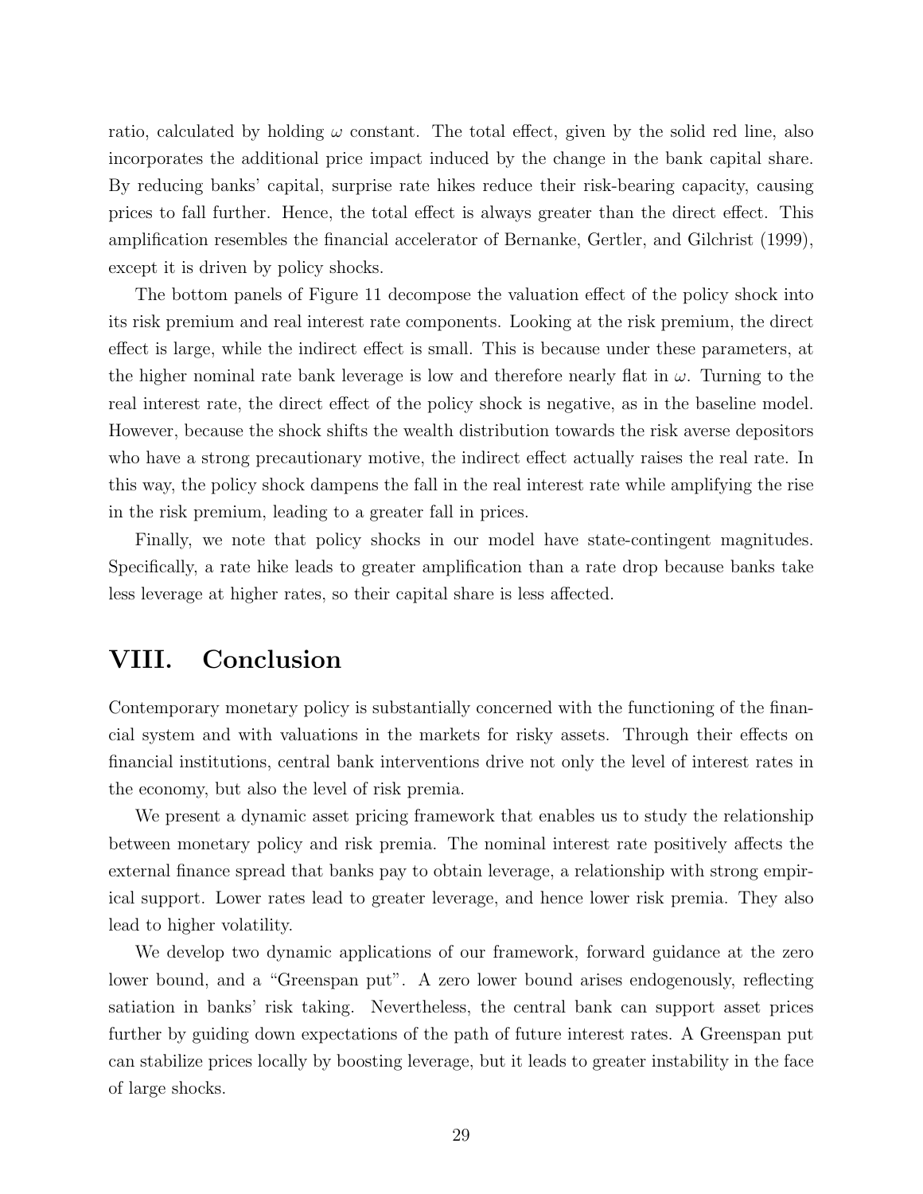ratio, calculated by holding $\omega$ constant. The total effect, given by the solid red line, also incorporates the additional price impact induced by the change in the bank capital share. By reducing banks' capital, surprise rate hikes reduce their risk-bearing capacity, causing prices to fall further. Hence, the total effect is always greater than the direct effect. This amplification resembles the financial accelerator of Bernanke, Gertler, and Gilchrist (1999), except it is driven by policy shocks.

The bottom panels of Figure 11 decompose the valuation effect of the policy shock into its risk premium and real interest rate components. Looking at the risk premium, the direct effect is large, while the indirect effect is small. This is because under these parameters, at the higher nominal rate bank leverage is low and therefore nearly flat in $\omega$. Turning to the real interest rate, the direct effect of the policy shock is negative, as in the baseline model. However, because the shock shifts the wealth distribution towards the risk averse depositors who have a strong precautionary motive, the indirect effect actually raises the real rate. In this way, the policy shock dampens the fall in the real interest rate while amplifying the rise in the risk premium, leading to a greater fall in prices.

Finally, we note that policy shocks in our model have state-contingent magnitudes. Specifically, a rate hike leads to greater amplification than a rate drop because banks take less leverage at higher rates, so their capital share is less affected.

# VIII. Conclusion

Contemporary monetary policy is substantially concerned with the functioning of the financial system and with valuations in the markets for risky assets. Through their effects on financial institutions, central bank interventions drive not only the level of interest rates in the economy, but also the level of risk premia.

We present a dynamic asset pricing framework that enables us to study the relationship between monetary policy and risk premia. The nominal interest rate positively affects the external finance spread that banks pay to obtain leverage, a relationship with strong empirical support. Lower rates lead to greater leverage, and hence lower risk premia. They also lead to higher volatility.

We develop two dynamic applications of our framework, forward guidance at the zero lower bound, and a "Greenspan put". A zero lower bound arises endogenously, reflecting satiation in banks' risk taking. Nevertheless, the central bank can support asset prices further by guiding down expectations of the path of future interest rates. A Greenspan put can stabilize prices locally by boosting leverage, but it leads to greater instability in the face of large shocks.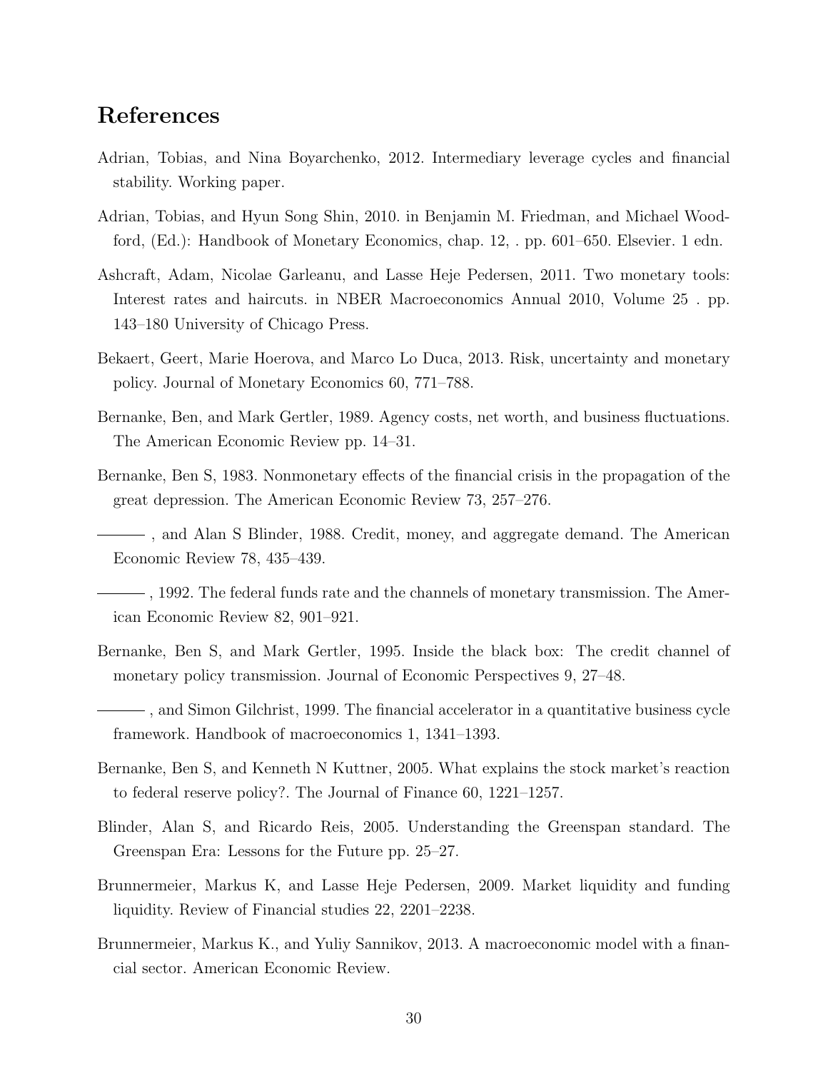# References

Adrian, Tobias, and Nina Boyarchenko, 2012. Intermediary leverage cycles and financial stability. Working paper.

Adrian, Tobias, and Hyun Song Shin, 2010. in Benjamin M. Friedman, and Michael Woodford, (Ed.): Handbook of Monetary Economics, chap. 12, . pp. 601–650. Elsevier. 1 edn.

Ashcraft, Adam, Nicolae Garleanu, and Lasse Heje Pedersen, 2011. Two monetary tools: Interest rates and haircuts. in NBER Macroeconomics Annual 2010, Volume 25 . pp. 143–180 University of Chicago Press.

Bekaert, Geert, Marie Hoerova, and Marco Lo Duca, 2013. Risk, uncertainty and monetary policy. Journal of Monetary Economics 60, 771–788.

Bernanke, Ben, and Mark Gertler, 1989. Agency costs, net worth, and business fluctuations. The American Economic Review pp. 14–31.

Bernanke, Ben S, 1983. Nonmonetary effects of the financial crisis in the propagation of the great depression. The American Economic Review 73, 257–276.

——— , and Alan S Blinder, 1988. Credit, money, and aggregate demand. The American Economic Review 78, 435–439.

——— , 1992. The federal funds rate and the channels of monetary transmission. The American Economic Review 82, 901–921.

Bernanke, Ben S, and Mark Gertler, 1995. Inside the black box: The credit channel of monetary policy transmission. Journal of Economic Perspectives 9, 27–48.

——— , and Simon Gilchrist, 1999. The financial accelerator in a quantitative business cycle framework. Handbook of macroeconomics 1, 1341–1393.

Bernanke, Ben S, and Kenneth N Kuttner, 2005. What explains the stock market's reaction to federal reserve policy?. The Journal of Finance 60, 1221–1257.

Blinder, Alan S, and Ricardo Reis, 2005. Understanding the Greenspan standard. The Greenspan Era: Lessons for the Future pp. 25–27.

Brunnermeier, Markus K, and Lasse Heje Pedersen, 2009. Market liquidity and funding liquidity. Review of Financial studies 22, 2201–2238.

Brunnermeier, Markus K., and Yuliy Sannikov, 2013. A macroeconomic model with a financial sector. American Economic Review.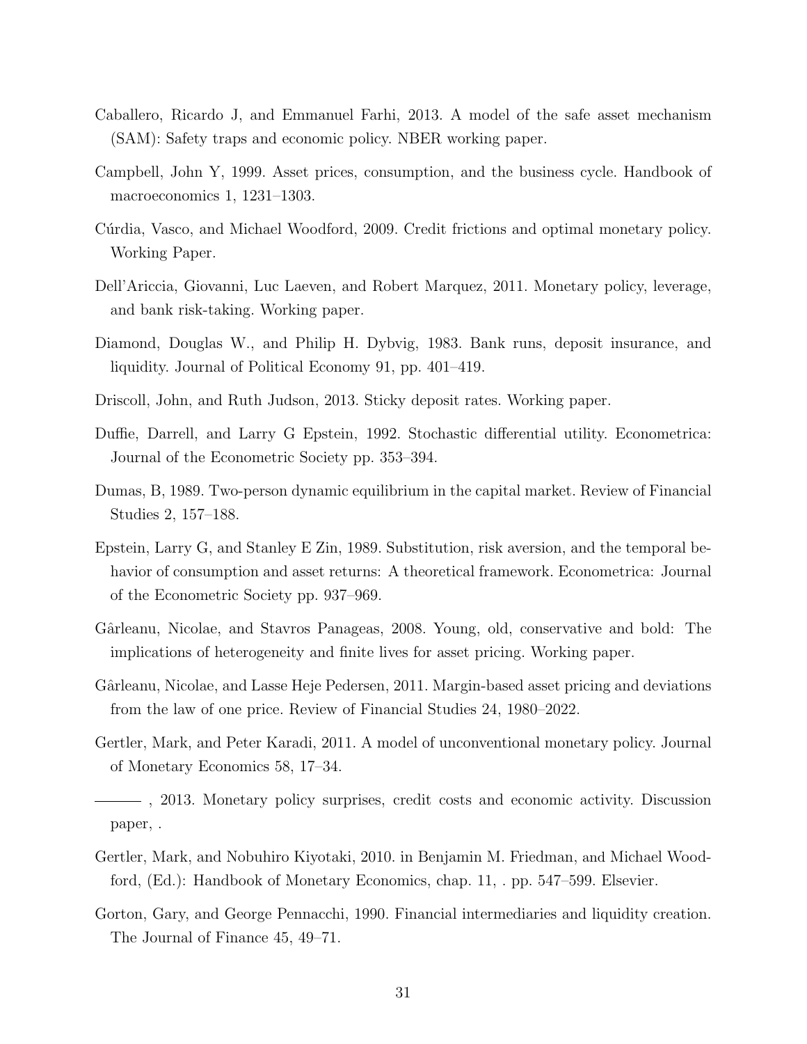Caballero, Ricardo J, and Emmanuel Farhi, 2013. A model of the safe asset mechanism (SAM): Safety traps and economic policy. NBER working paper.

Campbell, John Y, 1999. Asset prices, consumption, and the business cycle. Handbook of macroeconomics 1, 1231–1303.

Cúrdia, Vasco, and Michael Woodford, 2009. Credit frictions and optimal monetary policy. Working Paper.

Dell'Ariccia, Giovanni, Luc Laeven, and Robert Marquez, 2011. Monetary policy, leverage, and bank risk-taking. Working paper.

Diamond, Douglas W., and Philip H. Dybvig, 1983. Bank runs, deposit insurance, and liquidity. Journal of Political Economy 91, pp. 401–419.

Driscoll, John, and Ruth Judson, 2013. Sticky deposit rates. Working paper.

Duffie, Darrell, and Larry G Epstein, 1992. Stochastic differential utility. Econometrica: Journal of the Econometric Society pp. 353–394.

Dumas, B, 1989. Two-person dynamic equilibrium in the capital market. Review of Financial Studies 2, 157–188.

Epstein, Larry G, and Stanley E Zin, 1989. Substitution, risk aversion, and the temporal behavior of consumption and asset returns: A theoretical framework. Econometrica: Journal of the Econometric Society pp. 937–969.

Gârleanu, Nicolae, and Stavros Panageas, 2008. Young, old, conservative and bold: The implications of heterogeneity and finite lives for asset pricing. Working paper.

Gârleanu, Nicolae, and Lasse Heje Pedersen, 2011. Margin-based asset pricing and deviations from the law of one price. Review of Financial Studies 24, 1980–2022.

Gertler, Mark, and Peter Karadi, 2011. A model of unconventional monetary policy. Journal of Monetary Economics 58, 17–34.

———, 2013. Monetary policy surprises, credit costs and economic activity. Discussion paper, .

Gertler, Mark, and Nobuhiro Kiyotaki, 2010. in Benjamin M. Friedman, and Michael Woodford, (Ed.): Handbook of Monetary Economics, chap. 11, . pp. 547–599. Elsevier.

Gorton, Gary, and George Pennacchi, 1990. Financial intermediaries and liquidity creation. The Journal of Finance 45, 49–71.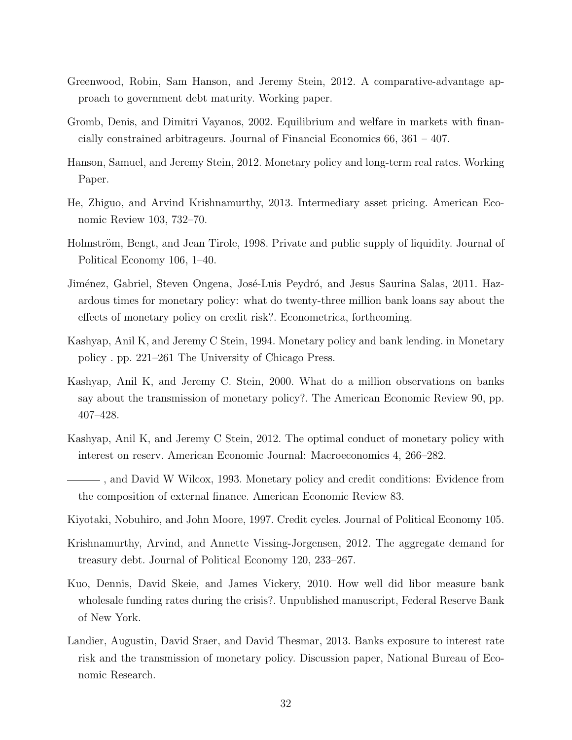Greenwood, Robin, Sam Hanson, and Jeremy Stein, 2012. A comparative-advantage approach to government debt maturity. Working paper.

Gromb, Denis, and Dimitri Vayanos, 2002. Equilibrium and welfare in markets with financially constrained arbitrageurs. Journal of Financial Economics 66, 361 – 407.

Hanson, Samuel, and Jeremy Stein, 2012. Monetary policy and long-term real rates. Working Paper.

He, Zhiguo, and Arvind Krishnamurthy, 2013. Intermediary asset pricing. American Economic Review 103, 732–70.

Holmström, Bengt, and Jean Tirole, 1998. Private and public supply of liquidity. Journal of Political Economy 106, 1–40.

Jiménez, Gabriel, Steven Ongena, José-Luis Peydró, and Jesus Saurina Salas, 2011. Hazardous times for monetary policy: what do twenty-three million bank loans say about the effects of monetary policy on credit risk?. Econometrica, forthcoming.

Kashyap, Anil K, and Jeremy C Stein, 1994. Monetary policy and bank lending. in Monetary policy . pp. 221–261 The University of Chicago Press.

Kashyap, Anil K, and Jeremy C. Stein, 2000. What do a million observations on banks say about the transmission of monetary policy?. The American Economic Review 90, pp. 407–428.

Kashyap, Anil K, and Jeremy C Stein, 2012. The optimal conduct of monetary policy with interest on reserv. American Economic Journal: Macroeconomics 4, 266–282.

———, and David W Wilcox, 1993. Monetary policy and credit conditions: Evidence from the composition of external finance. American Economic Review 83.

Kiyotaki, Nobuhiro, and John Moore, 1997. Credit cycles. Journal of Political Economy 105.

Krishnamurthy, Arvind, and Annette Vissing-Jorgensen, 2012. The aggregate demand for treasury debt. Journal of Political Economy 120, 233–267.

Kuo, Dennis, David Skeie, and James Vickery, 2010. How well did libor measure bank wholesale funding rates during the crisis?. Unpublished manuscript, Federal Reserve Bank of New York.

Landier, Augustin, David Sraer, and David Thesmar, 2013. Banks exposure to interest rate risk and the transmission of monetary policy. Discussion paper, National Bureau of Economic Research.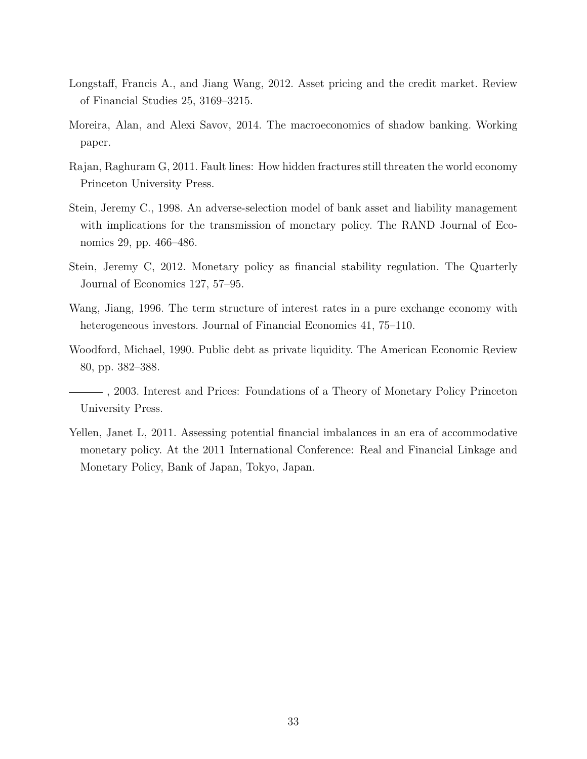Longstaff, Francis A., and Jiang Wang, 2012. Asset pricing and the credit market. Review of Financial Studies 25, 3169–3215.

Moreira, Alan, and Alexi Savov, 2014. The macroeconomics of shadow banking. Working paper.

Rajan, Raghuram G, 2011. Fault lines: How hidden fractures still threaten the world economy Princeton University Press.

Stein, Jeremy C., 1998. An adverse-selection model of bank asset and liability management with implications for the transmission of monetary policy. The RAND Journal of Economics 29, pp. 466–486.

Stein, Jeremy C, 2012. Monetary policy as financial stability regulation. The Quarterly Journal of Economics 127, 57–95.

Wang, Jiang, 1996. The term structure of interest rates in a pure exchange economy with heterogeneous investors. Journal of Financial Economics 41, 75–110.

Woodford, Michael, 1990. Public debt as private liquidity. The American Economic Review 80, pp. 382–388.

——— , 2003. Interest and Prices: Foundations of a Theory of Monetary Policy Princeton University Press.

Yellen, Janet L, 2011. Assessing potential financial imbalances in an era of accommodative monetary policy. At the 2011 International Conference: Real and Financial Linkage and Monetary Policy, Bank of Japan, Tokyo, Japan.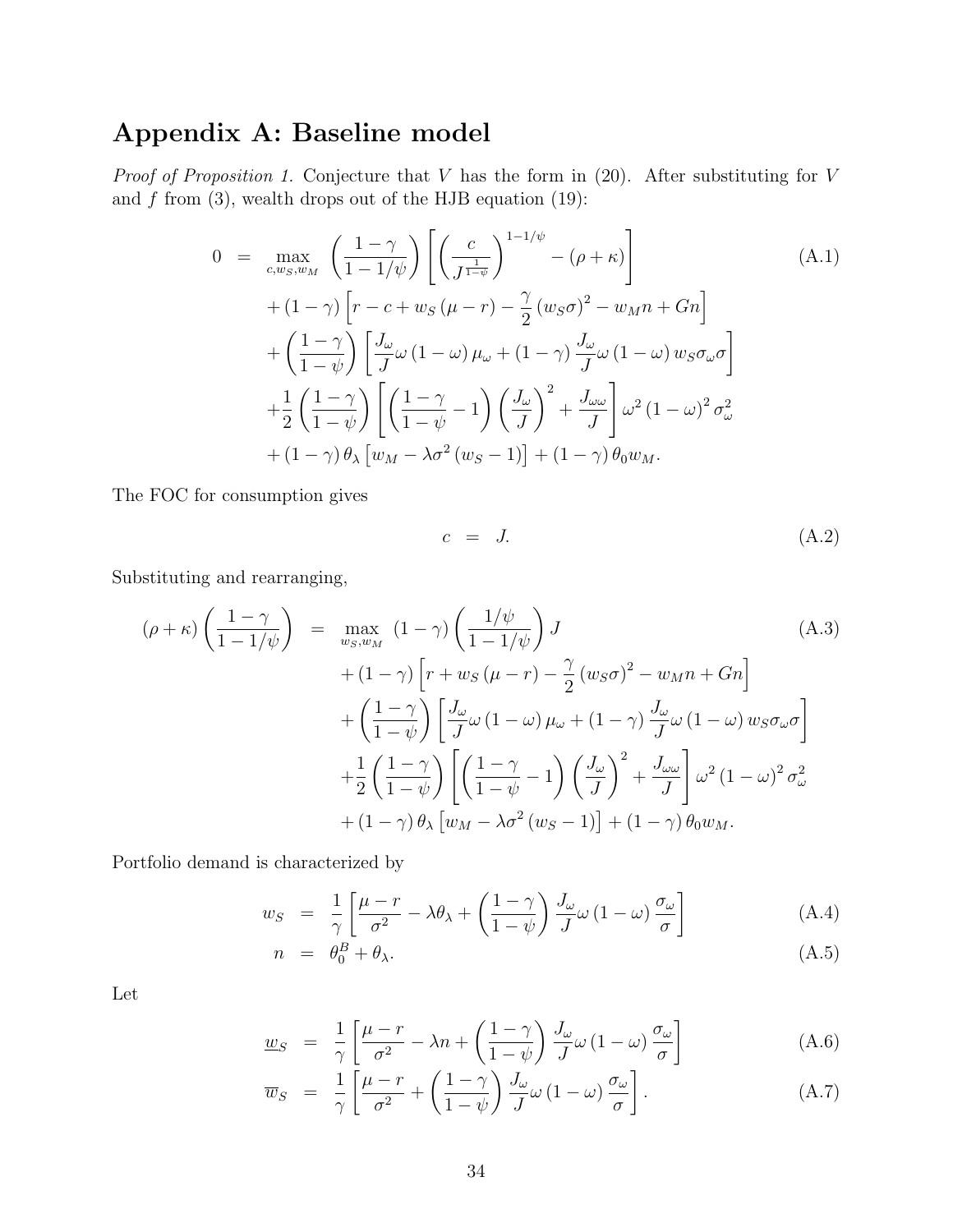# Appendix A: Baseline model

*Proof of Proposition 1.* Conjecture that $V$ has the form in (20). After substituting for $V$ and $f$ from (3), wealth drops out of the HJB equation (19):

$$
\begin{aligned}
0 \;=\; & \max_{c,w_S,w_M} \left(\frac{1-\gamma}{1-1/\psi}\right)\left[\left(\frac{c}{J^{\frac{1}{1-\psi}}}\right)^{1-1/\psi} - (\rho+\kappa)\right] \\
& + (1-\gamma)\left[r - c + w_S(\mu - r) - \frac{\gamma}{2}(w_S\sigma)^2 - w_M n + Gn\right] \\
& + \left(\frac{1-\gamma}{1-\psi}\right)\left[\frac{J_\omega}{J}\omega(1-\omega)\mu_\omega + (1-\gamma)\frac{J_\omega}{J}\omega(1-\omega)w_S\sigma_\omega\sigma\right] \\
& + \frac{1}{2}\left(\frac{1-\gamma}{1-\psi}\right)\left[\left(\frac{1-\gamma}{1-\psi}-1\right)\left(\frac{J_\omega}{J}\right)^2 + \frac{J_{\omega\omega}}{J}\right]\omega^2(1-\omega)^2\sigma_\omega^2 \\
& + (1-\gamma)\theta_\lambda\left[w_M - \lambda\sigma^2(w_S - 1)\right] + (1-\gamma)\theta_0 w_M.
\end{aligned}
\tag{A.1}
$$

The FOC for consumption gives

$$
c \;=\; J. \tag{A.2}
$$

Substituting and rearranging,

$$
\begin{aligned}
(\rho+\kappa)\left(\frac{1-\gamma}{1-1/\psi}\right) \;=\; & \max_{w_S,w_M} (1-\gamma)\left(\frac{1/\psi}{1-1/\psi}\right)J \\
& + (1-\gamma)\left[r + w_S(\mu - r) - \frac{\gamma}{2}(w_S\sigma)^2 - w_M n + Gn\right] \\
& + \left(\frac{1-\gamma}{1-\psi}\right)\left[\frac{J_\omega}{J}\omega(1-\omega)\mu_\omega + (1-\gamma)\frac{J_\omega}{J}\omega(1-\omega)w_S\sigma_\omega\sigma\right] \\
& + \frac{1}{2}\left(\frac{1-\gamma}{1-\psi}\right)\left[\left(\frac{1-\gamma}{1-\psi}-1\right)\left(\frac{J_\omega}{J}\right)^2 + \frac{J_{\omega\omega}}{J}\right]\omega^2(1-\omega)^2\sigma_\omega^2 \\
& + (1-\gamma)\theta_\lambda\left[w_M - \lambda\sigma^2(w_S - 1)\right] + (1-\gamma)\theta_0 w_M.
\end{aligned}
\tag{A.3}
$$

Portfolio demand is characterized by

$$
w_S \;=\; \frac{1}{\gamma}\left[\frac{\mu - r}{\sigma^2} - \lambda\theta_\lambda + \left(\frac{1-\gamma}{1-\psi}\right)\frac{J_\omega}{J}\omega(1-\omega)\frac{\sigma_\omega}{\sigma}\right] \tag{A.4}
$$

$$
n \;=\; \theta_0^B + \theta_\lambda. \tag{A.5}
$$

Let

$$
\underline{w}_S \;=\; \frac{1}{\gamma}\left[\frac{\mu - r}{\sigma^2} - \lambda n + \left(\frac{1-\gamma}{1-\psi}\right)\frac{J_\omega}{J}\omega(1-\omega)\frac{\sigma_\omega}{\sigma}\right] \tag{A.6}
$$

$$
\overline{w}_S \;=\; \frac{1}{\gamma}\left[\frac{\mu - r}{\sigma^2} + \left(\frac{1-\gamma}{1-\psi}\right)\frac{J_\omega}{J}\omega(1-\omega)\frac{\sigma_\omega}{\sigma}\right]. \tag{A.7}
$$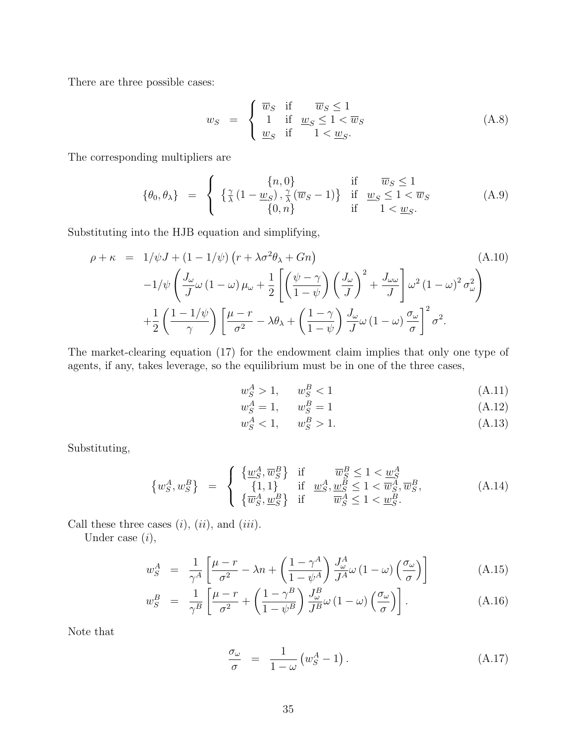There are three possible cases:

$$
w_S = \begin{cases} \overline{w}_S & \text{if} \quad \overline{w}_S \leq 1 \\ 1 & \text{if} \quad \underline{w}_S \leq 1 < \overline{w}_S \\ \underline{w}_S & \text{if} \quad 1 < \underline{w}_S. \end{cases} \tag{A.8}
$$

The corresponding multipliers are

$$
\{\theta_0, \theta_\lambda\} = \begin{cases} \{n, 0\} & \text{if} \quad \overline{w}_S \leq 1 \\ \left\{\frac{\gamma}{\lambda}\left(1 - \underline{w}_S\right), \frac{\gamma}{\lambda}\left(\overline{w}_S - 1\right)\right\} & \text{if} \quad \underline{w}_S \leq 1 < \overline{w}_S \\ \{0, n\} & \text{if} \quad 1 < \underline{w}_S. \end{cases} \tag{A.9}
$$

Substituting into the HJB equation and simplifying,

$$
\begin{aligned}
\rho + \kappa &= 1/\psi J + (1 - 1/\psi)\left(r + \lambda\sigma^2\theta_\lambda + Gn\right) \\
&\quad -1/\psi\left(\frac{J_\omega}{J}\omega\left(1-\omega\right)\mu_\omega + \frac{1}{2}\left[\left(\frac{\psi - \gamma}{1-\psi}\right)\left(\frac{J_\omega}{J}\right)^2 + \frac{J_{\omega\omega}}{J}\right]\omega^2\left(1-\omega\right)^2\sigma_\omega^2\right) \\
&\quad +\frac{1}{2}\left(\frac{1 - 1/\psi}{\gamma}\right)\left[\frac{\mu - r}{\sigma^2} - \lambda\theta_\lambda + \left(\frac{1-\gamma}{1-\psi}\right)\frac{J_\omega}{J}\omega\left(1-\omega\right)\frac{\sigma_\omega}{\sigma}\right]^2\sigma^2.
\end{aligned} \tag{A.10}
$$

The market-clearing equation (17) for the endowment claim implies that only one type of agents, if any, takes leverage, so the equilibrium must be in one of the three cases,

$$
w_S^A > 1, \qquad w_S^B < 1 \tag{A.11}
$$

$$
w_S^A = 1, \qquad w_S^B = 1 \tag{A.12}
$$

$$
w_S^A < 1, \qquad w_S^B > 1. \tag{A.13}
$$

Substituting,

$$
\left\{w_S^A, w_S^B\right\} = \begin{cases} \left\{\underline{w}_S^A, \overline{w}_S^B\right\} & \text{if} \quad \overline{w}_S^B \leq 1 < \underline{w}_S^A \\ \{1, 1\} & \text{if} \quad \underline{w}_S^A, \underline{w}_S^B \leq 1 < \overline{w}_S^A, \overline{w}_S^B, \\ \left\{\overline{w}_S^A, \underline{w}_S^B\right\} & \text{if} \quad \overline{w}_S^A \leq 1 < \underline{w}_S^B. \end{cases} \tag{A.14}
$$

Call these three cases $(i)$, $(ii)$, and $(iii)$.

Under case $(i)$,

$$
w_S^A = \frac{1}{\gamma^A}\left[\frac{\mu - r}{\sigma^2} - \lambda n + \left(\frac{1-\gamma^A}{1-\psi^A}\right)\frac{J_\omega^A}{J^A}\omega\left(1-\omega\right)\left(\frac{\sigma_\omega}{\sigma}\right)\right] \tag{A.15}
$$

$$
w_S^B = \frac{1}{\gamma^B}\left[\frac{\mu - r}{\sigma^2} + \left(\frac{1-\gamma^B}{1-\psi^B}\right)\frac{J_\omega^B}{J^B}\omega\left(1-\omega\right)\left(\frac{\sigma_\omega}{\sigma}\right)\right]. \tag{A.16}
$$

Note that

$$
\frac{\sigma_\omega}{\sigma} = \frac{1}{1-\omega}\left(w_S^A - 1\right). \tag{A.17}
$$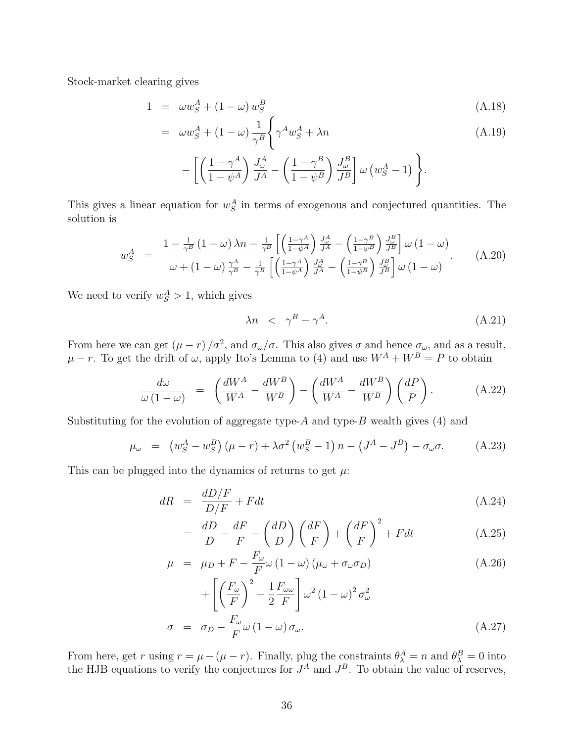Stock-market clearing gives

$$
\begin{aligned}
1 &= \omega w_S^A + (1-\omega) w_S^B & \text{(A.18)} \\
&= \omega w_S^A + (1-\omega) \frac{1}{\gamma^B} \Bigg\{ \gamma^A w_S^A + \lambda n & \text{(A.19)} \\
&\quad - \left[ \left( \frac{1-\gamma^A}{1-\psi^A} \right) \frac{J_\omega^A}{J^A} - \left( \frac{1-\gamma^B}{1-\psi^B} \right) \frac{J_\omega^B}{J^B} \right] \omega \left( w_S^A - 1 \right) \Bigg\}.
\end{aligned}
$$

This gives a linear equation for $w_S^A$ in terms of exogenous and conjectured quantities. The solution is

$$
w_S^A = \frac{1 - \frac{1}{\gamma^B}(1-\omega)\lambda n - \frac{1}{\gamma^B}\left[ \left( \frac{1-\gamma^A}{1-\psi^A} \right) \frac{J_\omega^A}{J^A} - \left( \frac{1-\gamma^B}{1-\psi^B} \right) \frac{J_\omega^B}{J^B} \right] \omega (1-\omega)}{\omega + (1-\omega)\frac{\gamma^A}{\gamma^B} - \frac{1}{\gamma^B}\left[ \left( \frac{1-\gamma^A}{1-\psi^A} \right) \frac{J_\omega^A}{J^A} - \left( \frac{1-\gamma^B}{1-\psi^B} \right) \frac{J_\omega^B}{J^B} \right] \omega (1-\omega)}. \quad \text{(A.20)}
$$

We need to verify $w_S^A > 1$, which gives

$$
\lambda n < \gamma^B - \gamma^A. \quad \text{(A.21)}
$$

From here we can get $(\mu - r)/\sigma^2$, and $\sigma_\omega/\sigma$. This also gives $\sigma$ and hence $\sigma_\omega$, and as a result, $\mu - r$. To get the drift of $\omega$, apply Ito's Lemma to (4) and use $W^A + W^B = P$ to obtain

$$
\frac{d\omega}{\omega(1-\omega)} = \left( \frac{dW^A}{W^A} - \frac{dW^B}{W^B} \right) - \left( \frac{dW^A}{W^A} - \frac{dW^B}{W^B} \right) \left( \frac{dP}{P} \right). \quad \text{(A.22)}
$$

Substituting for the evolution of aggregate type-$A$ and type-$B$ wealth gives (4) and

$$
\mu_\omega = \left( w_S^A - w_S^B \right)(\mu - r) + \lambda \sigma^2 \left( w_S^B - 1 \right) n - \left( J^A - J^B \right) - \sigma_\omega \sigma. \quad \text{(A.23)}
$$

This can be plugged into the dynamics of returns to get $\mu$:

$$
\begin{aligned}
dR &= \frac{dD/F}{D/F} + F dt & \text{(A.24)} \\
&= \frac{dD}{D} - \frac{dF}{F} - \left( \frac{dD}{D} \right) \left( \frac{dF}{F} \right) + \left( \frac{dF}{F} \right)^2 + F dt & \text{(A.25)} \\
\mu &= \mu_D + F - \frac{F_\omega}{F} \omega (1-\omega) \left( \mu_\omega + \sigma_\omega \sigma_D \right) & \text{(A.26)} \\
&\quad + \left[ \left( \frac{F_\omega}{F} \right)^2 - \frac{1}{2} \frac{F_{\omega\omega}}{F} \right] \omega^2 (1-\omega)^2 \sigma_\omega^2 \\
\sigma &= \sigma_D - \frac{F_\omega}{F} \omega (1-\omega) \sigma_\omega. & \text{(A.27)}
\end{aligned}
$$

From here, get $r$ using $r = \mu - (\mu - r)$. Finally, plug the constraints $\theta_\lambda^A = n$ and $\theta_\lambda^B = 0$ into the HJB equations to verify the conjectures for $J^A$ and $J^B$. To obtain the value of reserves,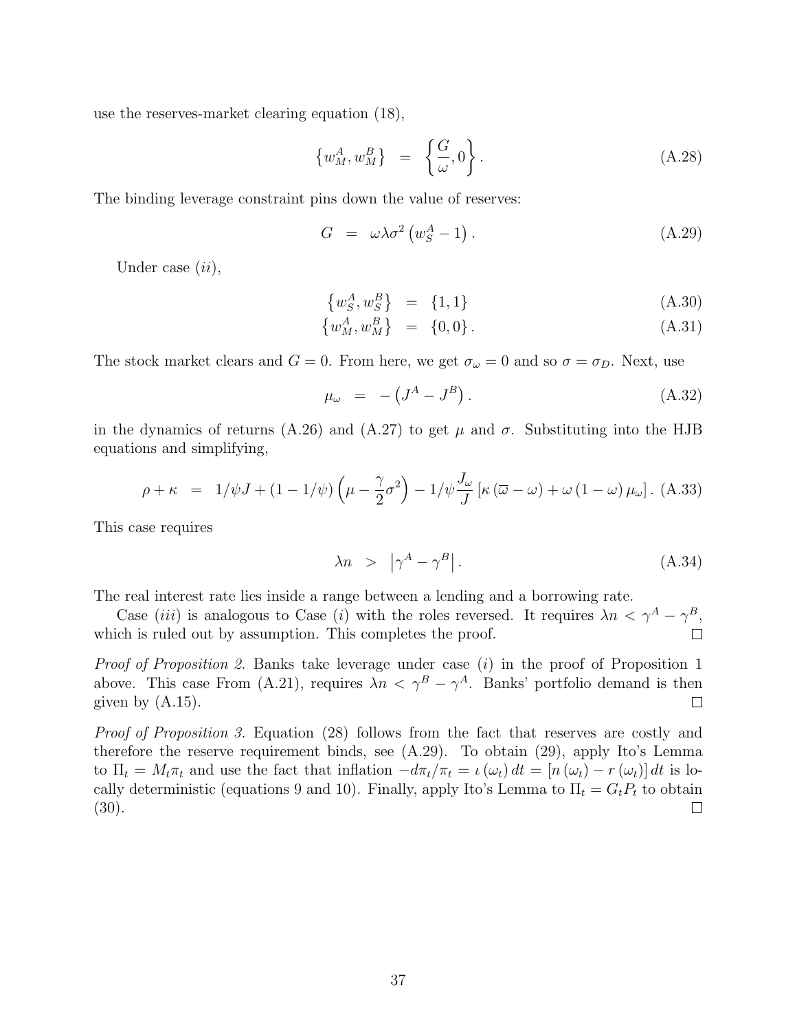use the reserves-market clearing equation (18),

$$\left\{w_M^A, w_M^B\right\} \;\; = \;\; \left\{\frac{G}{\omega}, 0\right\}. \tag{A.28}$$

The binding leverage constraint pins down the value of reserves:

$$G \;\; = \;\; \omega\lambda\sigma^2\left(w_S^A - 1\right). \tag{A.29}$$

Under case $(ii)$,

$$\left\{w_S^A, w_S^B\right\} \;\; = \;\; \{1, 1\} \tag{A.30}$$

$$\left\{w_M^A, w_M^B\right\} \;\; = \;\; \{0, 0\}. \tag{A.31}$$

The stock market clears and $G = 0$. From here, we get $\sigma_\omega = 0$ and so $\sigma = \sigma_D$. Next, use

$$\mu_\omega \;\; = \;\; -\left(J^A - J^B\right). \tag{A.32}$$

in the dynamics of returns (A.26) and (A.27) to get $\mu$ and $\sigma$. Substituting into the HJB equations and simplifying,

$$\rho + \kappa \;\; = \;\; 1/\psi J + (1 - 1/\psi)\left(\mu - \frac{\gamma}{2}\sigma^2\right) - 1/\psi\frac{J_\omega}{J}\left[\kappa\left(\overline{\omega} - \omega\right) + \omega\left(1 - \omega\right)\mu_\omega\right]. \tag{A.33}$$

This case requires

$$\lambda n \;\; > \;\; \left|\gamma^A - \gamma^B\right|. \tag{A.34}$$

The real interest rate lies inside a range between a lending and a borrowing rate.

Case $(iii)$ is analogous to Case $(i)$ with the roles reversed. It requires $\lambda n < \gamma^A - \gamma^B$, which is ruled out by assumption. This completes the proof. □

*Proof of Proposition 2.* Banks take leverage under case $(i)$ in the proof of Proposition 1 above. This case From (A.21), requires $\lambda n < \gamma^B - \gamma^A$. Banks' portfolio demand is then given by (A.15). □

*Proof of Proposition 3.* Equation (28) follows from the fact that reserves are costly and therefore the reserve requirement binds, see (A.29). To obtain (29), apply Ito's Lemma to $\Pi_t = M_t\pi_t$ and use the fact that inflation $-d\pi_t/\pi_t = \iota\left(\omega_t\right)dt = \left[n\left(\omega_t\right) - r\left(\omega_t\right)\right]dt$ is locally deterministic (equations 9 and 10). Finally, apply Ito's Lemma to $\Pi_t = G_t P_t$ to obtain (30). □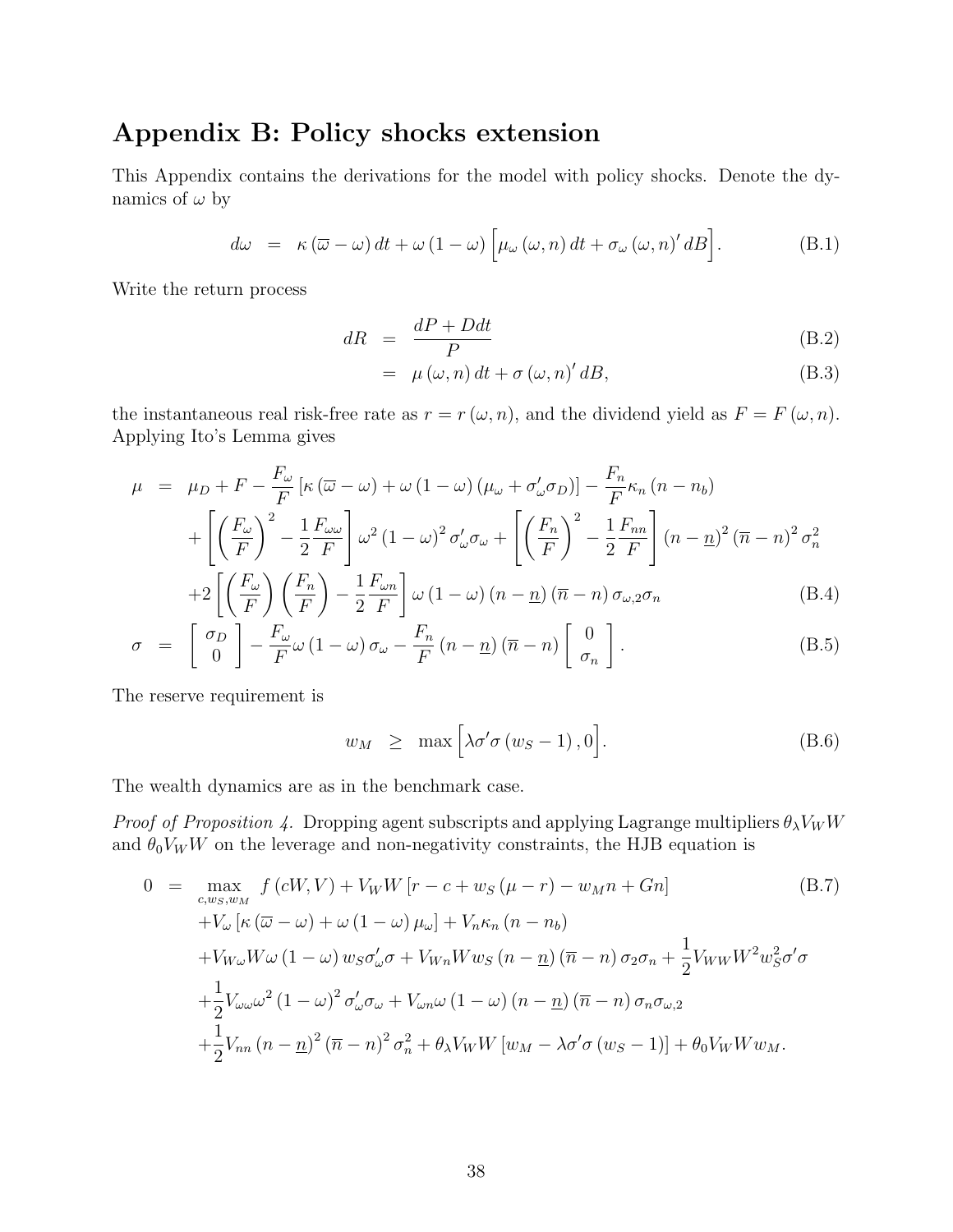# Appendix B: Policy shocks extension

This Appendix contains the derivations for the model with policy shocks. Denote the dynamics of $\omega$ by

$$d\omega = \kappa(\overline{\omega} - \omega)\,dt + \omega(1-\omega)\Big[\mu_\omega(\omega, n)\,dt + \sigma_\omega(\omega, n)'\,dB\Big]. \tag{B.1}$$

Write the return process

$$\begin{aligned} dR &= \frac{dP + Ddt}{P} && \text{(B.2)}\\ &= \mu(\omega, n)\,dt + \sigma(\omega, n)'\,dB, && \text{(B.3)} \end{aligned}$$

the instantaneous real risk-free rate as $r = r(\omega, n)$, and the dividend yield as $F = F(\omega, n)$. Applying Ito's Lemma gives

$$\begin{aligned} \mu &= \mu_D + F - \frac{F_\omega}{F}\left[\kappa(\overline{\omega} - \omega) + \omega(1-\omega)(\mu_\omega + \sigma_\omega'\sigma_D)\right] - \frac{F_n}{F}\kappa_n(n - n_b) \\ &\quad + \left[\left(\frac{F_\omega}{F}\right)^2 - \frac{1}{2}\frac{F_{\omega\omega}}{F}\right]\omega^2(1-\omega)^2\sigma_\omega'\sigma_\omega + \left[\left(\frac{F_n}{F}\right)^2 - \frac{1}{2}\frac{F_{nn}}{F}\right](n - \underline{n})^2(\overline{n} - n)^2\sigma_n^2 \\ &\quad + 2\left[\left(\frac{F_\omega}{F}\right)\left(\frac{F_n}{F}\right) - \frac{1}{2}\frac{F_{\omega n}}{F}\right]\omega(1-\omega)(n - \underline{n})(\overline{n} - n)\sigma_{\omega,2}\sigma_n && \text{(B.4)} \\ \sigma &= \begin{bmatrix}\sigma_D \\ 0\end{bmatrix} - \frac{F_\omega}{F}\omega(1-\omega)\sigma_\omega - \frac{F_n}{F}(n - \underline{n})(\overline{n} - n)\begin{bmatrix}0 \\ \sigma_n\end{bmatrix}. && \text{(B.5)} \end{aligned}$$

The reserve requirement is

$$w_M \geq \max\Big[\lambda\sigma'\sigma(w_S - 1), 0\Big]. \tag{B.6}$$

The wealth dynamics are as in the benchmark case.

*Proof of Proposition 4.* Dropping agent subscripts and applying Lagrange multipliers $\theta_\lambda V_W W$ and $\theta_0 V_W W$ on the leverage and non-negativity constraints, the HJB equation is

$$\begin{aligned} 0 &= \max_{c, w_S, w_M} f(cW, V) + V_W W\left[r - c + w_S(\mu - r) - w_M n + Gn\right] && \text{(B.7)} \\ &\quad + V_\omega\left[\kappa(\overline{\omega} - \omega) + \omega(1-\omega)\mu_\omega\right] + V_n\kappa_n(n - n_b) \\ &\quad + V_{W\omega}W\omega(1-\omega)w_S\sigma_\omega'\sigma + V_{Wn}Ww_S(n - \underline{n})(\overline{n} - n)\sigma_2\sigma_n + \frac{1}{2}V_{WW}W^2w_S^2\sigma'\sigma \\ &\quad + \frac{1}{2}V_{\omega\omega}\omega^2(1-\omega)^2\sigma_\omega'\sigma_\omega + V_{\omega n}\omega(1-\omega)(n - \underline{n})(\overline{n} - n)\sigma_n\sigma_{\omega,2} \\ &\quad + \frac{1}{2}V_{nn}(n - \underline{n})^2(\overline{n} - n)^2\sigma_n^2 + \theta_\lambda V_W W\left[w_M - \lambda\sigma'\sigma(w_S - 1)\right] + \theta_0 V_W W w_M. \end{aligned}$$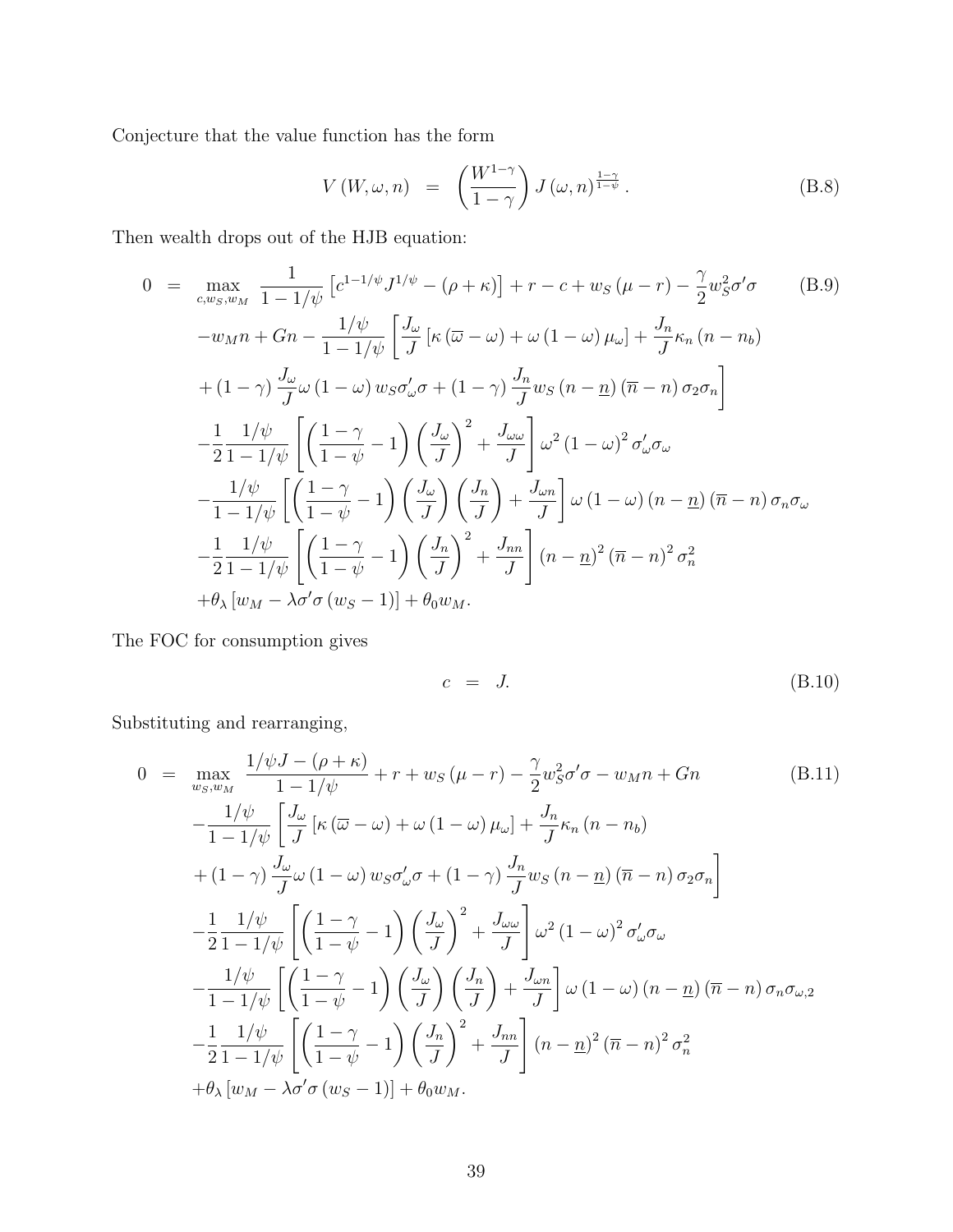Conjecture that the value function has the form

$$V(W,\omega,n) = \left(\frac{W^{1-\gamma}}{1-\gamma}\right) J(\omega,n)^{\frac{1-\gamma}{1-\psi}}. \tag{B.8}$$

Then wealth drops out of the HJB equation:

$$\begin{aligned}
0 = \max_{c,w_S,w_M} \; & \frac{1}{1-1/\psi}\left[c^{1-1/\psi}J^{1/\psi} - (\rho+\kappa)\right] + r - c + w_S(\mu - r) - \frac{\gamma}{2}w_S^2\sigma'\sigma \\
& - w_M n + Gn - \frac{1/\psi}{1-1/\psi}\left[\frac{J_\omega}{J}\left[\kappa(\overline{\omega}-\omega) + \omega(1-\omega)\mu_\omega\right] + \frac{J_n}{J}\kappa_n(n-n_b)\right. \\
& \left. + (1-\gamma)\frac{J_\omega}{J}\omega(1-\omega)w_S\sigma_\omega'\sigma + (1-\gamma)\frac{J_n}{J}w_S(n-\underline{n})(\overline{n}-n)\sigma_2\sigma_n\right] \\
& - \frac{1}{2}\frac{1/\psi}{1-1/\psi}\left[\left(\frac{1-\gamma}{1-\psi}-1\right)\left(\frac{J_\omega}{J}\right)^2 + \frac{J_{\omega\omega}}{J}\right]\omega^2(1-\omega)^2\sigma_\omega'\sigma_\omega \\
& - \frac{1/\psi}{1-1/\psi}\left[\left(\frac{1-\gamma}{1-\psi}-1\right)\left(\frac{J_\omega}{J}\right)\left(\frac{J_n}{J}\right) + \frac{J_{\omega n}}{J}\right]\omega(1-\omega)(n-\underline{n})(\overline{n}-n)\sigma_n\sigma_\omega \\
& - \frac{1}{2}\frac{1/\psi}{1-1/\psi}\left[\left(\frac{1-\gamma}{1-\psi}-1\right)\left(\frac{J_n}{J}\right)^2 + \frac{J_{nn}}{J}\right](n-\underline{n})^2(\overline{n}-n)^2\sigma_n^2 \\
& + \theta_\lambda\left[w_M - \lambda\sigma'\sigma(w_S-1)\right] + \theta_0 w_M.
\end{aligned} \tag{B.9}$$

The FOC for consumption gives

$$c = J. \tag{B.10}$$

Substituting and rearranging,

$$\begin{aligned}
0 = \max_{w_S,w_M} \; & \frac{1/\psi J - (\rho+\kappa)}{1-1/\psi} + r + w_S(\mu - r) - \frac{\gamma}{2}w_S^2\sigma'\sigma - w_M n + Gn \\
& - \frac{1/\psi}{1-1/\psi}\left[\frac{J_\omega}{J}\left[\kappa(\overline{\omega}-\omega) + \omega(1-\omega)\mu_\omega\right] + \frac{J_n}{J}\kappa_n(n-n_b)\right. \\
& \left. + (1-\gamma)\frac{J_\omega}{J}\omega(1-\omega)w_S\sigma_\omega'\sigma + (1-\gamma)\frac{J_n}{J}w_S(n-\underline{n})(\overline{n}-n)\sigma_2\sigma_n\right] \\
& - \frac{1}{2}\frac{1/\psi}{1-1/\psi}\left[\left(\frac{1-\gamma}{1-\psi}-1\right)\left(\frac{J_\omega}{J}\right)^2 + \frac{J_{\omega\omega}}{J}\right]\omega^2(1-\omega)^2\sigma_\omega'\sigma_\omega \\
& - \frac{1/\psi}{1-1/\psi}\left[\left(\frac{1-\gamma}{1-\psi}-1\right)\left(\frac{J_\omega}{J}\right)\left(\frac{J_n}{J}\right) + \frac{J_{\omega n}}{J}\right]\omega(1-\omega)(n-\underline{n})(\overline{n}-n)\sigma_n\sigma_{\omega,2} \\
& - \frac{1}{2}\frac{1/\psi}{1-1/\psi}\left[\left(\frac{1-\gamma}{1-\psi}-1\right)\left(\frac{J_n}{J}\right)^2 + \frac{J_{nn}}{J}\right](n-\underline{n})^2(\overline{n}-n)^2\sigma_n^2 \\
& + \theta_\lambda\left[w_M - \lambda\sigma'\sigma(w_S-1)\right] + \theta_0 w_M.
\end{aligned} \tag{B.11}$$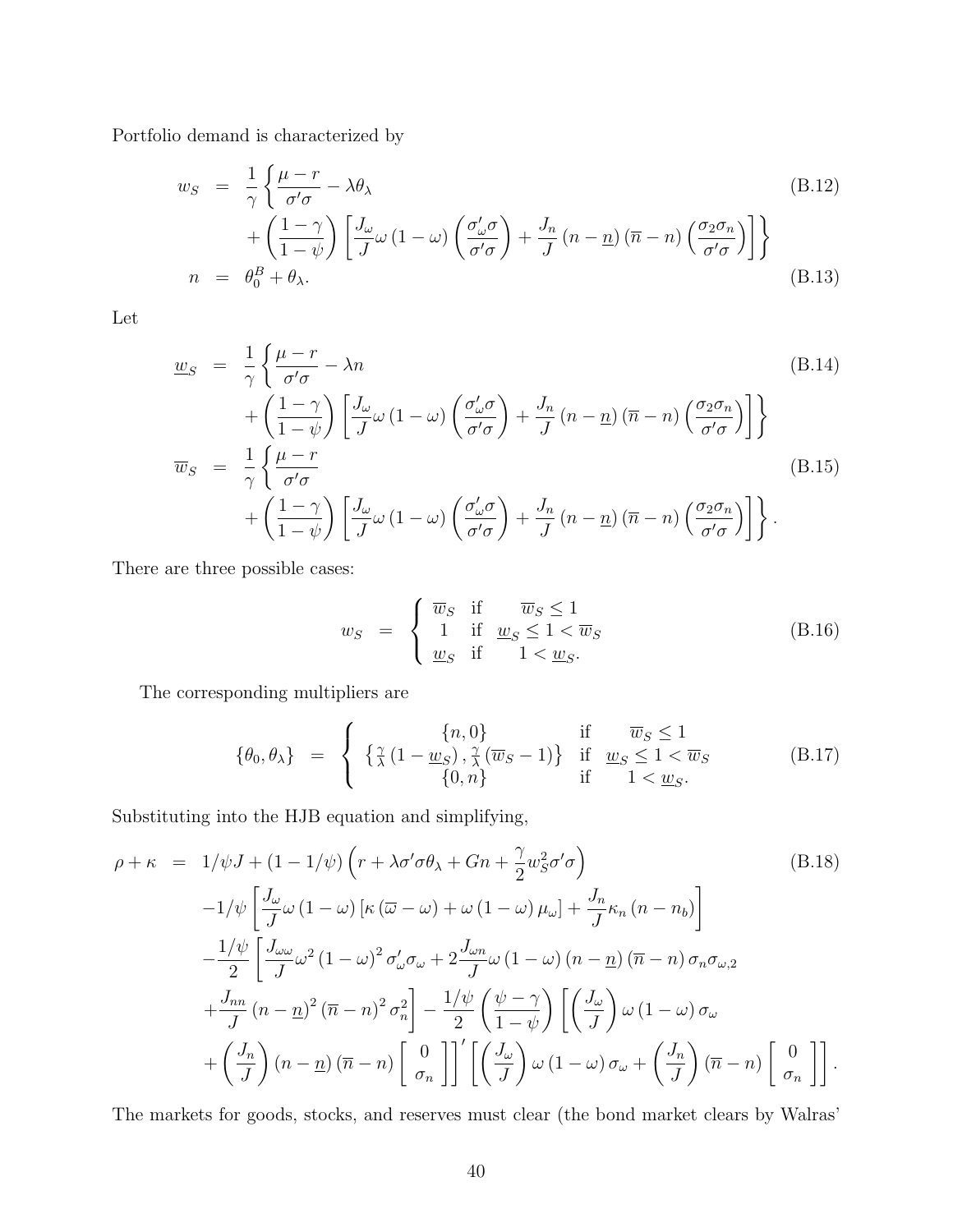Portfolio demand is characterized by

$$
\begin{aligned}
w_S &= \frac{1}{\gamma}\left\{\frac{\mu - r}{\sigma'\sigma} - \lambda\theta_\lambda \right. && \text{(B.12)}\\
&\quad \left. + \left(\frac{1-\gamma}{1-\psi}\right)\left[\frac{J_\omega}{J}\omega(1-\omega)\left(\frac{\sigma_\omega'\sigma}{\sigma'\sigma}\right) + \frac{J_n}{J}(n-\underline{n})(\overline{n}-n)\left(\frac{\sigma_2\sigma_n}{\sigma'\sigma}\right)\right]\right\} \\
n &= \theta_0^B + \theta_\lambda. && \text{(B.13)}
\end{aligned}
$$

Let

$$
\begin{aligned}
\underline{w}_S &= \frac{1}{\gamma}\left\{\frac{\mu - r}{\sigma'\sigma} - \lambda n \right. && \text{(B.14)}\\
&\quad \left. + \left(\frac{1-\gamma}{1-\psi}\right)\left[\frac{J_\omega}{J}\omega(1-\omega)\left(\frac{\sigma_\omega'\sigma}{\sigma'\sigma}\right) + \frac{J_n}{J}(n-\underline{n})(\overline{n}-n)\left(\frac{\sigma_2\sigma_n}{\sigma'\sigma}\right)\right]\right\} \\
\overline{w}_S &= \frac{1}{\gamma}\left\{\frac{\mu - r}{\sigma'\sigma} \right. && \text{(B.15)}\\
&\quad \left. + \left(\frac{1-\gamma}{1-\psi}\right)\left[\frac{J_\omega}{J}\omega(1-\omega)\left(\frac{\sigma_\omega'\sigma}{\sigma'\sigma}\right) + \frac{J_n}{J}(n-\underline{n})(\overline{n}-n)\left(\frac{\sigma_2\sigma_n}{\sigma'\sigma}\right)\right]\right\}.
\end{aligned}
$$

There are three possible cases:

$$
w_S = \begin{cases} \overline{w}_S & \text{if} \quad \overline{w}_S \leq 1 \\ 1 & \text{if} \quad \underline{w}_S \leq 1 < \overline{w}_S \\ \underline{w}_S & \text{if} \quad 1 < \underline{w}_S. \end{cases} \tag{B.16}
$$

The corresponding multipliers are

$$
\{\theta_0, \theta_\lambda\} = \begin{cases} \{n, 0\} & \text{if} \quad \overline{w}_S \leq 1 \\ \left\{\frac{\gamma}{\lambda}(1-\underline{w}_S), \frac{\gamma}{\lambda}(\overline{w}_S - 1)\right\} & \text{if} \quad \underline{w}_S \leq 1 < \overline{w}_S \\ \{0, n\} & \text{if} \quad 1 < \underline{w}_S. \end{cases} \tag{B.17}
$$

Substituting into the HJB equation and simplifying,

$$
\begin{aligned}
\rho + \kappa &= 1/\psi J + (1 - 1/\psi)\left(r + \lambda\sigma'\sigma\theta_\lambda + Gn + \frac{\gamma}{2}w_S^2\sigma'\sigma\right) && \text{(B.18)}\\
&\quad -1/\psi\left[\frac{J_\omega}{J}\omega(1-\omega)\left[\kappa(\overline{\omega} - \omega) + \omega(1-\omega)\mu_\omega\right] + \frac{J_n}{J}\kappa_n(n - n_b)\right] \\
&\quad -\frac{1/\psi}{2}\left[\frac{J_{\omega\omega}}{J}\omega^2(1-\omega)^2\sigma_\omega'\sigma_\omega + 2\frac{J_{\omega n}}{J}\omega(1-\omega)(n-\underline{n})(\overline{n}-n)\sigma_n\sigma_{\omega,2}\right. \\
&\quad \left. + \frac{J_{nn}}{J}(n-\underline{n})^2(\overline{n}-n)^2\sigma_n^2\right] - \frac{1/\psi}{2}\left(\frac{\psi-\gamma}{1-\psi}\right)\left[\left(\frac{J_\omega}{J}\right)\omega(1-\omega)\sigma_\omega\right. \\
&\quad \left. + \left(\frac{J_n}{J}\right)(n-\underline{n})(\overline{n}-n)\begin{bmatrix} 0 \\ \sigma_n \end{bmatrix}\right]'\left[\left(\frac{J_\omega}{J}\right)\omega(1-\omega)\sigma_\omega + \left(\frac{J_n}{J}\right)(\overline{n}-n)\begin{bmatrix} 0 \\ \sigma_n \end{bmatrix}\right].
\end{aligned}
$$

The markets for goods, stocks, and reserves must clear (the bond market clears by Walras'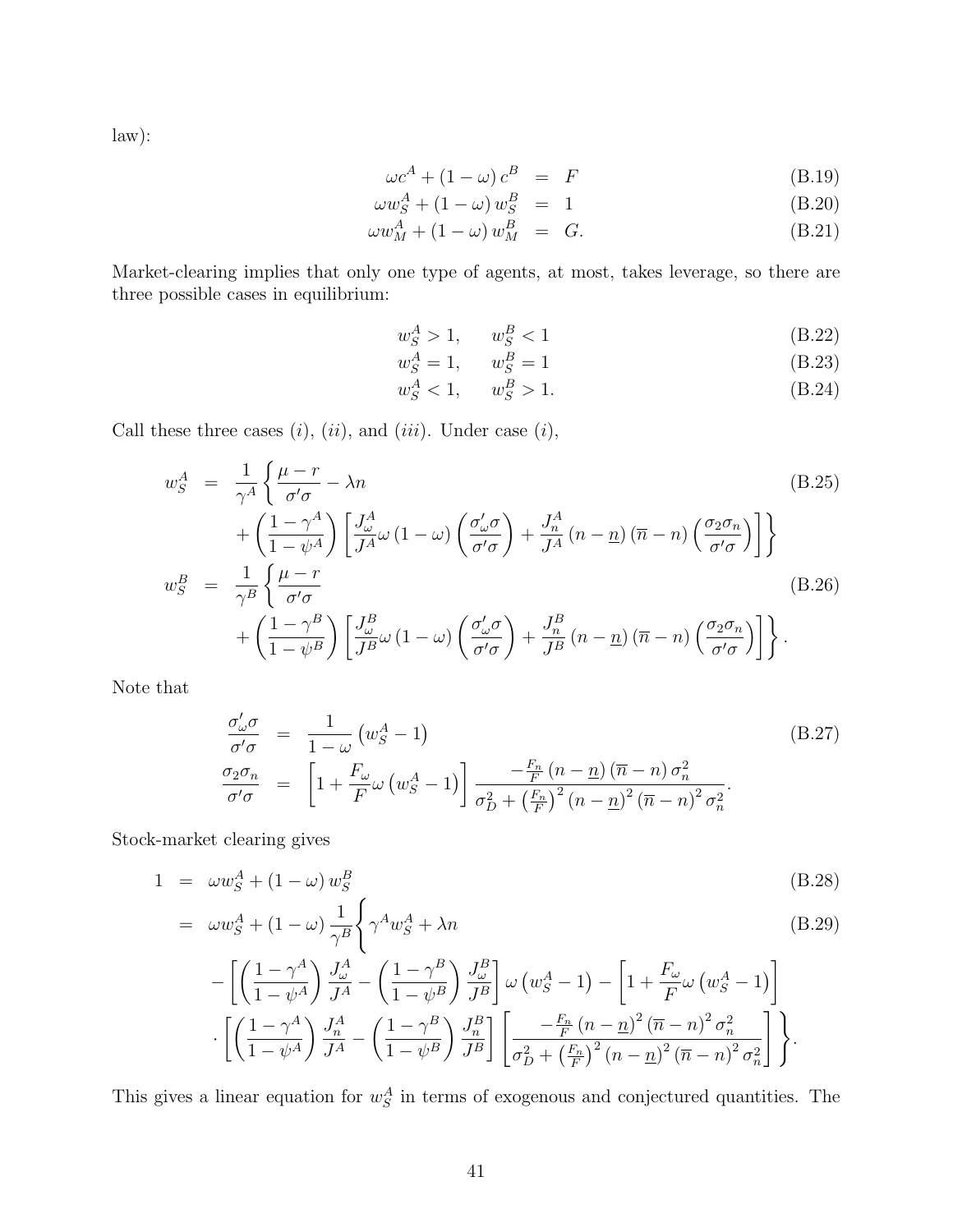law):

$$\omega c^A + (1-\omega) c^B = F \tag{B.19}$$

$$\omega w_S^A + (1-\omega) w_S^B = 1 \tag{B.20}$$

$$\omega w_M^A + (1-\omega) w_M^B = G. \tag{B.21}$$

Market-clearing implies that only one type of agents, at most, takes leverage, so there are three possible cases in equilibrium:

$$w_S^A > 1, \qquad w_S^B < 1 \tag{B.22}$$

$$w_S^A = 1, \qquad w_S^B = 1 \tag{B.23}$$

$$w_S^A < 1, \qquad w_S^B > 1. \tag{B.24}$$

Call these three cases $(i)$, $(ii)$, and $(iii)$. Under case $(i)$,

$$\begin{aligned} w_S^A &= \frac{1}{\gamma^A}\left\{\frac{\mu - r}{\sigma'\sigma} - \lambda n \right. \\ &\quad \left. + \left(\frac{1-\gamma^A}{1-\psi^A}\right)\left[\frac{J_\omega^A}{J^A}\omega(1-\omega)\left(\frac{\sigma_\omega'\sigma}{\sigma'\sigma}\right) + \frac{J_n^A}{J^A}(n-\underline{n})(\overline{n}-n)\left(\frac{\sigma_2\sigma_n}{\sigma'\sigma}\right)\right]\right\} \end{aligned} \tag{B.25}$$

$$\begin{aligned} w_S^B &= \frac{1}{\gamma^B}\left\{\frac{\mu - r}{\sigma'\sigma} \right. \\ &\quad \left. + \left(\frac{1-\gamma^B}{1-\psi^B}\right)\left[\frac{J_\omega^B}{J^B}\omega(1-\omega)\left(\frac{\sigma_\omega'\sigma}{\sigma'\sigma}\right) + \frac{J_n^B}{J^B}(n-\underline{n})(\overline{n}-n)\left(\frac{\sigma_2\sigma_n}{\sigma'\sigma}\right)\right]\right\}. \end{aligned} \tag{B.26}$$

Note that

$$\begin{aligned} \frac{\sigma_\omega'\sigma}{\sigma'\sigma} &= \frac{1}{1-\omega}\left(w_S^A - 1\right) \\ \frac{\sigma_2\sigma_n}{\sigma'\sigma} &= \left[1 + \frac{F_\omega}{F}\omega\left(w_S^A - 1\right)\right]\frac{-\frac{F_n}{F}(n-\underline{n})(\overline{n}-n)\sigma_n^2}{\sigma_D^2 + \left(\frac{F_n}{F}\right)^2(n-\underline{n})^2(\overline{n}-n)^2\sigma_n^2}. \end{aligned} \tag{B.27}$$

Stock-market clearing gives

$$1 = \omega w_S^A + (1-\omega) w_S^B \tag{B.28}$$

$$\begin{aligned} &= \omega w_S^A + (1-\omega)\frac{1}{\gamma^B}\left\{\gamma^A w_S^A + \lambda n \right. \\ &\quad - \left[\left(\frac{1-\gamma^A}{1-\psi^A}\right)\frac{J_\omega^A}{J^A} - \left(\frac{1-\gamma^B}{1-\psi^B}\right)\frac{J_\omega^B}{J^B}\right]\omega\left(w_S^A - 1\right) - \left[1 + \frac{F_\omega}{F}\omega\left(w_S^A - 1\right)\right] \\ &\quad \left. \cdot\left[\left(\frac{1-\gamma^A}{1-\psi^A}\right)\frac{J_n^A}{J^A} - \left(\frac{1-\gamma^B}{1-\psi^B}\right)\frac{J_n^B}{J^B}\right]\left[\frac{-\frac{F_n}{F}(n-\underline{n})^2(\overline{n}-n)^2\sigma_n^2}{\sigma_D^2 + \left(\frac{F_n}{F}\right)^2(n-\underline{n})^2(\overline{n}-n)^2\sigma_n^2}\right]\right\}. \end{aligned} \tag{B.29}$$

This gives a linear equation for $w_S^A$ in terms of exogenous and conjectured quantities. The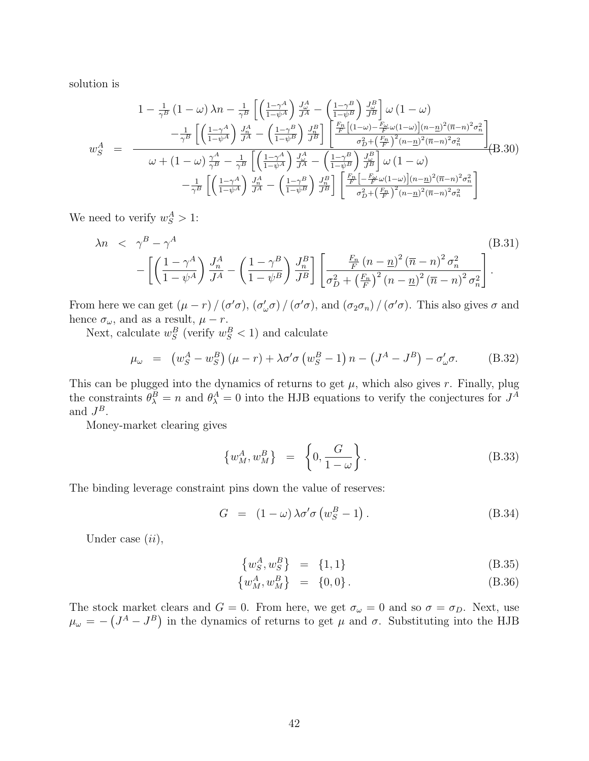solution is

$$w_S^A = \frac{\begin{array}{c} 1-\frac{1}{\gamma^B}\left(1-\omega\right)\lambda n-\frac{1}{\gamma^B}\left[\left(\frac{1-\gamma^A}{1-\psi^A}\right)\frac{J_\omega^A}{J^A}-\left(\frac{1-\gamma^B}{1-\psi^B}\right)\frac{J_\omega^B}{J^B}\right]\omega\left(1-\omega\right) \\ -\frac{1}{\gamma^B}\left[\left(\frac{1-\gamma^A}{1-\psi^A}\right)\frac{J_n^A}{J^A}-\left(\frac{1-\gamma^B}{1-\psi^B}\right)\frac{J_n^B}{J^B}\right]\left[\frac{\frac{F_n}{F}\left[(1-\omega)-\frac{F_\omega}{F}\omega(1-\omega)\right](n-\underline{n})^2(\overline{n}-n)^2\sigma_n^2}{\sigma_D^2+\left(\frac{F_n}{F}\right)^2(n-\underline{n})^2(\overline{n}-n)^2\sigma_n^2}\right]\end{array}}{\begin{array}{c}\omega+\left(1-\omega\right)\frac{\gamma^A}{\gamma^B}-\frac{1}{\gamma^B}\left[\left(\frac{1-\gamma^A}{1-\psi^A}\right)\frac{J_\omega^A}{J^A}-\left(\frac{1-\gamma^B}{1-\psi^B}\right)\frac{J_\omega^B}{J^B}\right]\omega\left(1-\omega\right) \\ -\frac{1}{\gamma^B}\left[\left(\frac{1-\gamma^A}{1-\psi^A}\right)\frac{J_n^A}{J^A}-\left(\frac{1-\gamma^B}{1-\psi^B}\right)\frac{J_n^B}{J^B}\right]\left[\frac{\frac{F_n}{F}\left[-\frac{F_\omega}{F}\omega(1-\omega)\right](n-\underline{n})^2(\overline{n}-n)^2\sigma_n^2}{\sigma_D^2+\left(\frac{F_n}{F}\right)^2(n-\underline{n})^2(\overline{n}-n)^2\sigma_n^2}\right]\end{array}} \tag{B.30}$$

We need to verify $w_S^A > 1$:

$$\begin{aligned}\lambda n &< \gamma^B-\gamma^A \\ &\quad -\left[\left(\frac{1-\gamma^A}{1-\psi^A}\right)\frac{J_n^A}{J^A}-\left(\frac{1-\gamma^B}{1-\psi^B}\right)\frac{J_n^B}{J^B}\right]\left[\frac{\frac{F_n}{F}\left(n-\underline{n}\right)^2\left(\overline{n}-n\right)^2\sigma_n^2}{\sigma_D^2+\left(\frac{F_n}{F}\right)^2\left(n-\underline{n}\right)^2\left(\overline{n}-n\right)^2\sigma_n^2}\right].\end{aligned} \tag{B.31}$$

From here we can get $(\mu-r)/(\sigma'\sigma)$, $(\sigma_\omega'\sigma)/(\sigma'\sigma)$, and $(\sigma_2\sigma_n)/(\sigma'\sigma)$. This also gives $\sigma$ and hence $\sigma_\omega$, and as a result, $\mu-r$.

Next, calculate $w_S^B$ (verify $w_S^B<1$) and calculate

$$\mu_\omega = \left(w_S^A-w_S^B\right)(\mu-r)+\lambda\sigma'\sigma\left(w_S^B-1\right)n-\left(J^A-J^B\right)-\sigma_\omega'\sigma. \tag{B.32}$$

This can be plugged into the dynamics of returns to get $\mu$, which also gives $r$. Finally, plug the constraints $\theta_\lambda^B=n$ and $\theta_\lambda^A=0$ into the HJB equations to verify the conjectures for $J^A$ and $J^B$.

Money-market clearing gives

$$\left\{w_M^A, w_M^B\right\} = \left\{0, \frac{G}{1-\omega}\right\}. \tag{B.33}$$

The binding leverage constraint pins down the value of reserves:

$$G = (1-\omega)\lambda\sigma'\sigma\left(w_S^B-1\right). \tag{B.34}$$

Under case $(ii)$,

$$\left\{w_S^A, w_S^B\right\} = \{1,1\} \tag{B.35}$$

$$\left\{w_M^A, w_M^B\right\} = \{0,0\}. \tag{B.36}$$

The stock market clears and $G=0$. From here, we get $\sigma_\omega=0$ and so $\sigma=\sigma_D$. Next, use $\mu_\omega=-\left(J^A-J^B\right)$ in the dynamics of returns to get $\mu$ and $\sigma$. Substituting into the HJB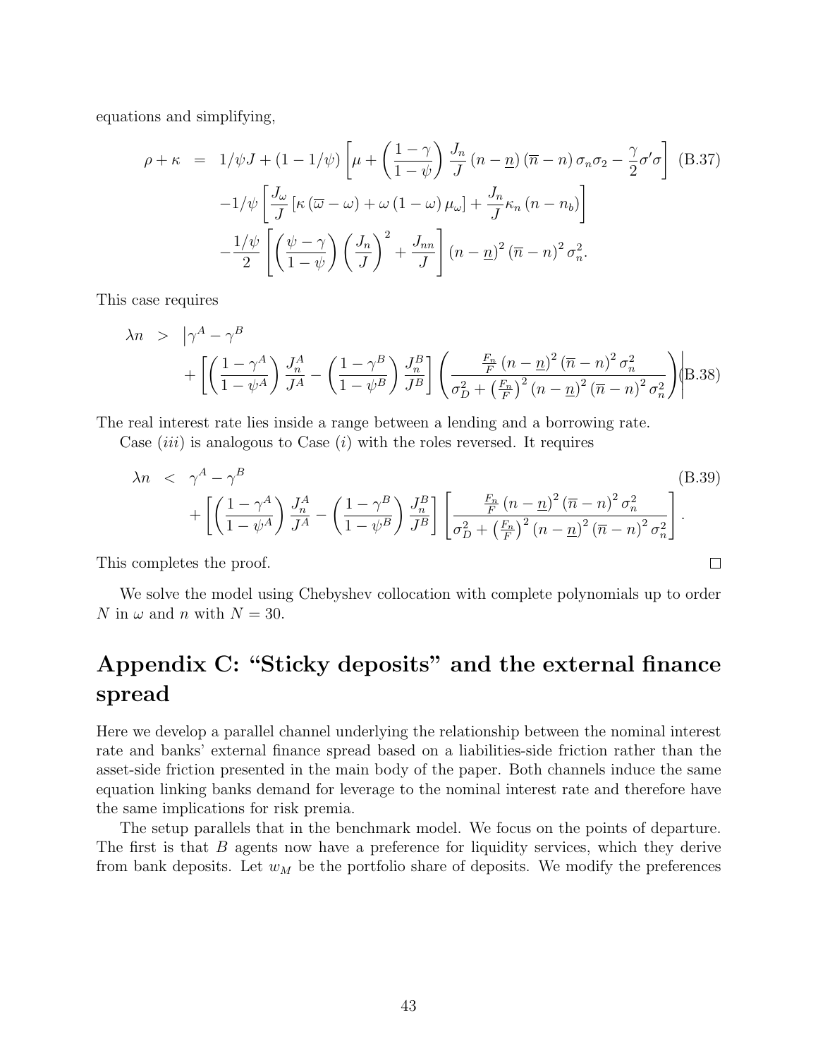equations and simplifying,

$$
\begin{aligned}
\rho+\kappa &= 1/\psi J+(1-1/\psi)\left[\mu+\left(\frac{1-\gamma}{1-\psi}\right)\frac{J_n}{J}\left(n-\underline{n}\right)\left(\overline{n}-n\right)\sigma_n\sigma_2-\frac{\gamma}{2}\sigma'\sigma\right] \\
&\quad -1/\psi\left[\frac{J_\omega}{J}\left[\kappa\left(\overline{\omega}-\omega\right)+\omega\left(1-\omega\right)\mu_\omega\right]+\frac{J_n}{J}\kappa_n\left(n-n_b\right)\right] \\
&\quad -\frac{1/\psi}{2}\left[\left(\frac{\psi-\gamma}{1-\psi}\right)\left(\frac{J_n}{J}\right)^2+\frac{J_{nn}}{J}\right]\left(n-\underline{n}\right)^2\left(\overline{n}-n\right)^2\sigma_n^2.
\end{aligned} \tag{B.37}
$$

This case requires

$$
\begin{aligned}
\lambda n &> \Bigg|\gamma^A-\gamma^B \\
&\quad +\left[\left(\frac{1-\gamma^A}{1-\psi^A}\right)\frac{J_n^A}{J^A}-\left(\frac{1-\gamma^B}{1-\psi^B}\right)\frac{J_n^B}{J^B}\right]\left(\frac{\frac{F_n}{F}\left(n-\underline{n}\right)^2\left(\overline{n}-n\right)^2\sigma_n^2}{\sigma_D^2+\left(\frac{F_n}{F}\right)^2\left(n-\underline{n}\right)^2\left(\overline{n}-n\right)^2\sigma_n^2}\right)\Bigg|
\end{aligned} \tag{B.38}
$$

The real interest rate lies inside a range between a lending and a borrowing rate.

Case $(iii)$ is analogous to Case $(i)$ with the roles reversed. It requires

$$
\begin{aligned}
\lambda n &< \gamma^A-\gamma^B \\
&\quad +\left[\left(\frac{1-\gamma^A}{1-\psi^A}\right)\frac{J_n^A}{J^A}-\left(\frac{1-\gamma^B}{1-\psi^B}\right)\frac{J_n^B}{J^B}\right]\left[\frac{\frac{F_n}{F}\left(n-\underline{n}\right)^2\left(\overline{n}-n\right)^2\sigma_n^2}{\sigma_D^2+\left(\frac{F_n}{F}\right)^2\left(n-\underline{n}\right)^2\left(\overline{n}-n\right)^2\sigma_n^2}\right].
\end{aligned} \tag{B.39}
$$

This completes the proof. □

We solve the model using Chebyshev collocation with complete polynomials up to order $N$ in $\omega$ and $n$ with $N=30$.

# Appendix C: "Sticky deposits" and the external finance spread

Here we develop a parallel channel underlying the relationship between the nominal interest rate and banks' external finance spread based on a liabilities-side friction rather than the asset-side friction presented in the main body of the paper. Both channels induce the same equation linking banks demand for leverage to the nominal interest rate and therefore have the same implications for risk premia.

The setup parallels that in the benchmark model. We focus on the points of departure. The first is that $B$ agents now have a preference for liquidity services, which they derive from bank deposits. Let $w_M$ be the portfolio share of deposits. We modify the preferences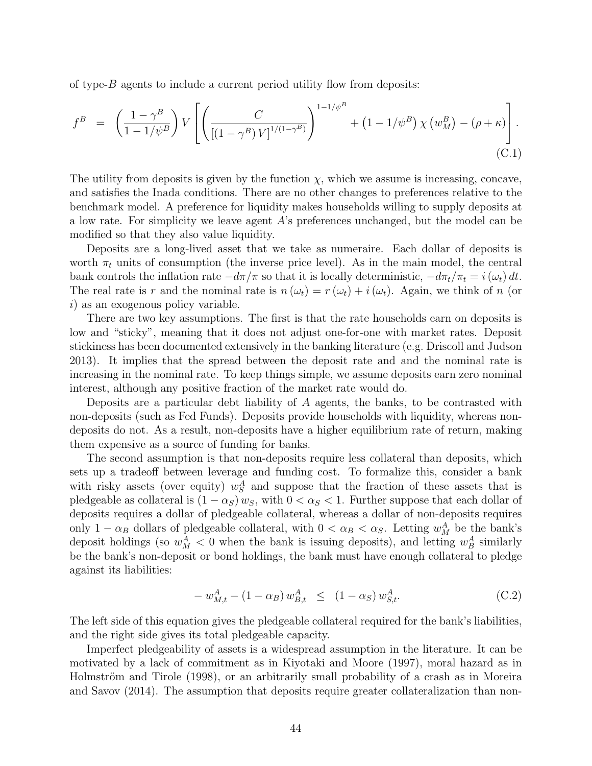of type-$B$ agents to include a current period utility flow from deposits:

$$f^B = \left(\frac{1-\gamma^B}{1-1/\psi^B}\right) V \left[\left(\frac{C}{\left[\left(1-\gamma^B\right)V\right]^{1/(1-\gamma^B)}}\right)^{1-1/\psi^B} + \left(1-1/\psi^B\right)\chi\left(w_M^B\right) - (\rho+\kappa)\right]. \tag{C.1}$$

The utility from deposits is given by the function $\chi$, which we assume is increasing, concave, and satisfies the Inada conditions. There are no other changes to preferences relative to the benchmark model. A preference for liquidity makes households willing to supply deposits at a low rate. For simplicity we leave agent $A$'s preferences unchanged, but the model can be modified so that they also value liquidity.

Deposits are a long-lived asset that we take as numeraire. Each dollar of deposits is worth $\pi_t$ units of consumption (the inverse price level). As in the main model, the central bank controls the inflation rate $-d\pi/\pi$ so that it is locally deterministic, $-d\pi_t/\pi_t = i(\omega_t)\,dt$. The real rate is $r$ and the nominal rate is $n(\omega_t) = r(\omega_t) + i(\omega_t)$. Again, we think of $n$ (or $i$) as an exogenous policy variable.

There are two key assumptions. The first is that the rate households earn on deposits is low and "sticky", meaning that it does not adjust one-for-one with market rates. Deposit stickiness has been documented extensively in the banking literature (e.g. Driscoll and Judson 2013). It implies that the spread between the deposit rate and and the nominal rate is increasing in the nominal rate. To keep things simple, we assume deposits earn zero nominal interest, although any positive fraction of the market rate would do.

Deposits are a particular debt liability of $A$ agents, the banks, to be contrasted with non-deposits (such as Fed Funds). Deposits provide households with liquidity, whereas non-deposits do not. As a result, non-deposits have a higher equilibrium rate of return, making them expensive as a source of funding for banks.

The second assumption is that non-deposits require less collateral than deposits, which sets up a tradeoff between leverage and funding cost. To formalize this, consider a bank with risky assets (over equity) $w_S^A$ and suppose that the fraction of these assets that is pledgeable as collateral is $(1-\alpha_S)\,w_S$, with $0 < \alpha_S < 1$. Further suppose that each dollar of deposits requires a dollar of pledgeable collateral, whereas a dollar of non-deposits requires only $1-\alpha_B$ dollars of pledgeable collateral, with $0 < \alpha_B < \alpha_S$. Letting $w_M^A$ be the bank's deposit holdings (so $w_M^A < 0$ when the bank is issuing deposits), and letting $w_B^A$ similarly be the bank's non-deposit or bond holdings, the bank must have enough collateral to pledge against its liabilities:

$$-\,w_{M,t}^A - (1-\alpha_B)\,w_{B,t}^A \;\leq\; (1-\alpha_S)\,w_{S,t}^A. \tag{C.2}$$

The left side of this equation gives the pledgeable collateral required for the bank's liabilities, and the right side gives its total pledgeable capacity.

Imperfect pledgeability of assets is a widespread assumption in the literature. It can be motivated by a lack of commitment as in Kiyotaki and Moore (1997), moral hazard as in Holmström and Tirole (1998), or an arbitrarily small probability of a crash as in Moreira and Savov (2014). The assumption that deposits require greater collateralization than non-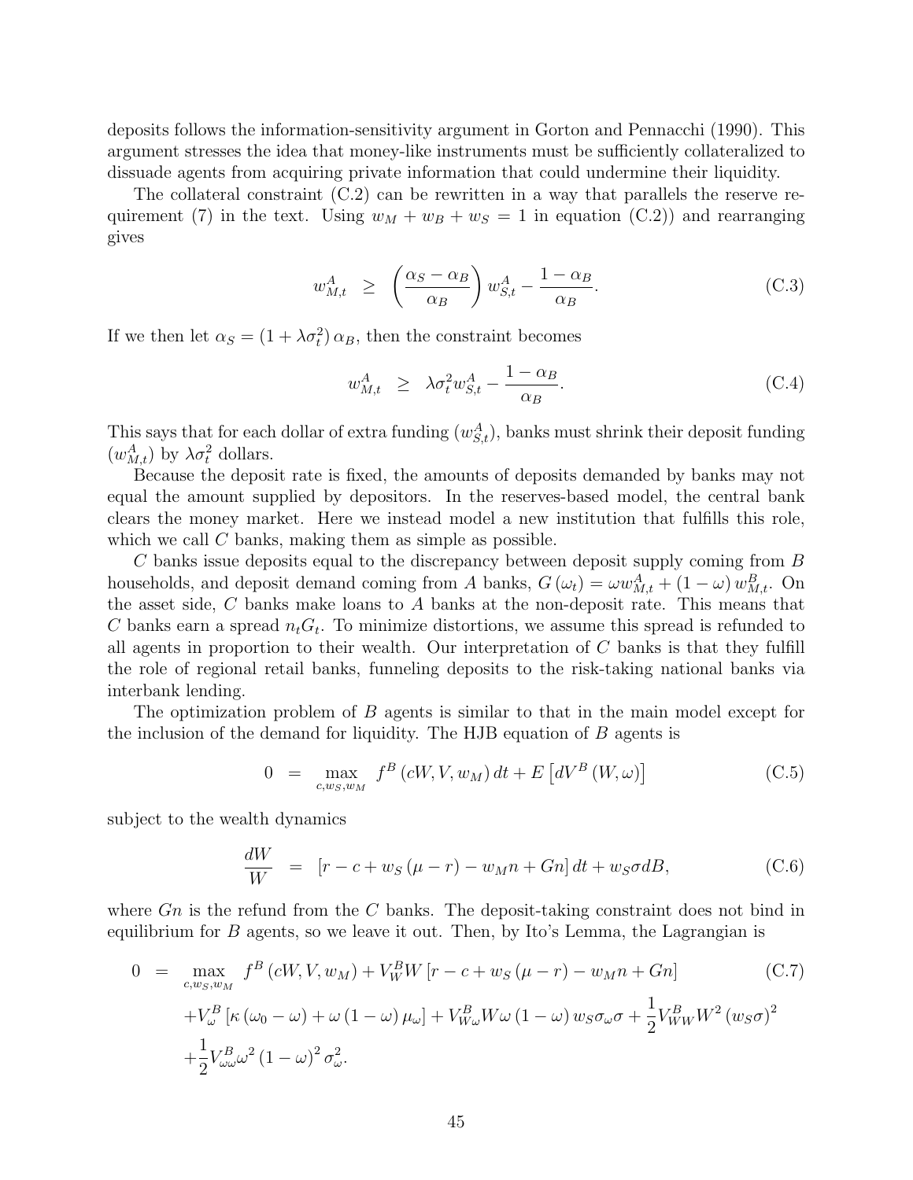deposits follows the information-sensitivity argument in Gorton and Pennacchi (1990). This argument stresses the idea that money-like instruments must be sufficiently collateralized to dissuade agents from acquiring private information that could undermine their liquidity.

The collateral constraint (C.2) can be rewritten in a way that parallels the reserve requirement (7) in the text. Using $w_M + w_B + w_S = 1$ in equation (C.2)) and rearranging gives

$$w^A_{M,t} \;\; \geq \;\; \left(\frac{\alpha_S - \alpha_B}{\alpha_B}\right) w^A_{S,t} - \frac{1-\alpha_B}{\alpha_B}. \tag{C.3}$$

If we then let $\alpha_S = \left(1 + \lambda\sigma_t^2\right)\alpha_B$, then the constraint becomes

$$w^A_{M,t} \;\; \geq \;\; \lambda\sigma_t^2 w^A_{S,t} - \frac{1-\alpha_B}{\alpha_B}. \tag{C.4}$$

This says that for each dollar of extra funding ($w^A_{S,t}$), banks must shrink their deposit funding ($w^A_{M,t}$) by $\lambda\sigma_t^2$ dollars.

Because the deposit rate is fixed, the amounts of deposits demanded by banks may not equal the amount supplied by depositors. In the reserves-based model, the central bank clears the money market. Here we instead model a new institution that fulfills this role, which we call $C$ banks, making them as simple as possible.

$C$ banks issue deposits equal to the discrepancy between deposit supply coming from $B$ households, and deposit demand coming from $A$ banks, $G(\omega_t) = \omega w^A_{M,t} + (1-\omega) w^B_{M,t}$. On the asset side, $C$ banks make loans to $A$ banks at the non-deposit rate. This means that $C$ banks earn a spread $n_t G_t$. To minimize distortions, we assume this spread is refunded to all agents in proportion to their wealth. Our interpretation of $C$ banks is that they fulfill the role of regional retail banks, funneling deposits to the risk-taking national banks via interbank lending.

The optimization problem of $B$ agents is similar to that in the main model except for the inclusion of the demand for liquidity. The HJB equation of $B$ agents is

$$0 \;\; = \;\; \max_{c, w_S, w_M} \; f^B\left(cW, V, w_M\right) dt + E\left[dV^B\left(W, \omega\right)\right] \tag{C.5}$$

subject to the wealth dynamics

$$\frac{dW}{W} \;\; = \;\; \left[r - c + w_S\left(\mu - r\right) - w_M n + Gn\right] dt + w_S \sigma dB, \tag{C.6}$$

where $Gn$ is the refund from the $C$ banks. The deposit-taking constraint does not bind in equilibrium for $B$ agents, so we leave it out. Then, by Ito's Lemma, the Lagrangian is

$$\begin{aligned}
0 \;\; = \;\; & \max_{c, w_S, w_M} \; f^B\left(cW, V, w_M\right) + V^B_W W\left[r - c + w_S\left(\mu - r\right) - w_M n + Gn\right] \\
& + V^B_\omega\left[\kappa\left(\omega_0 - \omega\right) + \omega\left(1-\omega\right)\mu_\omega\right] + V^B_{W\omega} W \omega\left(1-\omega\right) w_S \sigma_\omega \sigma + \frac{1}{2} V^B_{WW} W^2 \left(w_S \sigma\right)^2 \\
& + \frac{1}{2} V^B_{\omega\omega} \omega^2 \left(1-\omega\right)^2 \sigma_\omega^2.
\end{aligned} \tag{C.7}$$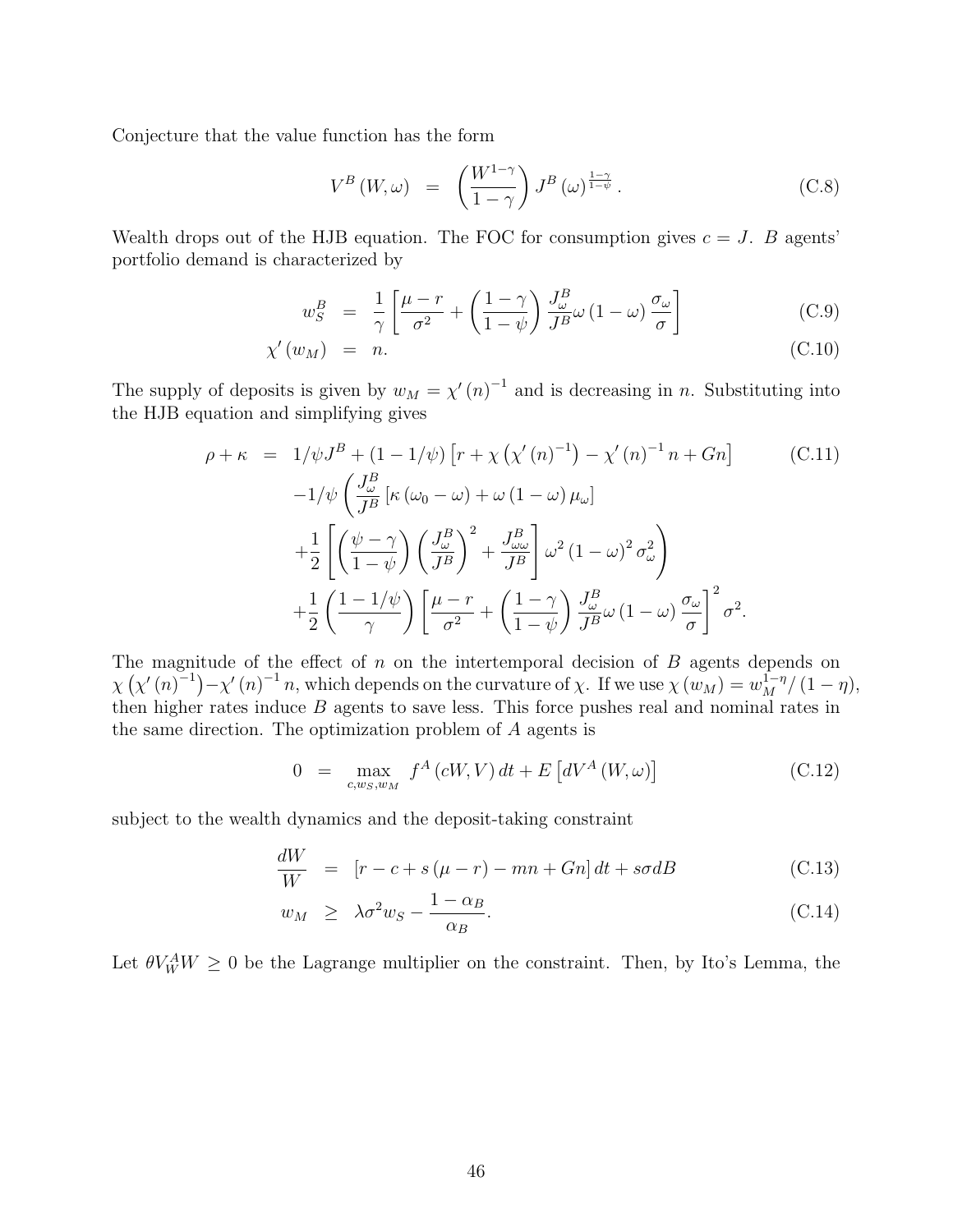Conjecture that the value function has the form

$$V^B(W,\omega) = \left(\frac{W^{1-\gamma}}{1-\gamma}\right) J^B(\omega)^{\frac{1-\gamma}{1-\psi}}. \tag{C.8}$$

Wealth drops out of the HJB equation. The FOC for consumption gives $c = J$. $B$ agents' portfolio demand is characterized by

$$\begin{aligned} w_S^B &= \frac{1}{\gamma}\left[\frac{\mu - r}{\sigma^2} + \left(\frac{1-\gamma}{1-\psi}\right)\frac{J_\omega^B}{J^B}\omega(1-\omega)\frac{\sigma_\omega}{\sigma}\right] && \text{(C.9)} \\ \chi'(w_M) &= n. && \text{(C.10)} \end{aligned}$$

The supply of deposits is given by $w_M = \chi'(n)^{-1}$ and is decreasing in $n$. Substituting into the HJB equation and simplifying gives

$$\begin{aligned} \rho + \kappa = {} & 1/\psi J^B + (1 - 1/\psi)\left[r + \chi\left(\chi'(n)^{-1}\right) - \chi'(n)^{-1} n + Gn\right] && \text{(C.11)} \\ & -1/\psi \left(\frac{J_\omega^B}{J^B}\left[\kappa(\omega_0 - \omega) + \omega(1-\omega)\mu_\omega\right]\right. \\ & \left. + \frac{1}{2}\left[\left(\frac{\psi - \gamma}{1-\psi}\right)\left(\frac{J_\omega^B}{J^B}\right)^2 + \frac{J_{\omega\omega}^B}{J^B}\right]\omega^2(1-\omega)^2\sigma_\omega^2\right) \\ & + \frac{1}{2}\left(\frac{1 - 1/\psi}{\gamma}\right)\left[\frac{\mu - r}{\sigma^2} + \left(\frac{1-\gamma}{1-\psi}\right)\frac{J_\omega^B}{J^B}\omega(1-\omega)\frac{\sigma_\omega}{\sigma}\right]^2 \sigma^2. \end{aligned}$$

The magnitude of the effect of $n$ on the intertemporal decision of $B$ agents depends on $\chi\left(\chi'(n)^{-1}\right) - \chi'(n)^{-1} n$, which depends on the curvature of $\chi$. If we use $\chi(w_M) = w_M^{1-\eta}/(1-\eta)$, then higher rates induce $B$ agents to save less. This force pushes real and nominal rates in the same direction. The optimization problem of $A$ agents is

$$0 = \max_{c, w_S, w_M} f^A(cW, V)\,dt + E\left[dV^A(W,\omega)\right] \tag{C.12}$$

subject to the wealth dynamics and the deposit-taking constraint

$$\begin{aligned} \frac{dW}{W} &= \left[r - c + s(\mu - r) - mn + Gn\right]dt + s\sigma dB && \text{(C.13)} \\ w_M &\geq \lambda\sigma^2 w_S - \frac{1-\alpha_B}{\alpha_B}. && \text{(C.14)} \end{aligned}$$

Let $\theta V_W^A W \geq 0$ be the Lagrange multiplier on the constraint. Then, by Ito's Lemma, the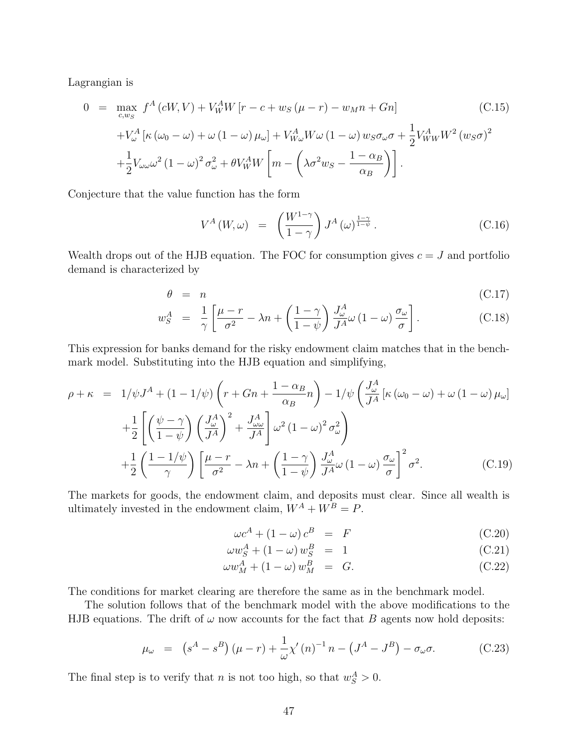Lagrangian is

$$
\begin{aligned}
0 &= \max_{c,w_S} \; f^A(cW,V) + V_W^A W\left[r - c + w_S(\mu - r) - w_M n + Gn\right] \qquad \text{(C.15)}\\
&\quad + V_\omega^A\left[\kappa(\omega_0 - \omega) + \omega(1-\omega)\mu_\omega\right] + V_{W\omega}^A W\omega(1-\omega) w_S\sigma_\omega\sigma + \frac{1}{2}V_{WW}^A W^2 (w_S\sigma)^2\\
&\quad + \frac{1}{2}V_{\omega\omega}\omega^2(1-\omega)^2\sigma_\omega^2 + \theta V_W^A W\left[m - \left(\lambda\sigma^2 w_S - \frac{1-\alpha_B}{\alpha_B}\right)\right].
\end{aligned}
$$

Conjecture that the value function has the form

$$
V^A(W,\omega) = \left(\frac{W^{1-\gamma}}{1-\gamma}\right) J^A(\omega)^{\frac{1-\gamma}{1-\psi}}. \qquad \text{(C.16)}
$$

Wealth drops out of the HJB equation. The FOC for consumption gives $c = J$ and portfolio demand is characterized by

$$
\theta = n \qquad \text{(C.17)}
$$

$$
w_S^A = \frac{1}{\gamma}\left[\frac{\mu - r}{\sigma^2} - \lambda n + \left(\frac{1-\gamma}{1-\psi}\right)\frac{J_\omega^A}{J^A}\omega(1-\omega)\frac{\sigma_\omega}{\sigma}\right]. \qquad \text{(C.18)}
$$

This expression for banks demand for the risky endowment claim matches that in the benchmark model. Substituting into the HJB equation and simplifying,

$$
\begin{aligned}
\rho + \kappa &= 1/\psi J^A + (1 - 1/\psi)\left(r + Gn + \frac{1-\alpha_B}{\alpha_B}n\right) - 1/\psi\left(\frac{J_\omega^A}{J^A}\left[\kappa(\omega_0 - \omega) + \omega(1-\omega)\mu_\omega\right]\right.\\
&\quad \left. + \frac{1}{2}\left[\left(\frac{\psi - \gamma}{1-\psi}\right)\left(\frac{J_\omega^A}{J^A}\right)^2 + \frac{J_{\omega\omega}^A}{J^A}\right]\omega^2(1-\omega)^2\sigma_\omega^2\right)\\
&\quad + \frac{1}{2}\left(\frac{1-1/\psi}{\gamma}\right)\left[\frac{\mu - r}{\sigma^2} - \lambda n + \left(\frac{1-\gamma}{1-\psi}\right)\frac{J_\omega^A}{J^A}\omega(1-\omega)\frac{\sigma_\omega}{\sigma}\right]^2\sigma^2. \qquad \text{(C.19)}
\end{aligned}
$$

The markets for goods, the endowment claim, and deposits must clear. Since all wealth is ultimately invested in the endowment claim, $W^A + W^B = P$.

$$
\omega c^A + (1-\omega)c^B = F \qquad \text{(C.20)}
$$

$$
\omega w_S^A + (1-\omega)w_S^B = 1 \qquad \text{(C.21)}
$$

$$
\omega w_M^A + (1-\omega)w_M^B = G. \qquad \text{(C.22)}
$$

The conditions for market clearing are therefore the same as in the benchmark model.

The solution follows that of the benchmark model with the above modifications to the HJB equations. The drift of $\omega$ now accounts for the fact that $B$ agents now hold deposits:

$$
\mu_\omega = \left(s^A - s^B\right)(\mu - r) + \frac{1}{\omega}\chi'(n)^{-1} n - \left(J^A - J^B\right) - \sigma_\omega\sigma. \qquad \text{(C.23)}
$$

The final step is to verify that $n$ is not too high, so that $w_S^A > 0$.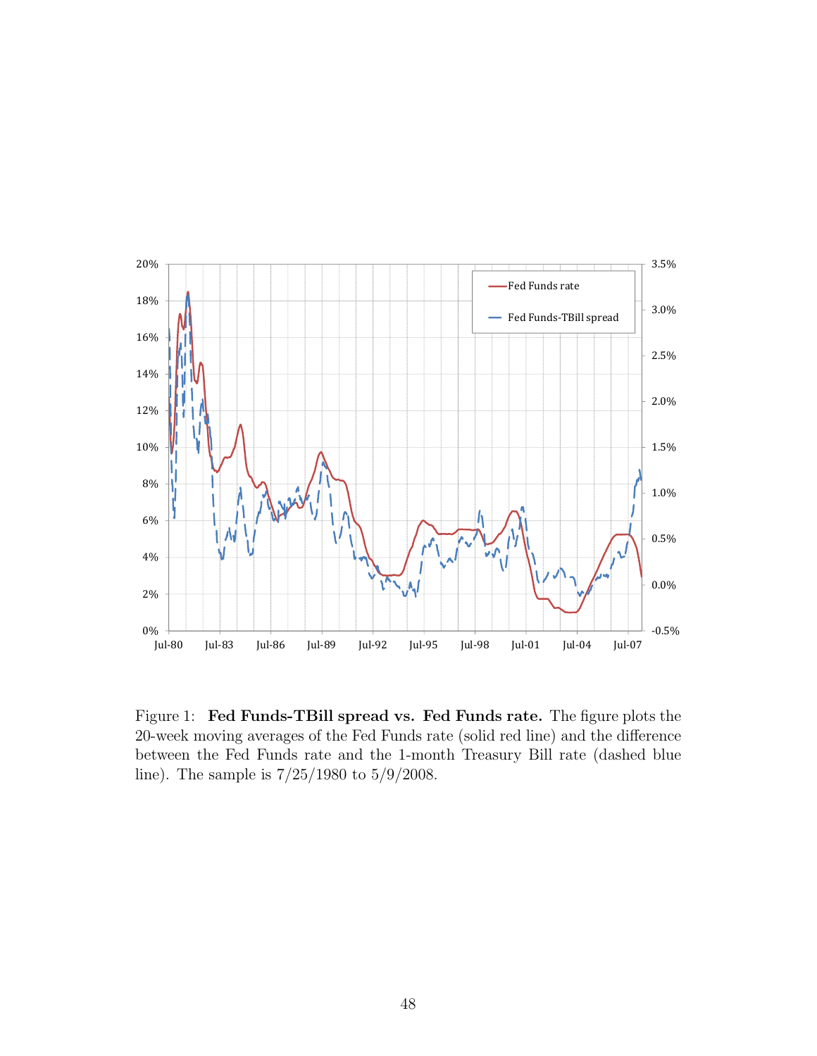Figure 1: **Fed Funds-TBill spread vs. Fed Funds rate.** The figure plots the 20-week moving averages of the Fed Funds rate (solid red line) and the difference between the Fed Funds rate and the 1-month Treasury Bill rate (dashed blue line). The sample is 7/25/1980 to 5/9/2008.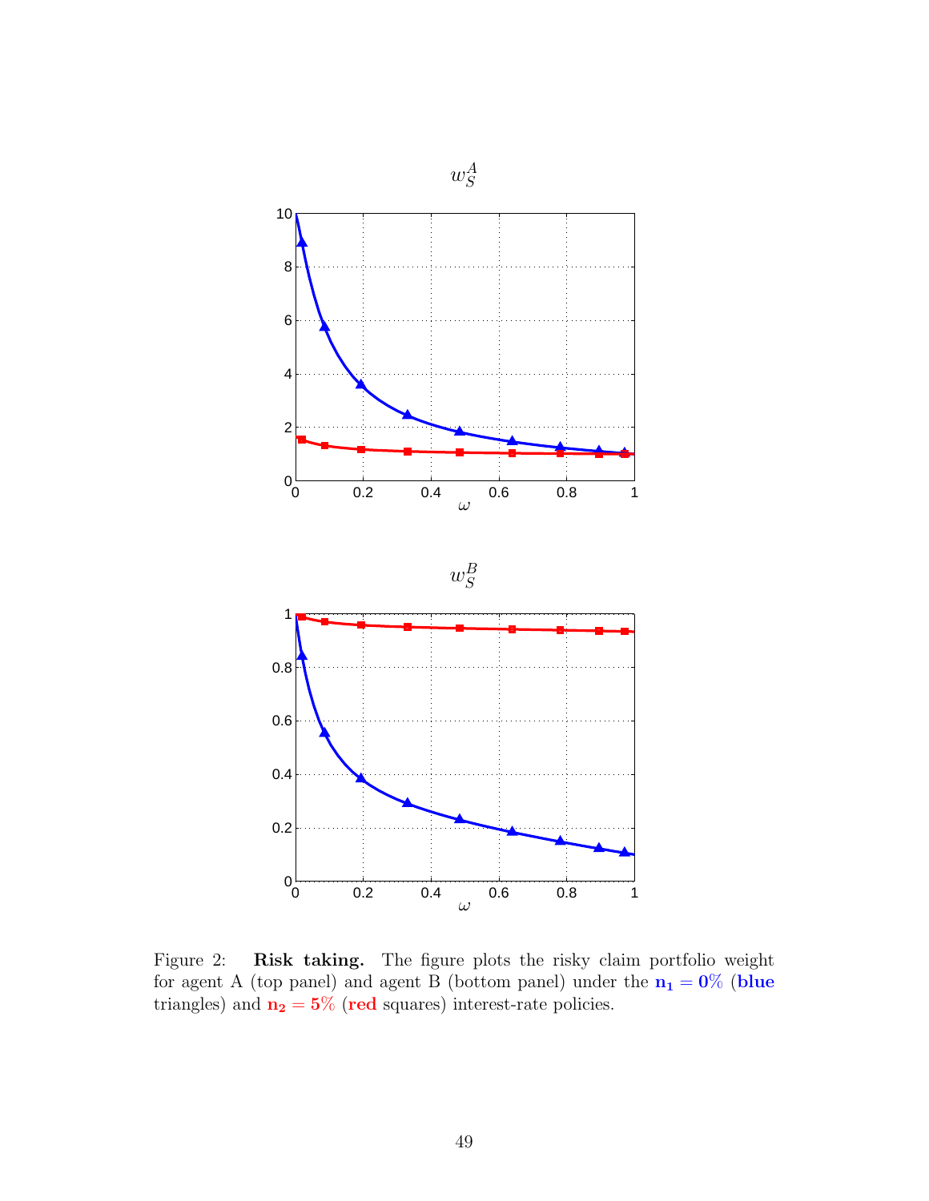Figure 2: **Risk taking.** The figure plots the risky claim portfolio weight for agent A (top panel) and agent B (bottom panel) under the $\mathbf{n_1 = 0\%}$ (**blue** triangles) and $\mathbf{n_2 = 5\%}$ (**red** squares) interest-rate policies.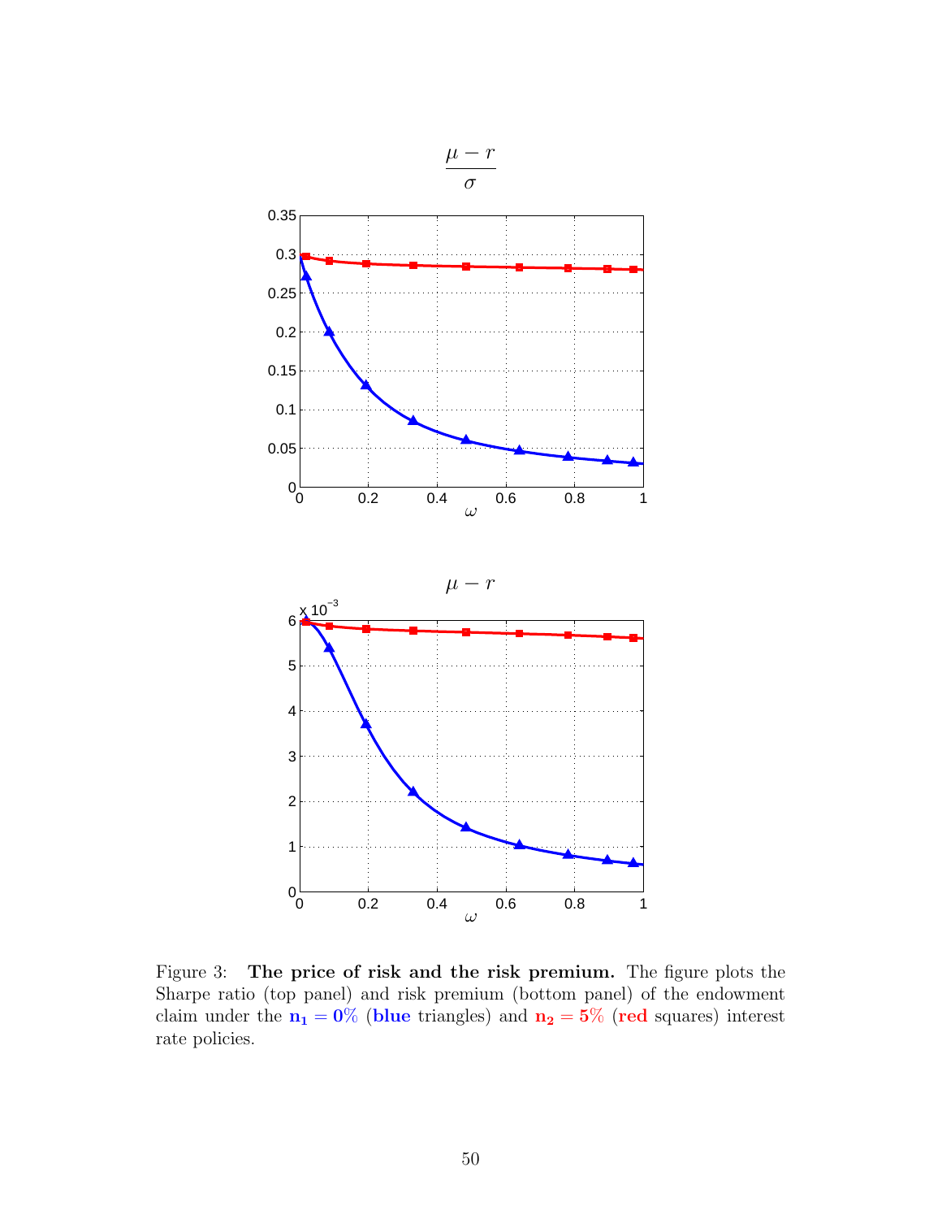Figure 3: **The price of risk and the risk premium.** The figure plots the Sharpe ratio (top panel) and risk premium (bottom panel) of the endowment claim under the $\mathbf{n_1 = 0\%}$ (**blue** triangles) and $\mathbf{n_2 = 5\%}$ (**red** squares) interest rate policies.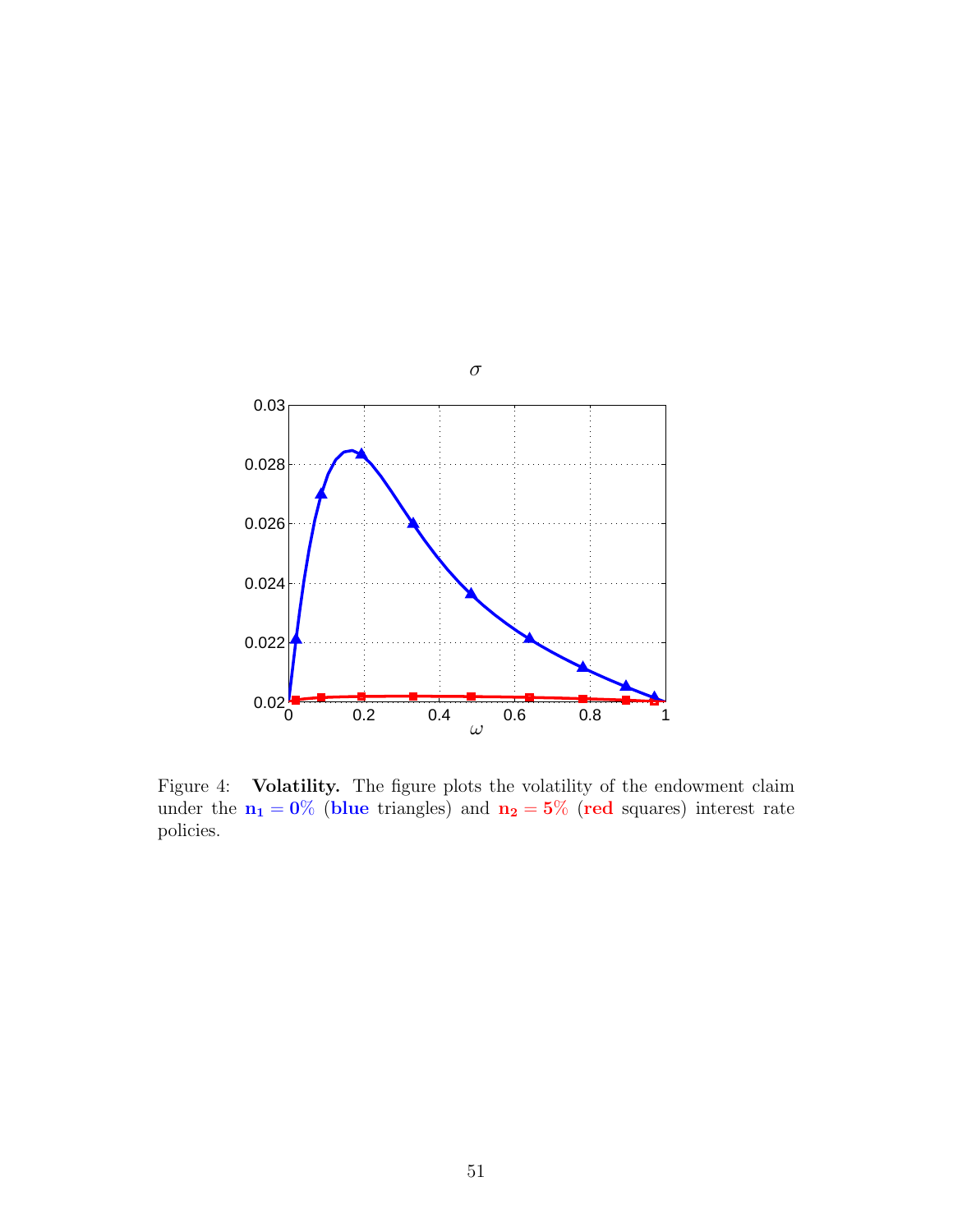Figure 4: **Volatility.** The figure plots the volatility of the endowment claim under the $\mathbf{n_1 = 0\%}$ (**blue** triangles) and $\mathbf{n_2 = 5\%}$ (**red** squares) interest rate policies.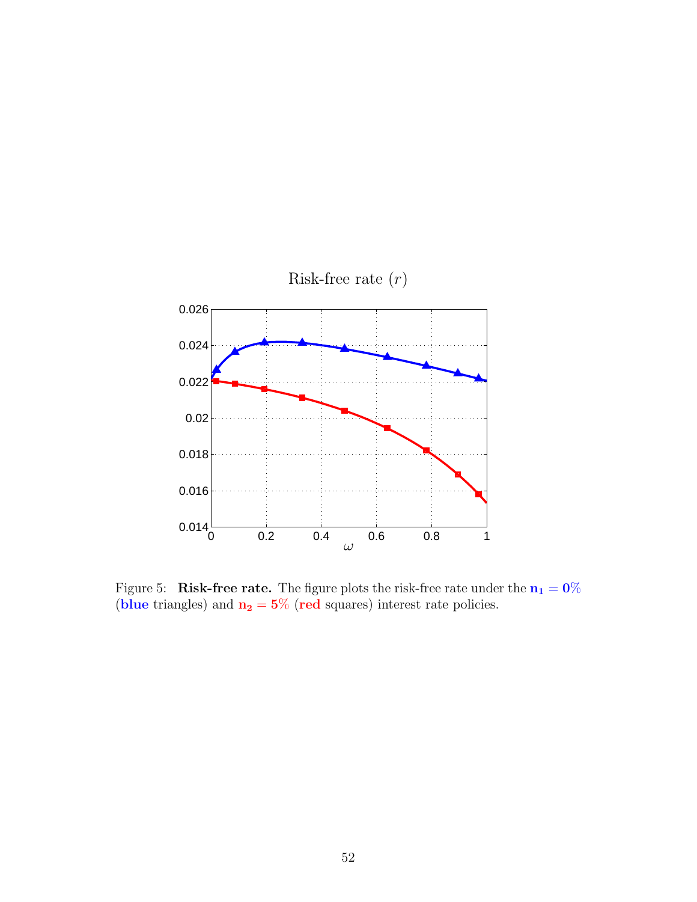Figure 5: **Risk-free rate.** The figure plots the risk-free rate under the $\mathbf{n_1 = 0\%}$ (**blue** triangles) and $\mathbf{n_2 = 5\%}$ (**red** squares) interest rate policies.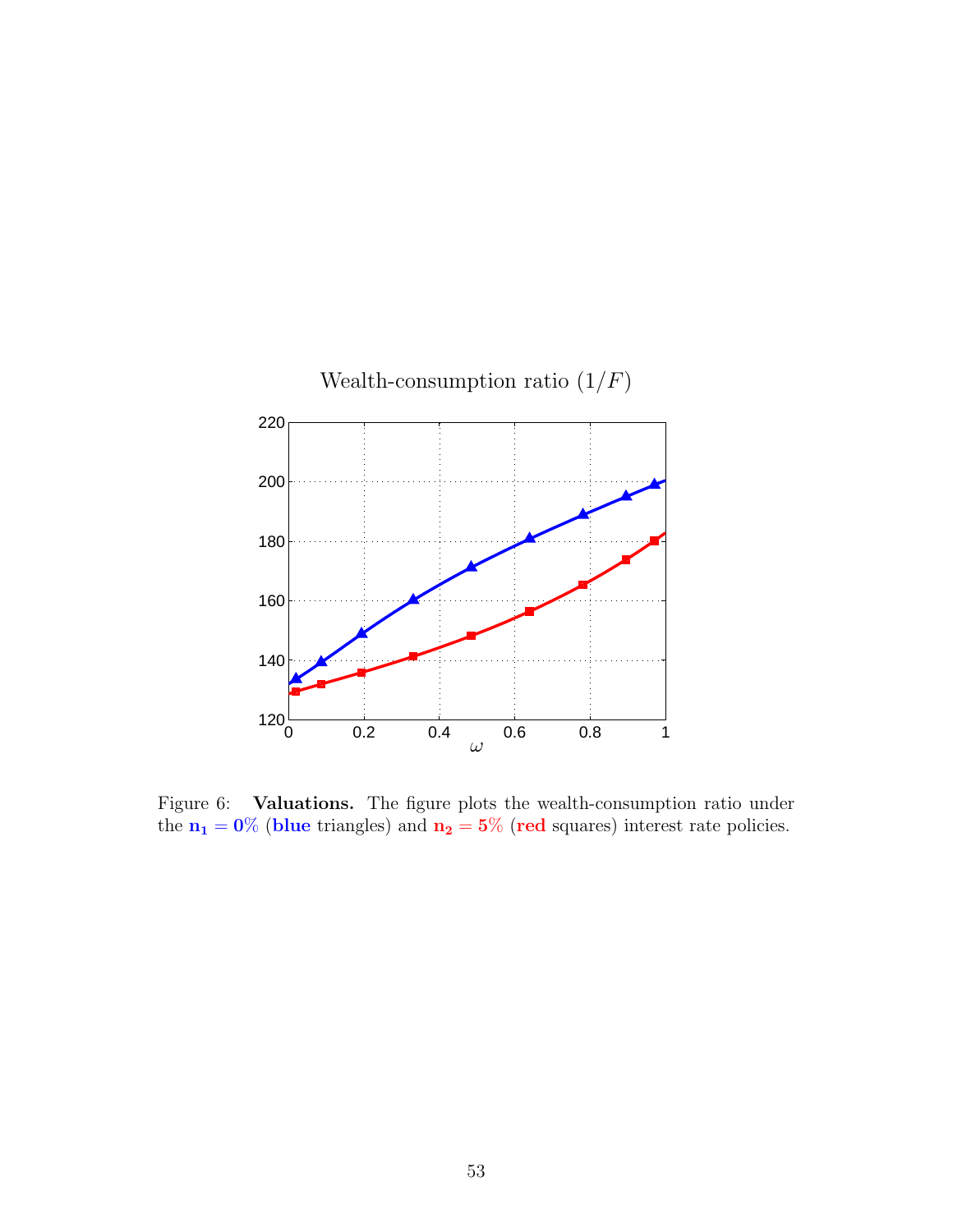Figure 6: **Valuations.** The figure plots the wealth-consumption ratio under the $\mathbf{n_1 = 0\%}$ (**blue** triangles) and $\mathbf{n_2 = 5\%}$ (**red** squares) interest rate policies.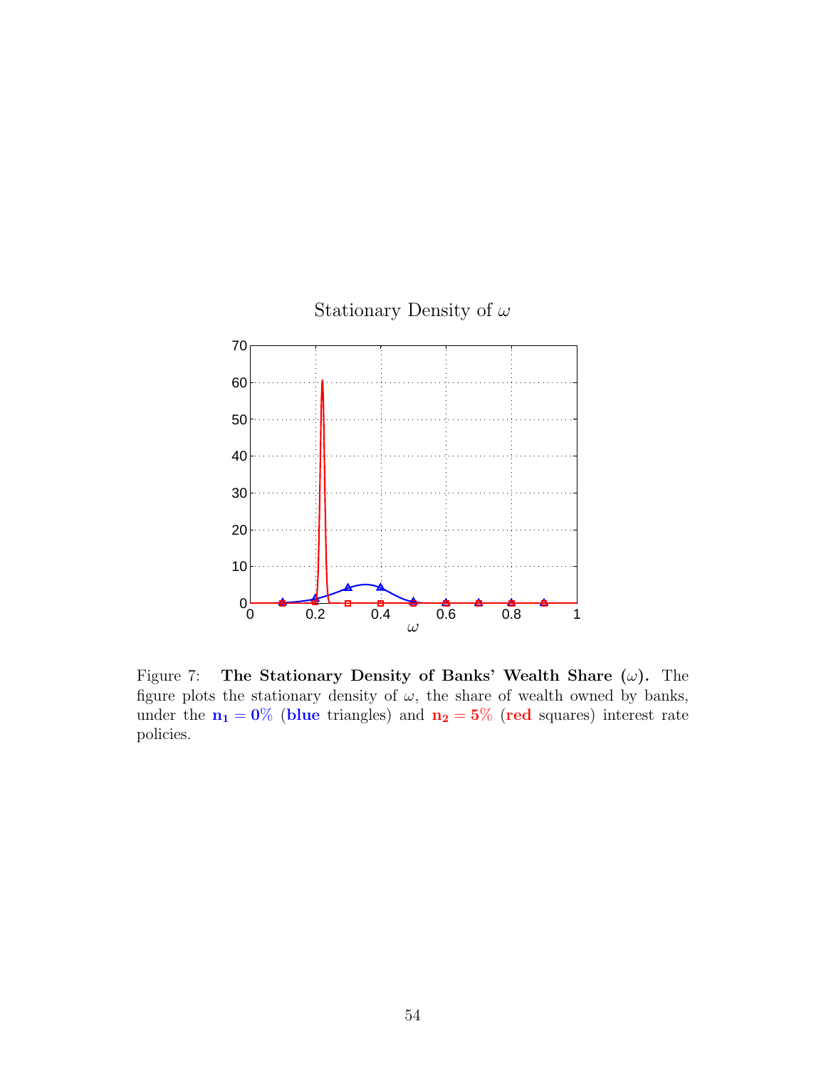Stationary Density of $\omega$

Figure 7: **The Stationary Density of Banks' Wealth Share ($\omega$).** The figure plots the stationary density of $\omega$, the share of wealth owned by banks, under the $\mathbf{n_1 = 0\%}$ (**blue** triangles) and $\mathbf{n_2 = 5\%}$ (**red** squares) interest rate policies.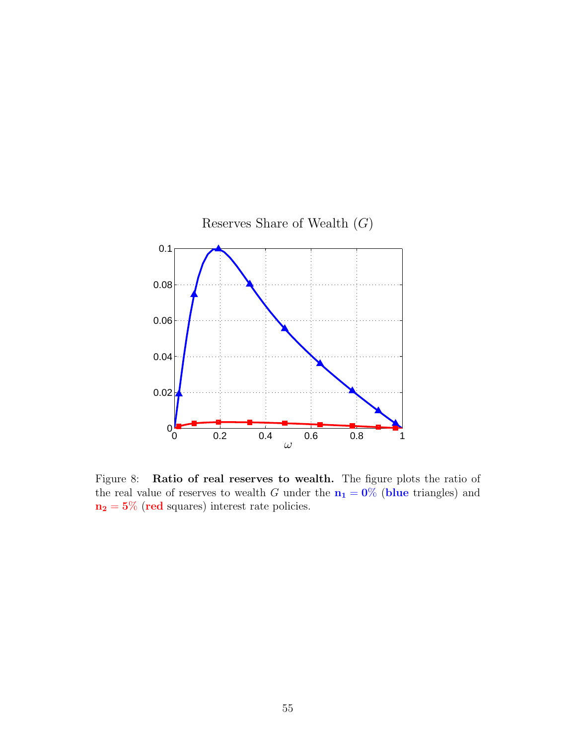Reserves Share of Wealth ($G$)

Figure 8: **Ratio of real reserves to wealth.** The figure plots the ratio of the real value of reserves to wealth $G$ under the $\mathbf{n_1 = 0\%}$ (**blue** triangles) and $\mathbf{n_2 = 5\%}$ (**red** squares) interest rate policies.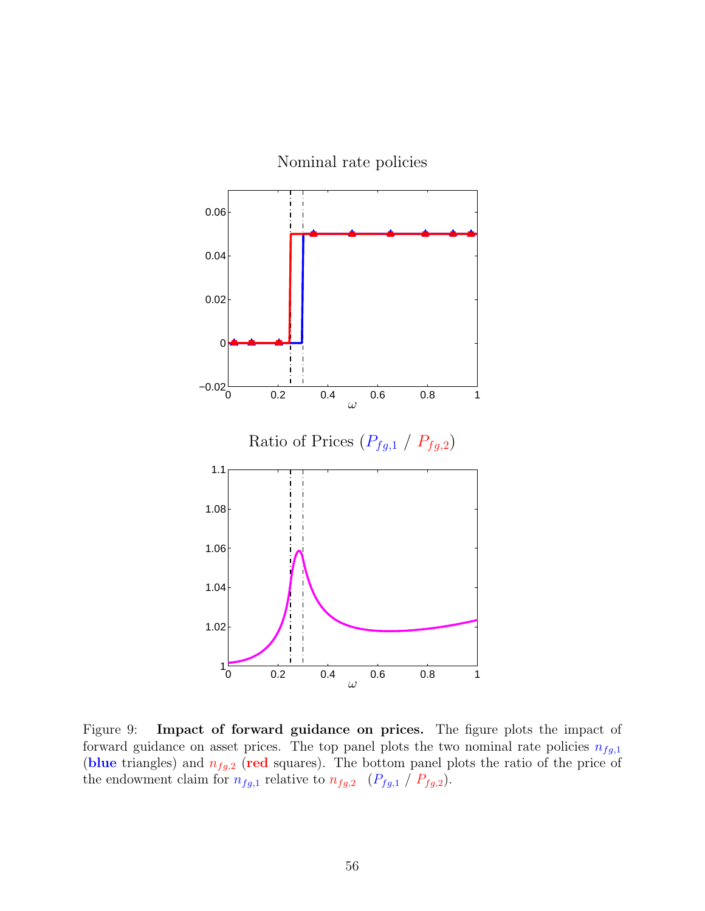Figure 9: **Impact of forward guidance on prices.** The figure plots the impact of forward guidance on asset prices. The top panel plots the two nominal rate policies $n_{fg,1}$ (**blue** triangles) and $n_{fg,2}$ (**red** squares). The bottom panel plots the ratio of the price of the endowment claim for $n_{fg,1}$ relative to $n_{fg,2}$ ($P_{fg,1}$ / $P_{fg,2}$).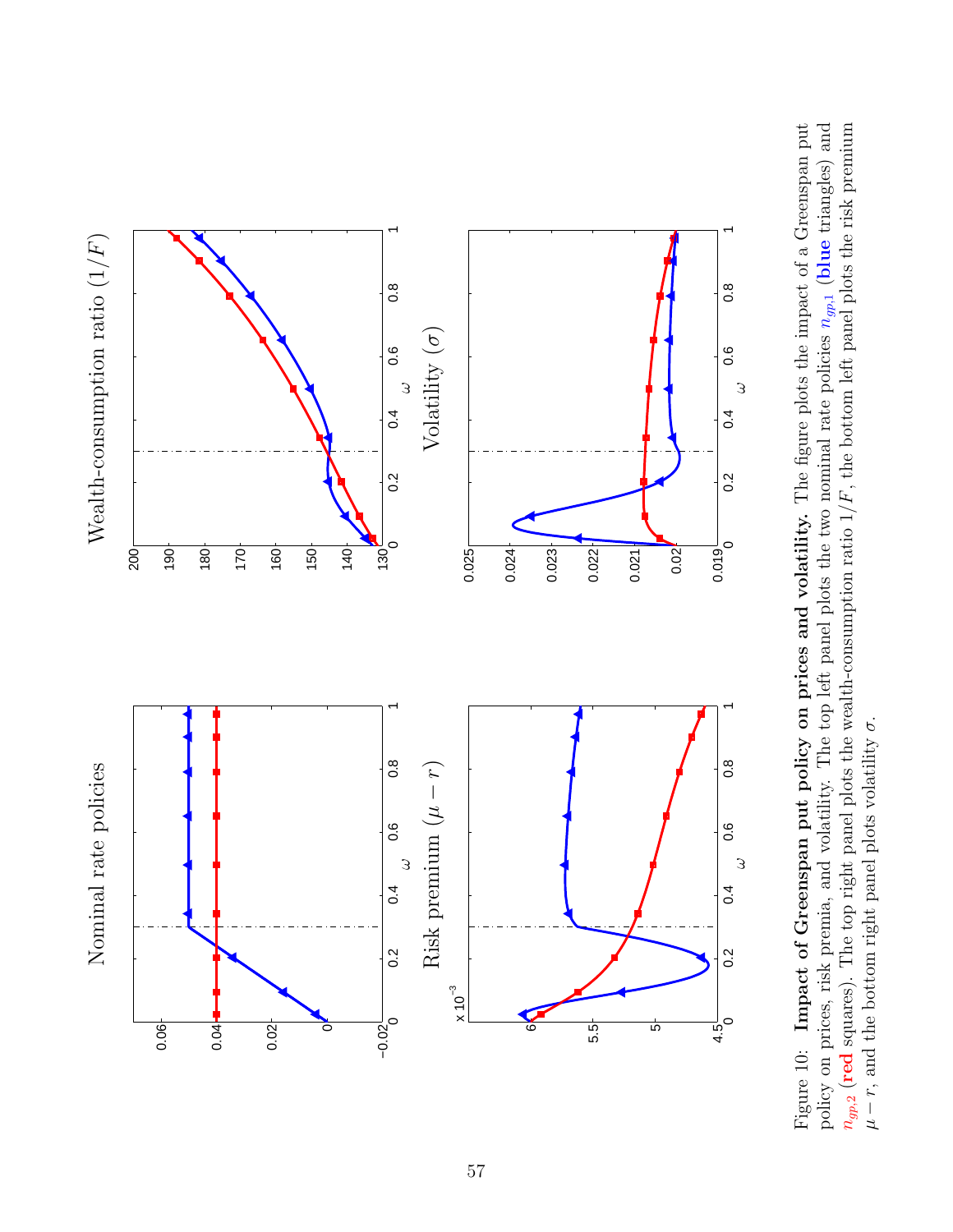Figure 10: **Impact of Greenspan put policy on prices and volatility.** The figure plots the impact of a Greenspan put policy on prices, risk premia, and volatility. The top left panel plots the two nominal rate policies $n_{gp,1}$ (**blue** triangles) and $n_{gp,2}$ (**red** squares). The top right panel plots the wealth-consumption ratio $1/F$, the bottom left panel plots the risk premium $\mu - r$, and the bottom right panel plots volatility $\sigma$.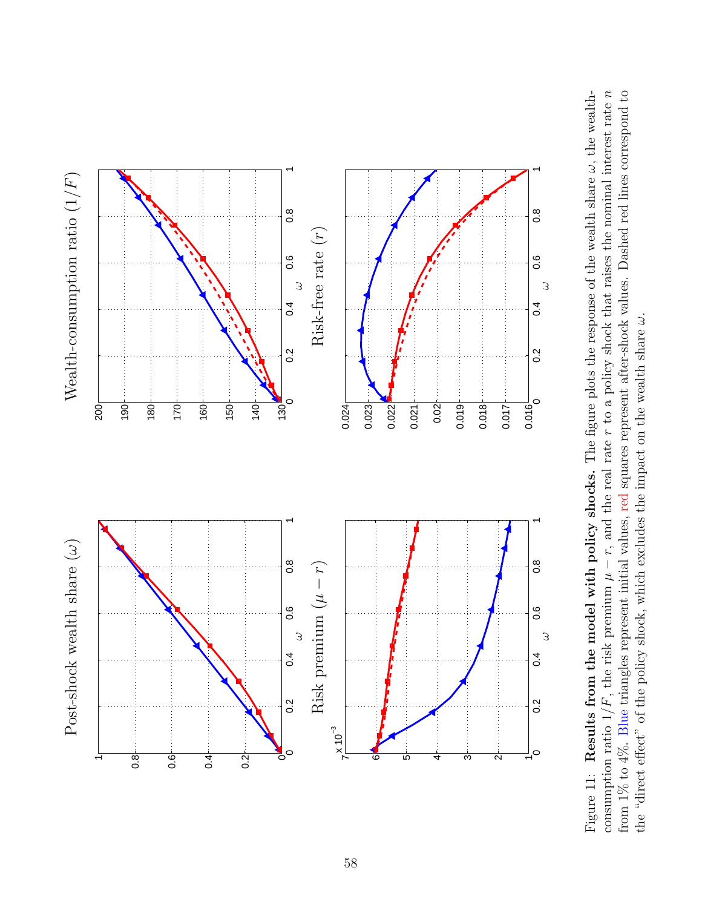Figure 11: **Results from the model with policy shocks.** The figure plots the response of the wealth share $\omega$, the wealth-consumption ratio $1/F$, the risk premium $\mu - r$, and the real rate $r$ to a policy shock that raises the nominal interest rate $n$ from 1% to 4%. Blue triangles represent initial values, red squares represent after-shock values. Dashed red lines correspond to the "direct effect" of the policy shock, which excludes the impact on the wealth share $\omega$.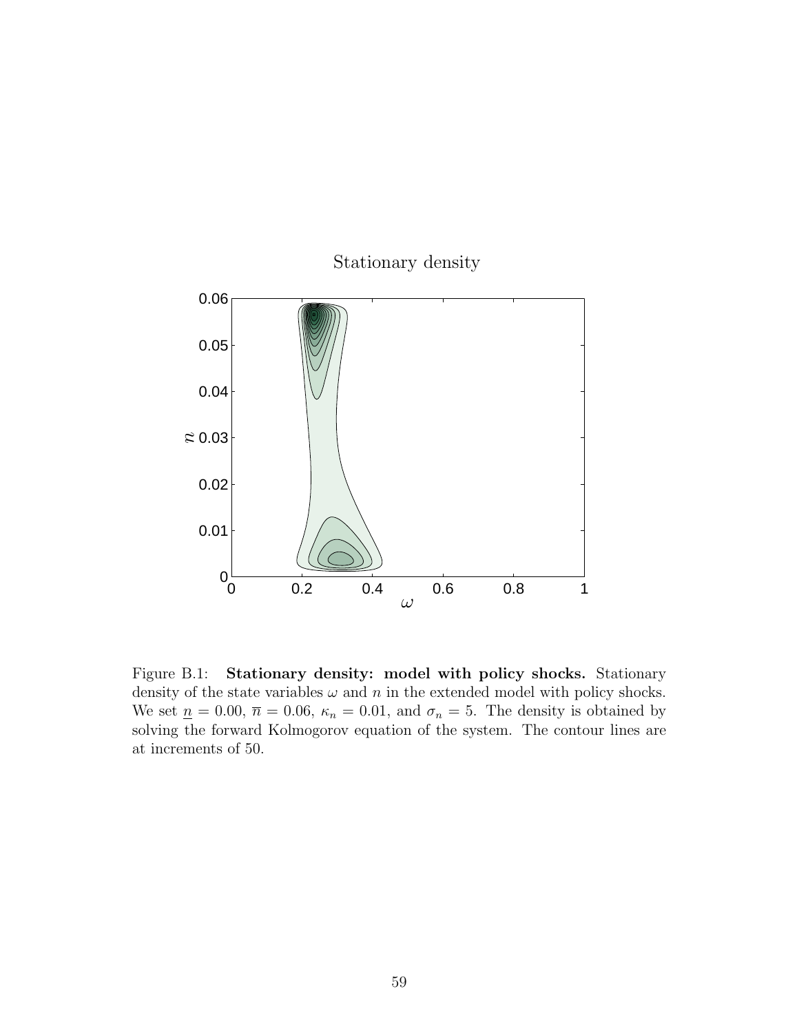Stationary density

0.06

0.05

0.04

$n$ 0.03

0.02

0.01

0

0 0.2 0.4 0.6 0.8 1

$\omega$

Figure B.1: **Stationary density: model with policy shocks.** Stationary density of the state variables $\omega$ and $n$ in the extended model with policy shocks. We set $\underline{n} = 0.00$, $\overline{n} = 0.06$, $\kappa_n = 0.01$, and $\sigma_n = 5$. The density is obtained by solving the forward Kolmogorov equation of the system. The contour lines are at increments of 50.